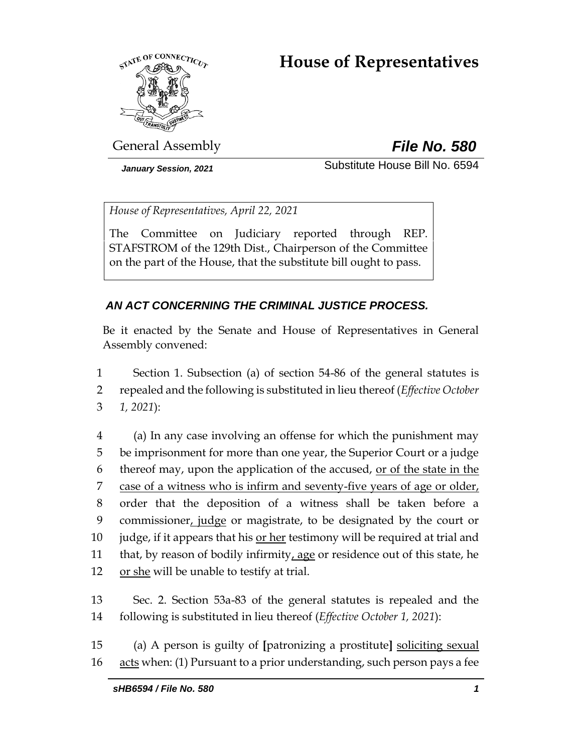# House of Representatives

General Assembly **File No. 580**

*January Session, 2021* Substitute House Bill No. 6594

*House of Representatives, April 22, 2021*

The Committee on Judiciary reported through REP. STAFSTROM of the 129th Dist., Chairperson of the Committee on the part of the House, that the substitute bill ought to pass.

***AN ACT CONCERNING THE CRIMINAL JUSTICE PROCESS.***

Be it enacted by the Senate and House of Representatives in General Assembly convened:

1 Section 1. Subsection (a) of section 54-86 of the general statutes is
2 repealed and the following is substituted in lieu thereof (*Effective October*
3 *1, 2021*):

4 (a) In any case involving an offense for which the punishment may
5 be imprisonment for more than one year, the Superior Court or a judge
6 thereof may, upon the application of the accused, <u>or of the state in the</u>
7 <u>case of a witness who is infirm and seventy-five years of age or older,</u>
8 order that the deposition of a witness shall be taken before a
9 commissioner<u>, judge</u> or magistrate, to be designated by the court or
10 judge, if it appears that his <u>or her</u> testimony will be required at trial and
11 that, by reason of bodily infirmity<u>, age</u> or residence out of this state, he
12 <u>or she</u> will be unable to testify at trial.

13 Sec. 2. Section 53a-83 of the general statutes is repealed and the
14 following is substituted in lieu thereof (*Effective October 1, 2021*):

15 (a) A person is guilty of **[**patronizing a prostitute**]** <u>soliciting sexual</u>
16 <u>acts</u> when: (1) Pursuant to a prior understanding, such person pays a fee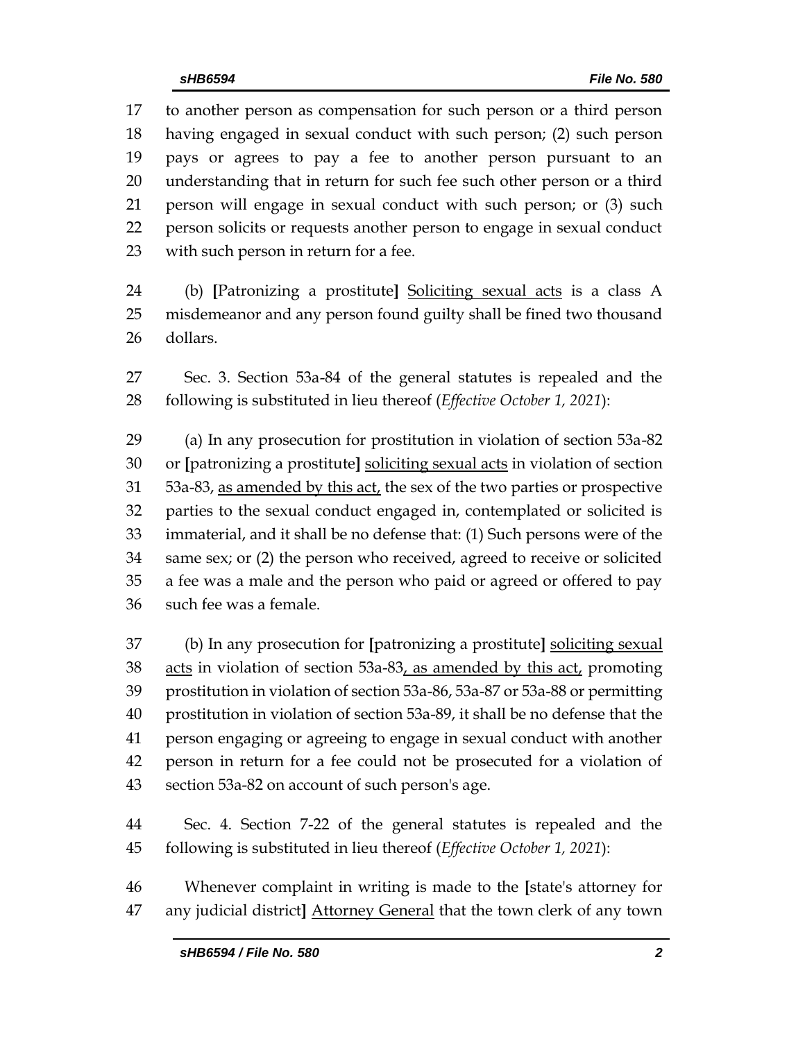17 to another person as compensation for such person or a third person
18 having engaged in sexual conduct with such person; (2) such person
19 pays or agrees to pay a fee to another person pursuant to an
20 understanding that in return for such fee such other person or a third
21 person will engage in sexual conduct with such person; or (3) such
22 person solicits or requests another person to engage in sexual conduct
23 with such person in return for a fee.

24 (b) **[**Patronizing a prostitute**]** <u>Soliciting sexual acts</u> is a class A
25 misdemeanor and any person found guilty shall be fined two thousand
26 dollars.

27 Sec. 3. Section 53a-84 of the general statutes is repealed and the
28 following is substituted in lieu thereof (*Effective October 1, 2021*):

29 (a) In any prosecution for prostitution in violation of section 53a-82
30 or **[**patronizing a prostitute**]** <u>soliciting sexual acts</u> in violation of section
31 53a-83, <u>as amended by this act,</u> the sex of the two parties or prospective
32 parties to the sexual conduct engaged in, contemplated or solicited is
33 immaterial, and it shall be no defense that: (1) Such persons were of the
34 same sex; or (2) the person who received, agreed to receive or solicited
35 a fee was a male and the person who paid or agreed or offered to pay
36 such fee was a female.

37 (b) In any prosecution for **[**patronizing a prostitute**]** <u>soliciting sexual</u>
38 <u>acts</u> in violation of section 53a-83<u>, as amended by this act,</u> promoting
39 prostitution in violation of section 53a-86, 53a-87 or 53a-88 or permitting
40 prostitution in violation of section 53a-89, it shall be no defense that the
41 person engaging or agreeing to engage in sexual conduct with another
42 person in return for a fee could not be prosecuted for a violation of
43 section 53a-82 on account of such person's age.

44 Sec. 4. Section 7-22 of the general statutes is repealed and the
45 following is substituted in lieu thereof (*Effective October 1, 2021*):

46 Whenever complaint in writing is made to the **[**state's attorney for
47 any judicial district**]** <u>Attorney General</u> that the town clerk of any town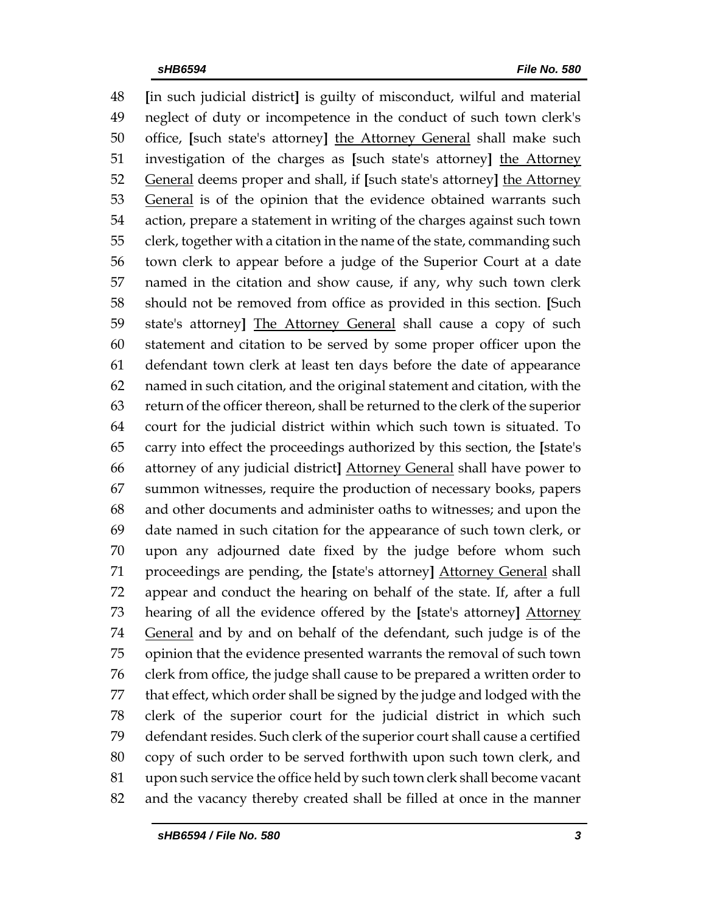48 [in such judicial district] is guilty of misconduct, wilful and material
49 neglect of duty or incompetence in the conduct of such town clerk's
50 office, [such state's attorney] <u>the Attorney General</u> shall make such
51 investigation of the charges as [such state's attorney] <u>the Attorney</u>
52 <u>General</u> deems proper and shall, if [such state's attorney] <u>the Attorney</u>
53 <u>General</u> is of the opinion that the evidence obtained warrants such
54 action, prepare a statement in writing of the charges against such town
55 clerk, together with a citation in the name of the state, commanding such
56 town clerk to appear before a judge of the Superior Court at a date
57 named in the citation and show cause, if any, why such town clerk
58 should not be removed from office as provided in this section. [Such
59 state's attorney] <u>The Attorney General</u> shall cause a copy of such
60 statement and citation to be served by some proper officer upon the
61 defendant town clerk at least ten days before the date of appearance
62 named in such citation, and the original statement and citation, with the
63 return of the officer thereon, shall be returned to the clerk of the superior
64 court for the judicial district within which such town is situated. To
65 carry into effect the proceedings authorized by this section, the [state's
66 attorney of any judicial district] <u>Attorney General</u> shall have power to
67 summon witnesses, require the production of necessary books, papers
68 and other documents and administer oaths to witnesses; and upon the
69 date named in such citation for the appearance of such town clerk, or
70 upon any adjourned date fixed by the judge before whom such
71 proceedings are pending, the [state's attorney] <u>Attorney General</u> shall
72 appear and conduct the hearing on behalf of the state. If, after a full
73 hearing of all the evidence offered by the [state's attorney] <u>Attorney</u>
74 <u>General</u> and by and on behalf of the defendant, such judge is of the
75 opinion that the evidence presented warrants the removal of such town
76 clerk from office, the judge shall cause to be prepared a written order to
77 that effect, which order shall be signed by the judge and lodged with the
78 clerk of the superior court for the judicial district in which such
79 defendant resides. Such clerk of the superior court shall cause a certified
80 copy of such order to be served forthwith upon such town clerk, and
81 upon such service the office held by such town clerk shall become vacant
82 and the vacancy thereby created shall be filled at once in the manner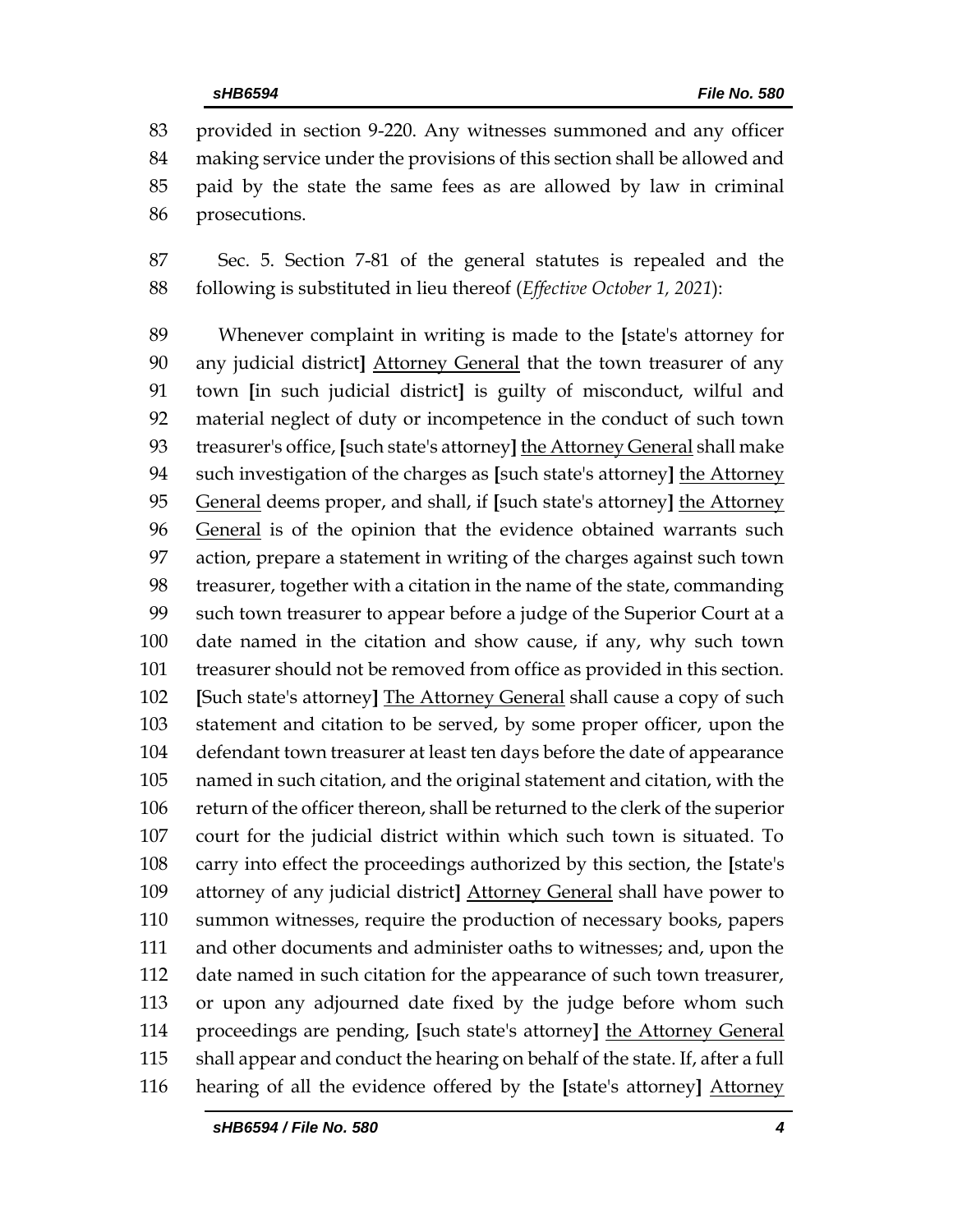provided in section 9-220. Any witnesses summoned and any officer making service under the provisions of this section shall be allowed and paid by the state the same fees as are allowed by law in criminal prosecutions.

Sec. 5. Section 7-81 of the general statutes is repealed and the following is substituted in lieu thereof (*Effective October 1, 2021*):

Whenever complaint in writing is made to the **[**state's attorney for any judicial district**]** <u>Attorney General</u> that the town treasurer of any town **[**in such judicial district**]** is guilty of misconduct, wilful and material neglect of duty or incompetence in the conduct of such town treasurer's office, **[**such state's attorney**]** <u>the Attorney General</u> shall make such investigation of the charges as **[**such state's attorney**]** <u>the Attorney General</u> deems proper, and shall, if **[**such state's attorney**]** <u>the Attorney General</u> is of the opinion that the evidence obtained warrants such action, prepare a statement in writing of the charges against such town treasurer, together with a citation in the name of the state, commanding such town treasurer to appear before a judge of the Superior Court at a date named in the citation and show cause, if any, why such town treasurer should not be removed from office as provided in this section. **[**Such state's attorney**]** <u>The Attorney General</u> shall cause a copy of such statement and citation to be served, by some proper officer, upon the defendant town treasurer at least ten days before the date of appearance named in such citation, and the original statement and citation, with the return of the officer thereon, shall be returned to the clerk of the superior court for the judicial district within which such town is situated. To carry into effect the proceedings authorized by this section, the **[**state's attorney of any judicial district**]** <u>Attorney General</u> shall have power to summon witnesses, require the production of necessary books, papers and other documents and administer oaths to witnesses; and, upon the date named in such citation for the appearance of such town treasurer, or upon any adjourned date fixed by the judge before whom such proceedings are pending, **[**such state's attorney**]** <u>the Attorney General</u> shall appear and conduct the hearing on behalf of the state. If, after a full hearing of all the evidence offered by the **[**state's attorney**]** <u>Attorney</u>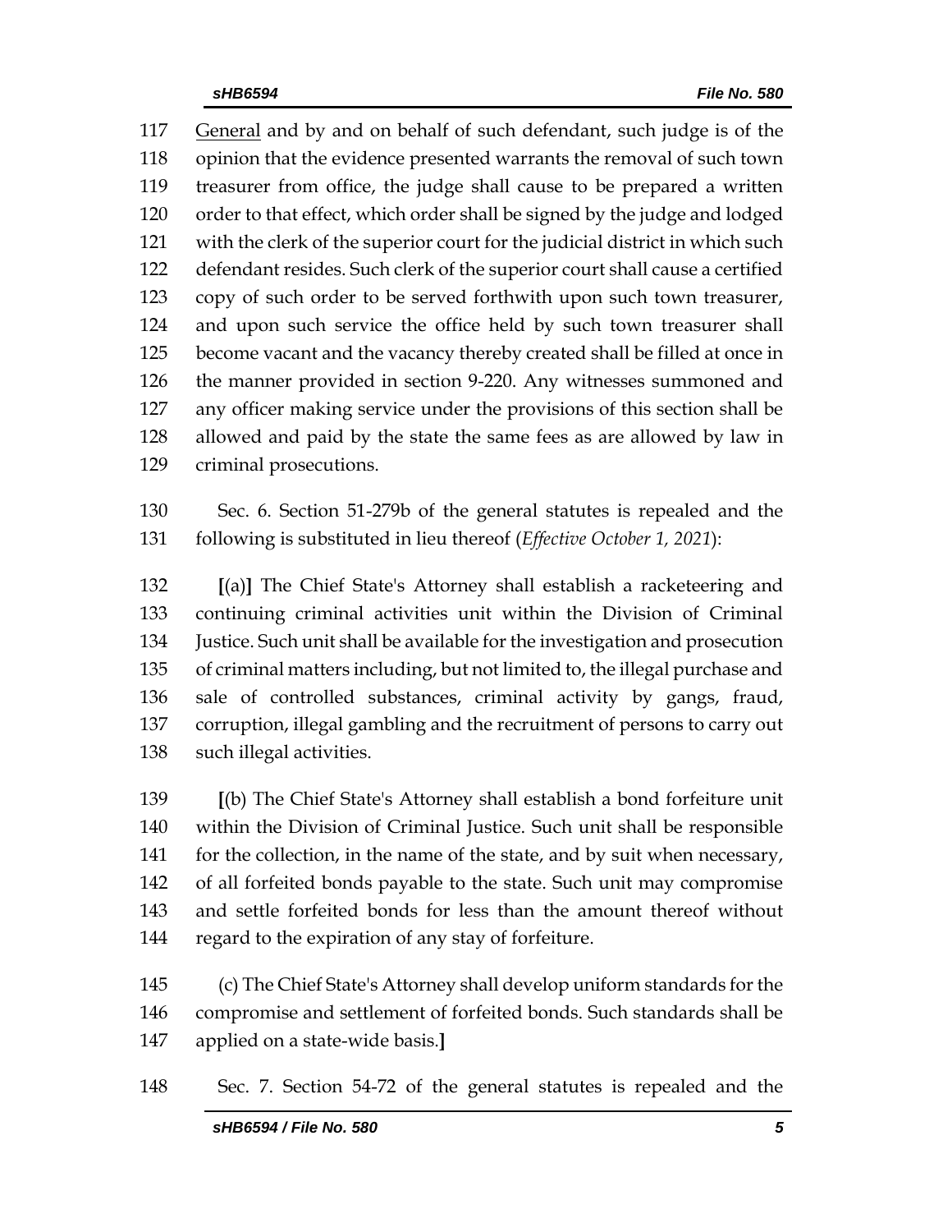117 General and by and on behalf of such defendant, such judge is of the
118 opinion that the evidence presented warrants the removal of such town
119 treasurer from office, the judge shall cause to be prepared a written
120 order to that effect, which order shall be signed by the judge and lodged
121 with the clerk of the superior court for the judicial district in which such
122 defendant resides. Such clerk of the superior court shall cause a certified
123 copy of such order to be served forthwith upon such town treasurer,
124 and upon such service the office held by such town treasurer shall
125 become vacant and the vacancy thereby created shall be filled at once in
126 the manner provided in section 9-220. Any witnesses summoned and
127 any officer making service under the provisions of this section shall be
128 allowed and paid by the state the same fees as are allowed by law in
129 criminal prosecutions.

130 Sec. 6. Section 51-279b of the general statutes is repealed and the
131 following is substituted in lieu thereof (*Effective October 1, 2021*):

132 **[**(a)**]** The Chief State's Attorney shall establish a racketeering and
133 continuing criminal activities unit within the Division of Criminal
134 Justice. Such unit shall be available for the investigation and prosecution
135 of criminal matters including, but not limited to, the illegal purchase and
136 sale of controlled substances, criminal activity by gangs, fraud,
137 corruption, illegal gambling and the recruitment of persons to carry out
138 such illegal activities.

139 **[**(b) The Chief State's Attorney shall establish a bond forfeiture unit
140 within the Division of Criminal Justice. Such unit shall be responsible
141 for the collection, in the name of the state, and by suit when necessary,
142 of all forfeited bonds payable to the state. Such unit may compromise
143 and settle forfeited bonds for less than the amount thereof without
144 regard to the expiration of any stay of forfeiture.

145 (c) The Chief State's Attorney shall develop uniform standards for the
146 compromise and settlement of forfeited bonds. Such standards shall be
147 applied on a state-wide basis.**]**

148 Sec. 7. Section 54-72 of the general statutes is repealed and the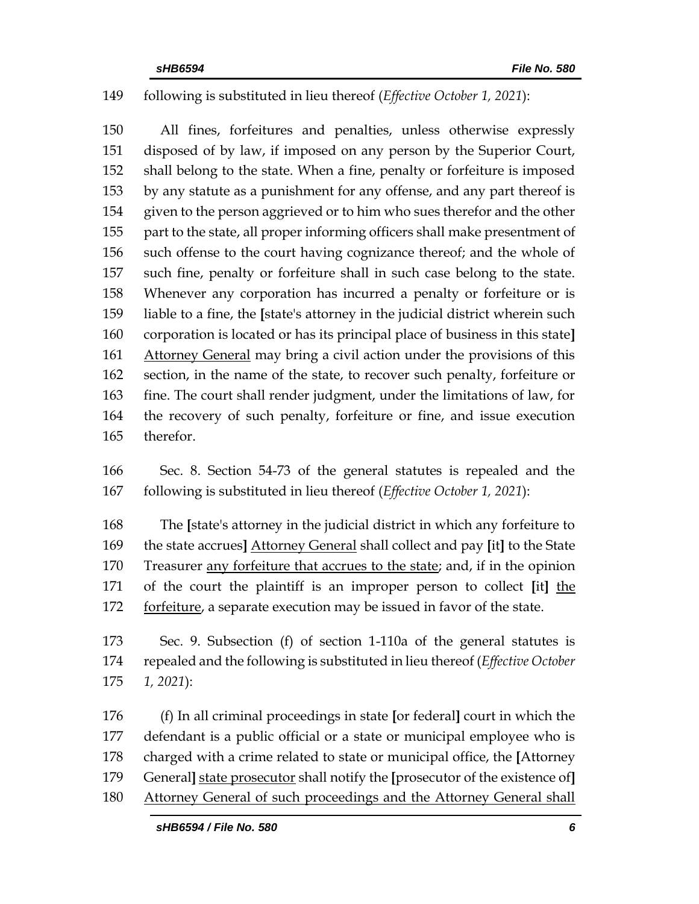149 following is substituted in lieu thereof (*Effective October 1, 2021*):

150 All fines, forfeitures and penalties, unless otherwise expressly
151 disposed of by law, if imposed on any person by the Superior Court,
152 shall belong to the state. When a fine, penalty or forfeiture is imposed
153 by any statute as a punishment for any offense, and any part thereof is
154 given to the person aggrieved or to him who sues therefor and the other
155 part to the state, all proper informing officers shall make presentment of
156 such offense to the court having cognizance thereof; and the whole of
157 such fine, penalty or forfeiture shall in such case belong to the state.
158 Whenever any corporation has incurred a penalty or forfeiture or is
159 liable to a fine, the **[**state's attorney in the judicial district wherein such
160 corporation is located or has its principal place of business in this state**]**
161 <u>Attorney General</u> may bring a civil action under the provisions of this
162 section, in the name of the state, to recover such penalty, forfeiture or
163 fine. The court shall render judgment, under the limitations of law, for
164 the recovery of such penalty, forfeiture or fine, and issue execution
165 therefor.

166 Sec. 8. Section 54-73 of the general statutes is repealed and the
167 following is substituted in lieu thereof (*Effective October 1, 2021*):

168 The **[**state's attorney in the judicial district in which any forfeiture to
169 the state accrues**]** <u>Attorney General</u> shall collect and pay **[**it**]** to the State
170 Treasurer <u>any forfeiture that accrues to the state</u>; and, if in the opinion
171 of the court the plaintiff is an improper person to collect **[**it**]** <u>the</u>
172 <u>forfeiture</u>, a separate execution may be issued in favor of the state.

173 Sec. 9. Subsection (f) of section 1-110a of the general statutes is
174 repealed and the following is substituted in lieu thereof (*Effective October*
175 *1, 2021*):

176 (f) In all criminal proceedings in state **[**or federal**]** court in which the
177 defendant is a public official or a state or municipal employee who is
178 charged with a crime related to state or municipal office, the **[**Attorney
179 General**]** <u>state prosecutor</u> shall notify the **[**prosecutor of the existence of**]**
180 <u>Attorney General of such proceedings and the Attorney General shall</u>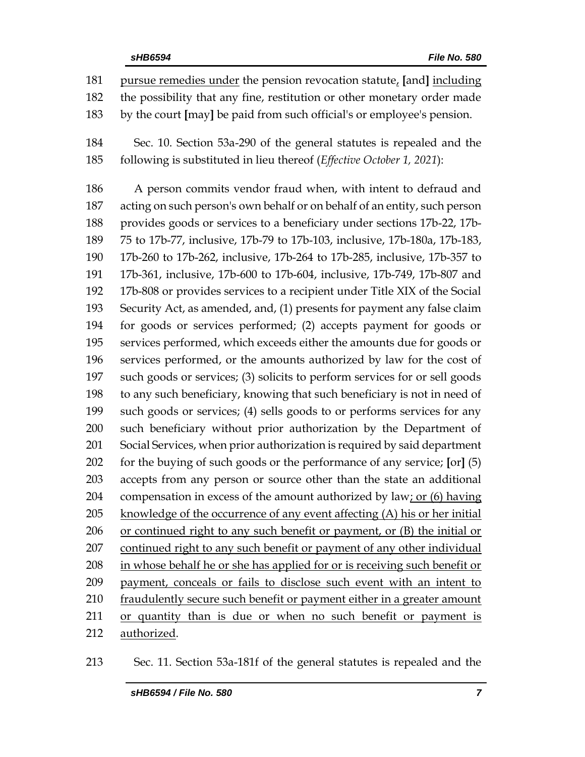pursue remedies under the pension revocation statute, [and] including the possibility that any fine, restitution or other monetary order made by the court [may] be paid from such official's or employee's pension.

Sec. 10. Section 53a-290 of the general statutes is repealed and the following is substituted in lieu thereof (*Effective October 1, 2021*):

A person commits vendor fraud when, with intent to defraud and acting on such person's own behalf or on behalf of an entity, such person provides goods or services to a beneficiary under sections 17b-22, 17b-75 to 17b-77, inclusive, 17b-79 to 17b-103, inclusive, 17b-180a, 17b-183, 17b-260 to 17b-262, inclusive, 17b-264 to 17b-285, inclusive, 17b-357 to 17b-361, inclusive, 17b-600 to 17b-604, inclusive, 17b-749, 17b-807 and 17b-808 or provides services to a recipient under Title XIX of the Social Security Act, as amended, and, (1) presents for payment any false claim for goods or services performed; (2) accepts payment for goods or services performed, which exceeds either the amounts due for goods or services performed, or the amounts authorized by law for the cost of such goods or services; (3) solicits to perform services for or sell goods to any such beneficiary, knowing that such beneficiary is not in need of such goods or services; (4) sells goods to or performs services for any such beneficiary without prior authorization by the Department of Social Services, when prior authorization is required by said department for the buying of such goods or the performance of any service; [or] (5) accepts from any person or source other than the state an additional compensation in excess of the amount authorized by law; or (6) having knowledge of the occurrence of any event affecting (A) his or her initial or continued right to any such benefit or payment, or (B) the initial or continued right to any such benefit or payment of any other individual in whose behalf he or she has applied for or is receiving such benefit or payment, conceals or fails to disclose such event with an intent to fraudulently secure such benefit or payment either in a greater amount or quantity than is due or when no such benefit or payment is authorized.

Sec. 11. Section 53a-181f of the general statutes is repealed and the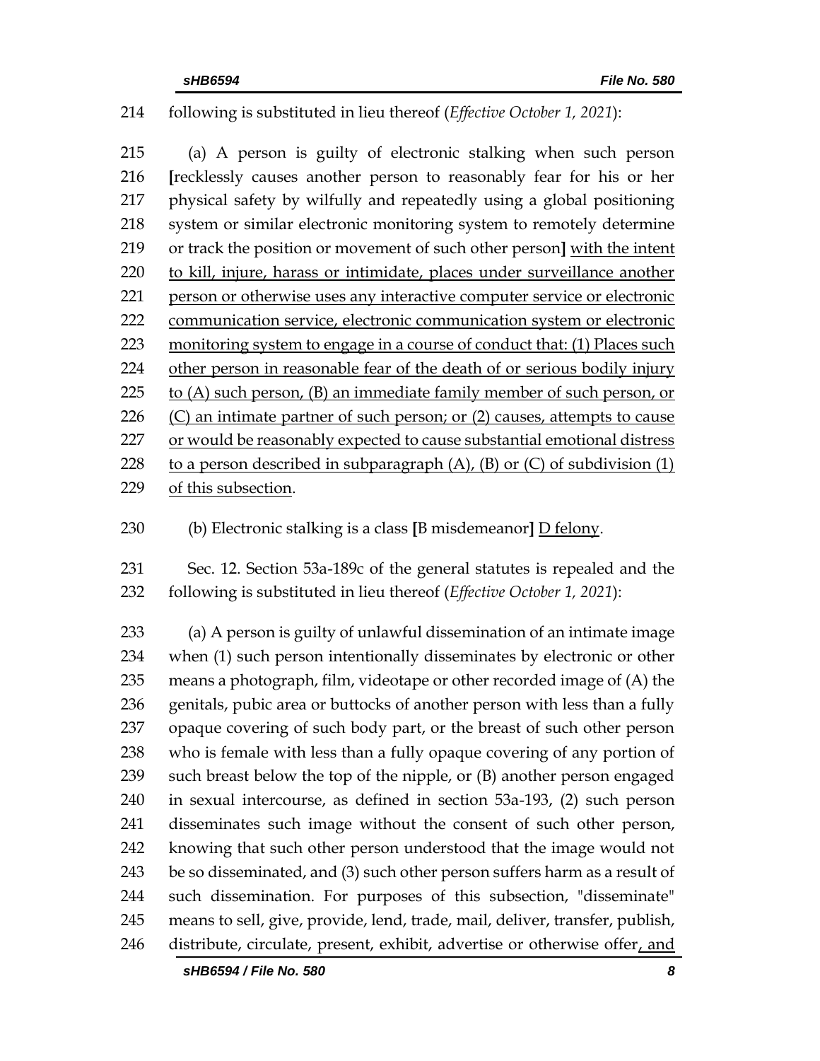214 following is substituted in lieu thereof (*Effective October 1, 2021*):

215 (a) A person is guilty of electronic stalking when such person
216 **[**recklessly causes another person to reasonably fear for his or her
217 physical safety by wilfully and repeatedly using a global positioning
218 system or similar electronic monitoring system to remotely determine
219 or track the position or movement of such other person**]** <u>with the intent</u>
220 <u>to kill, injure, harass or intimidate, places under surveillance another</u>
221 <u>person or otherwise uses any interactive computer service or electronic</u>
222 <u>communication service, electronic communication system or electronic</u>
223 <u>monitoring system to engage in a course of conduct that: (1) Places such</u>
224 <u>other person in reasonable fear of the death of or serious bodily injury</u>
225 <u>to (A) such person, (B) an immediate family member of such person, or</u>
226 <u>(C) an intimate partner of such person; or (2) causes, attempts to cause</u>
227 <u>or would be reasonably expected to cause substantial emotional distress</u>
228 <u>to a person described in subparagraph (A), (B) or (C) of subdivision (1)</u>
229 <u>of this subsection</u>.

230 (b) Electronic stalking is a class **[**B misdemeanor**]** <u>D felony</u>.

231 Sec. 12. Section 53a-189c of the general statutes is repealed and the
232 following is substituted in lieu thereof (*Effective October 1, 2021*):

233 (a) A person is guilty of unlawful dissemination of an intimate image
234 when (1) such person intentionally disseminates by electronic or other
235 means a photograph, film, videotape or other recorded image of (A) the
236 genitals, pubic area or buttocks of another person with less than a fully
237 opaque covering of such body part, or the breast of such other person
238 who is female with less than a fully opaque covering of any portion of
239 such breast below the top of the nipple, or (B) another person engaged
240 in sexual intercourse, as defined in section 53a-193, (2) such person
241 disseminates such image without the consent of such other person,
242 knowing that such other person understood that the image would not
243 be so disseminated, and (3) such other person suffers harm as a result of
244 such dissemination. For purposes of this subsection, "disseminate"
245 means to sell, give, provide, lend, trade, mail, deliver, transfer, publish,
246 distribute, circulate, present, exhibit, advertise or otherwise offer<u>, and</u>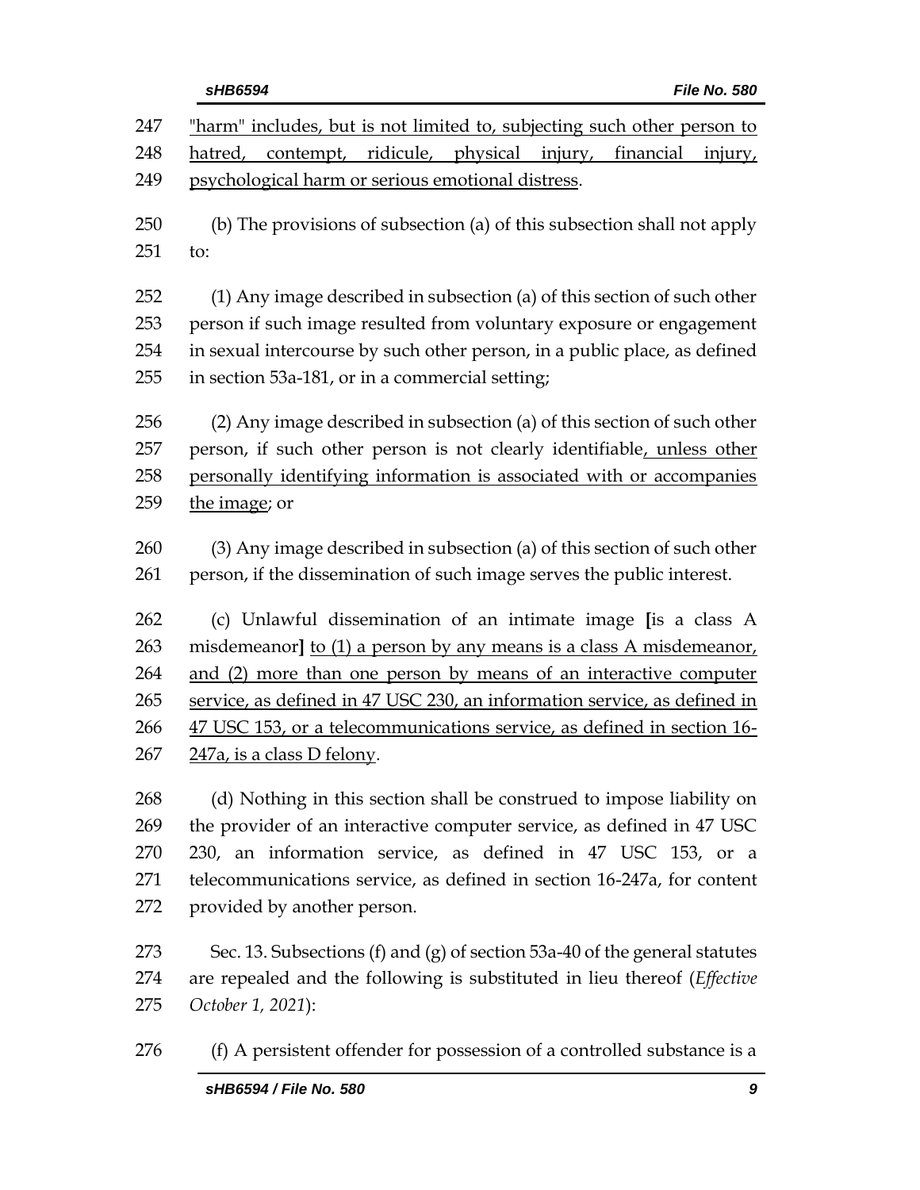"harm" includes, but is not limited to, subjecting such other person to hatred, contempt, ridicule, physical injury, financial injury, psychological harm or serious emotional distress.

(b) The provisions of subsection (a) of this subsection shall not apply to:

(1) Any image described in subsection (a) of this section of such other person if such image resulted from voluntary exposure or engagement in sexual intercourse by such other person, in a public place, as defined in section 53a-181, or in a commercial setting;

(2) Any image described in subsection (a) of this section of such other person, if such other person is not clearly identifiable, unless other personally identifying information is associated with or accompanies the image; or

(3) Any image described in subsection (a) of this section of such other person, if the dissemination of such image serves the public interest.

(c) Unlawful dissemination of an intimate image **[**is a class A misdemeanor**]** to (1) a person by any means is a class A misdemeanor, and (2) more than one person by means of an interactive computer service, as defined in 47 USC 230, an information service, as defined in 47 USC 153, or a telecommunications service, as defined in section 16-247a, is a class D felony.

(d) Nothing in this section shall be construed to impose liability on the provider of an interactive computer service, as defined in 47 USC 230, an information service, as defined in 47 USC 153, or a telecommunications service, as defined in section 16-247a, for content provided by another person.

Sec. 13. Subsections (f) and (g) of section 53a-40 of the general statutes are repealed and the following is substituted in lieu thereof (*Effective October 1, 2021*):

(f) A persistent offender for possession of a controlled substance is a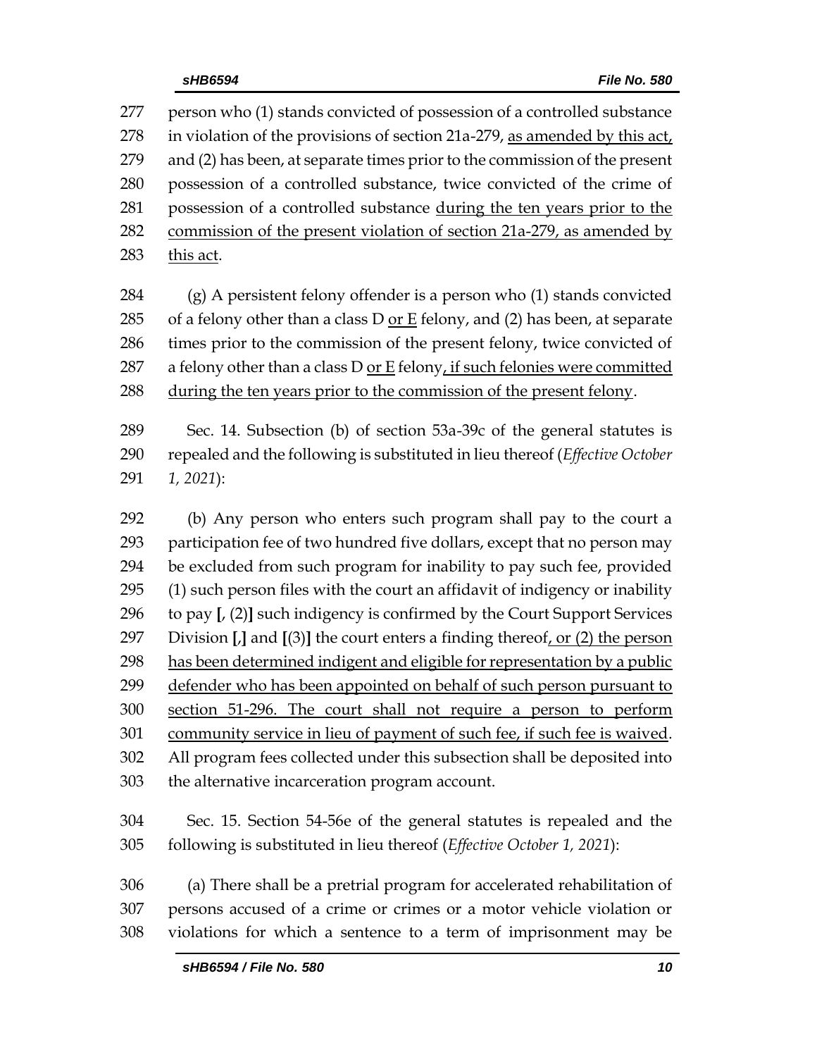277 person who (1) stands convicted of possession of a controlled substance
278 in violation of the provisions of section 21a-279, <u>as amended by this act,</u>
279 and (2) has been, at separate times prior to the commission of the present
280 possession of a controlled substance, twice convicted of the crime of
281 possession of a controlled substance <u>during the ten years prior to the</u>
282 <u>commission of the present violation of section 21a-279, as amended by</u>
283 <u>this act</u>.

284 (g) A persistent felony offender is a person who (1) stands convicted
285 of a felony other than a class D <u>or E</u> felony, and (2) has been, at separate
286 times prior to the commission of the present felony, twice convicted of
287 a felony other than a class D <u>or E</u> felony<u>, if such felonies were committed</u>
288 <u>during the ten years prior to the commission of the present felony</u>.

289 Sec. 14. Subsection (b) of section 53a-39c of the general statutes is
290 repealed and the following is substituted in lieu thereof (*Effective October*
291 *1, 2021*):

292 (b) Any person who enters such program shall pay to the court a
293 participation fee of two hundred five dollars, except that no person may
294 be excluded from such program for inability to pay such fee, provided
295 (1) such person files with the court an affidavit of indigency or inability
296 to pay **[**, (2)**]** such indigency is confirmed by the Court Support Services
297 Division **[**,**]** and **[**(3)**]** the court enters a finding thereof<u>, or (2) the person</u>
298 <u>has been determined indigent and eligible for representation by a public</u>
299 <u>defender who has been appointed on behalf of such person pursuant to</u>
300 <u>section 51-296. The court shall not require a person to perform</u>
301 <u>community service in lieu of payment of such fee, if such fee is waived</u>.
302 All program fees collected under this subsection shall be deposited into
303 the alternative incarceration program account.

304 Sec. 15. Section 54-56e of the general statutes is repealed and the
305 following is substituted in lieu thereof (*Effective October 1, 2021*):

306 (a) There shall be a pretrial program for accelerated rehabilitation of
307 persons accused of a crime or crimes or a motor vehicle violation or
308 violations for which a sentence to a term of imprisonment may be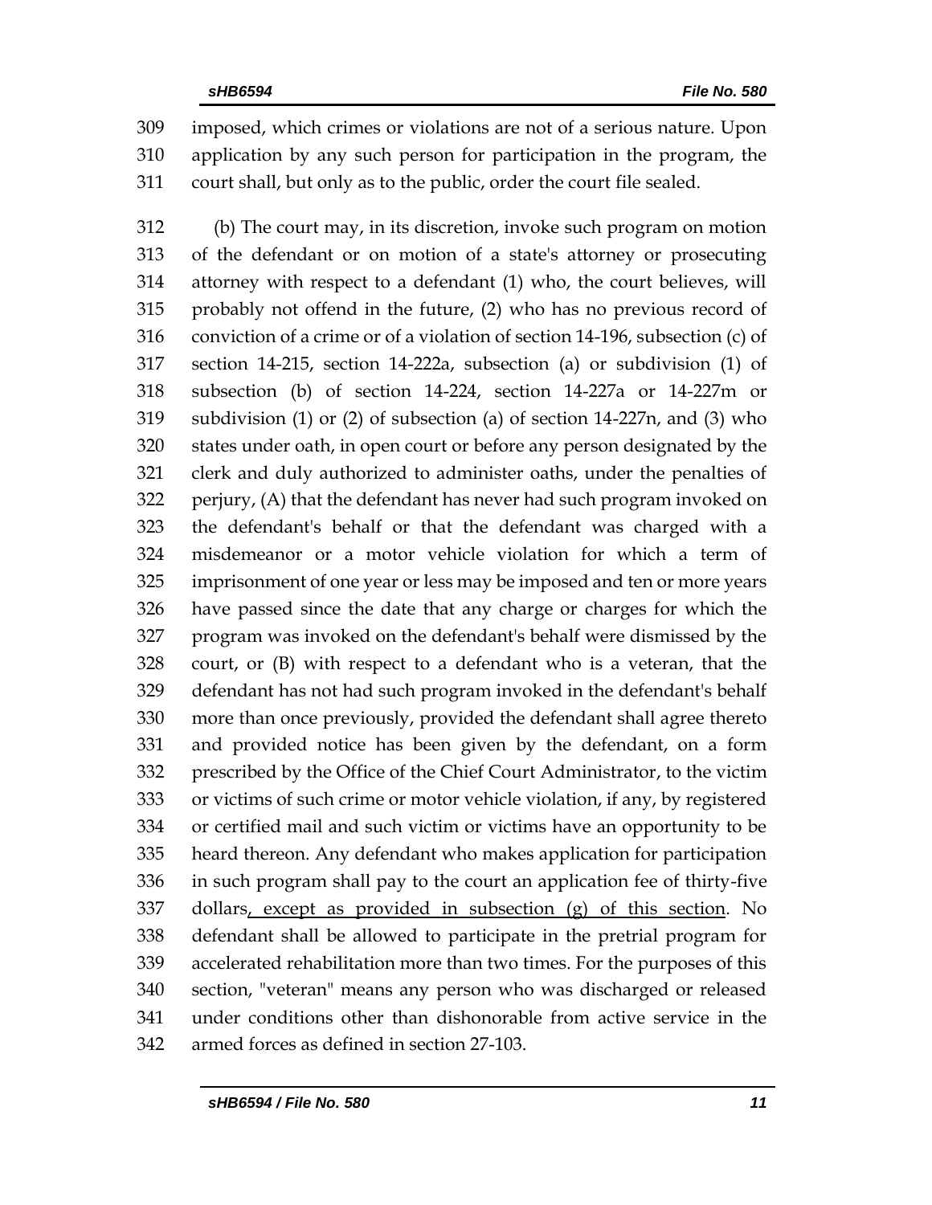imposed, which crimes or violations are not of a serious nature. Upon application by any such person for participation in the program, the court shall, but only as to the public, order the court file sealed.

(b) The court may, in its discretion, invoke such program on motion of the defendant or on motion of a state's attorney or prosecuting attorney with respect to a defendant (1) who, the court believes, will probably not offend in the future, (2) who has no previous record of conviction of a crime or of a violation of section 14-196, subsection (c) of section 14-215, section 14-222a, subsection (a) or subdivision (1) of subsection (b) of section 14-224, section 14-227a or 14-227m or subdivision (1) or (2) of subsection (a) of section 14-227n, and (3) who states under oath, in open court or before any person designated by the clerk and duly authorized to administer oaths, under the penalties of perjury, (A) that the defendant has never had such program invoked on the defendant's behalf or that the defendant was charged with a misdemeanor or a motor vehicle violation for which a term of imprisonment of one year or less may be imposed and ten or more years have passed since the date that any charge or charges for which the program was invoked on the defendant's behalf were dismissed by the court, or (B) with respect to a defendant who is a veteran, that the defendant has not had such program invoked in the defendant's behalf more than once previously, provided the defendant shall agree thereto and provided notice has been given by the defendant, on a form prescribed by the Office of the Chief Court Administrator, to the victim or victims of such crime or motor vehicle violation, if any, by registered or certified mail and such victim or victims have an opportunity to be heard thereon. Any defendant who makes application for participation in such program shall pay to the court an application fee of thirty-five dollars<u>, except as provided in subsection (g) of this section</u>. No defendant shall be allowed to participate in the pretrial program for accelerated rehabilitation more than two times. For the purposes of this section, "veteran" means any person who was discharged or released under conditions other than dishonorable from active service in the armed forces as defined in section 27-103.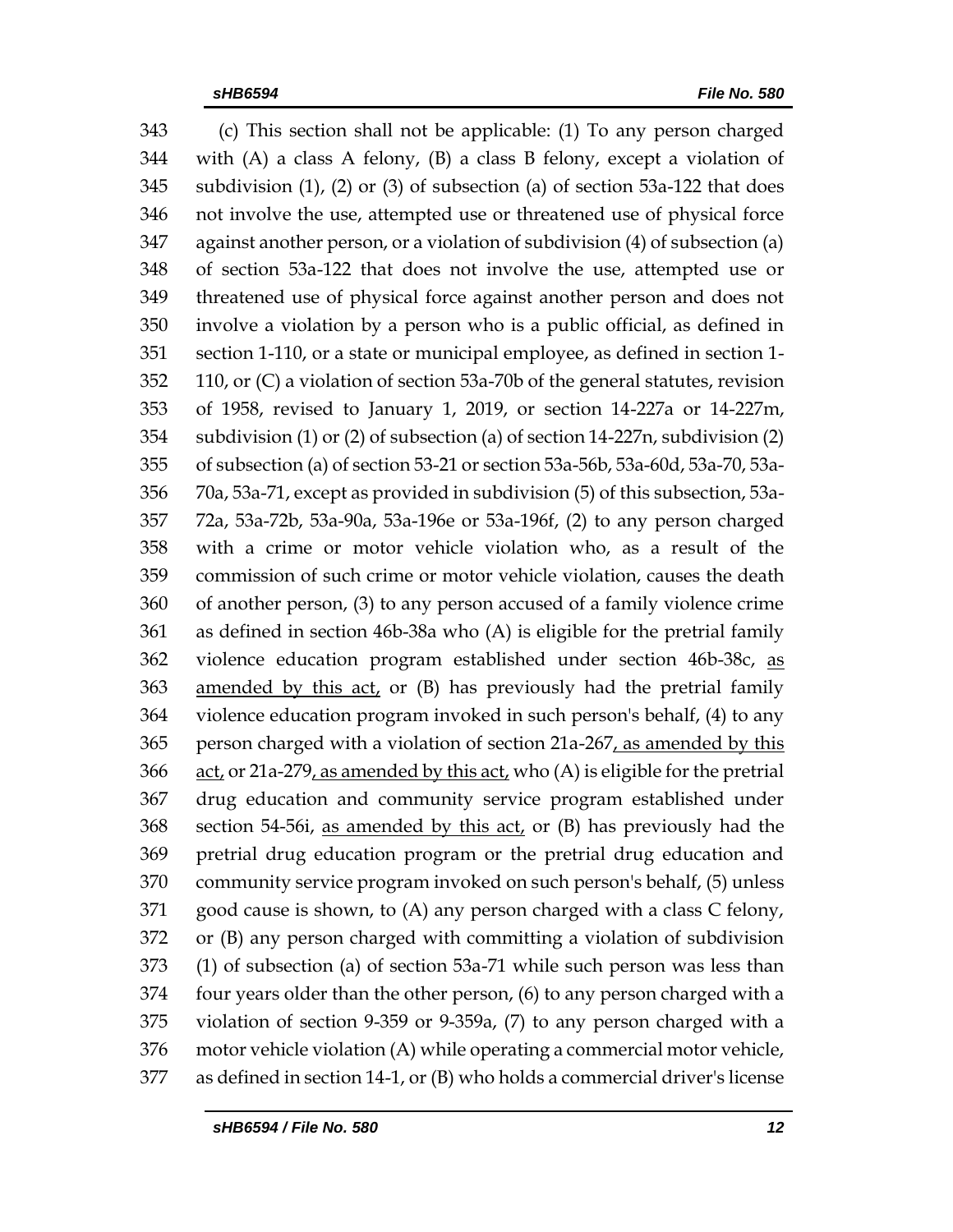343 (c) This section shall not be applicable: (1) To any person charged
344 with (A) a class A felony, (B) a class B felony, except a violation of
345 subdivision (1), (2) or (3) of subsection (a) of section 53a-122 that does
346 not involve the use, attempted use or threatened use of physical force
347 against another person, or a violation of subdivision (4) of subsection (a)
348 of section 53a-122 that does not involve the use, attempted use or
349 threatened use of physical force against another person and does not
350 involve a violation by a person who is a public official, as defined in
351 section 1-110, or a state or municipal employee, as defined in section 1-
352 110, or (C) a violation of section 53a-70b of the general statutes, revision
353 of 1958, revised to January 1, 2019, or section 14-227a or 14-227m,
354 subdivision (1) or (2) of subsection (a) of section 14-227n, subdivision (2)
355 of subsection (a) of section 53-21 or section 53a-56b, 53a-60d, 53a-70, 53a-
356 70a, 53a-71, except as provided in subdivision (5) of this subsection, 53a-
357 72a, 53a-72b, 53a-90a, 53a-196e or 53a-196f, (2) to any person charged
358 with a crime or motor vehicle violation who, as a result of the
359 commission of such crime or motor vehicle violation, causes the death
360 of another person, (3) to any person accused of a family violence crime
361 as defined in section 46b-38a who (A) is eligible for the pretrial family
362 violence education program established under section 46b-38c, <u>as</u>
363 <u>amended by this act,</u> or (B) has previously had the pretrial family
364 violence education program invoked in such person's behalf, (4) to any
365 person charged with a violation of section 21a-267<u>, as amended by this</u>
366 <u>act,</u> or 21a-279<u>, as amended by this act,</u> who (A) is eligible for the pretrial
367 drug education and community service program established under
368 section 54-56i, <u>as amended by this act,</u> or (B) has previously had the
369 pretrial drug education program or the pretrial drug education and
370 community service program invoked on such person's behalf, (5) unless
371 good cause is shown, to (A) any person charged with a class C felony,
372 or (B) any person charged with committing a violation of subdivision
373 (1) of subsection (a) of section 53a-71 while such person was less than
374 four years older than the other person, (6) to any person charged with a
375 violation of section 9-359 or 9-359a, (7) to any person charged with a
376 motor vehicle violation (A) while operating a commercial motor vehicle,
377 as defined in section 14-1, or (B) who holds a commercial driver's license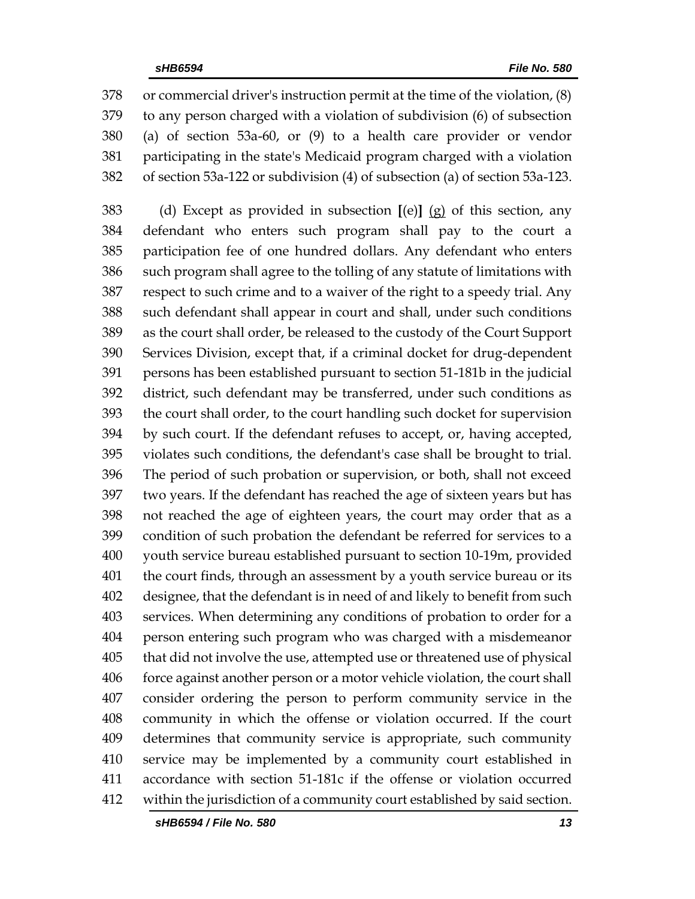or commercial driver's instruction permit at the time of the violation, (8) to any person charged with a violation of subdivision (6) of subsection (a) of section 53a-60, or (9) to a health care provider or vendor participating in the state's Medicaid program charged with a violation of section 53a-122 or subdivision (4) of subsection (a) of section 53a-123.

(d) Except as provided in subsection **[**(e)**]** (g) of this section, any defendant who enters such program shall pay to the court a participation fee of one hundred dollars. Any defendant who enters such program shall agree to the tolling of any statute of limitations with respect to such crime and to a waiver of the right to a speedy trial. Any such defendant shall appear in court and shall, under such conditions as the court shall order, be released to the custody of the Court Support Services Division, except that, if a criminal docket for drug-dependent persons has been established pursuant to section 51-181b in the judicial district, such defendant may be transferred, under such conditions as the court shall order, to the court handling such docket for supervision by such court. If the defendant refuses to accept, or, having accepted, violates such conditions, the defendant's case shall be brought to trial. The period of such probation or supervision, or both, shall not exceed two years. If the defendant has reached the age of sixteen years but has not reached the age of eighteen years, the court may order that as a condition of such probation the defendant be referred for services to a youth service bureau established pursuant to section 10-19m, provided the court finds, through an assessment by a youth service bureau or its designee, that the defendant is in need of and likely to benefit from such services. When determining any conditions of probation to order for a person entering such program who was charged with a misdemeanor that did not involve the use, attempted use or threatened use of physical force against another person or a motor vehicle violation, the court shall consider ordering the person to perform community service in the community in which the offense or violation occurred. If the court determines that community service is appropriate, such community service may be implemented by a community court established in accordance with section 51-181c if the offense or violation occurred within the jurisdiction of a community court established by said section.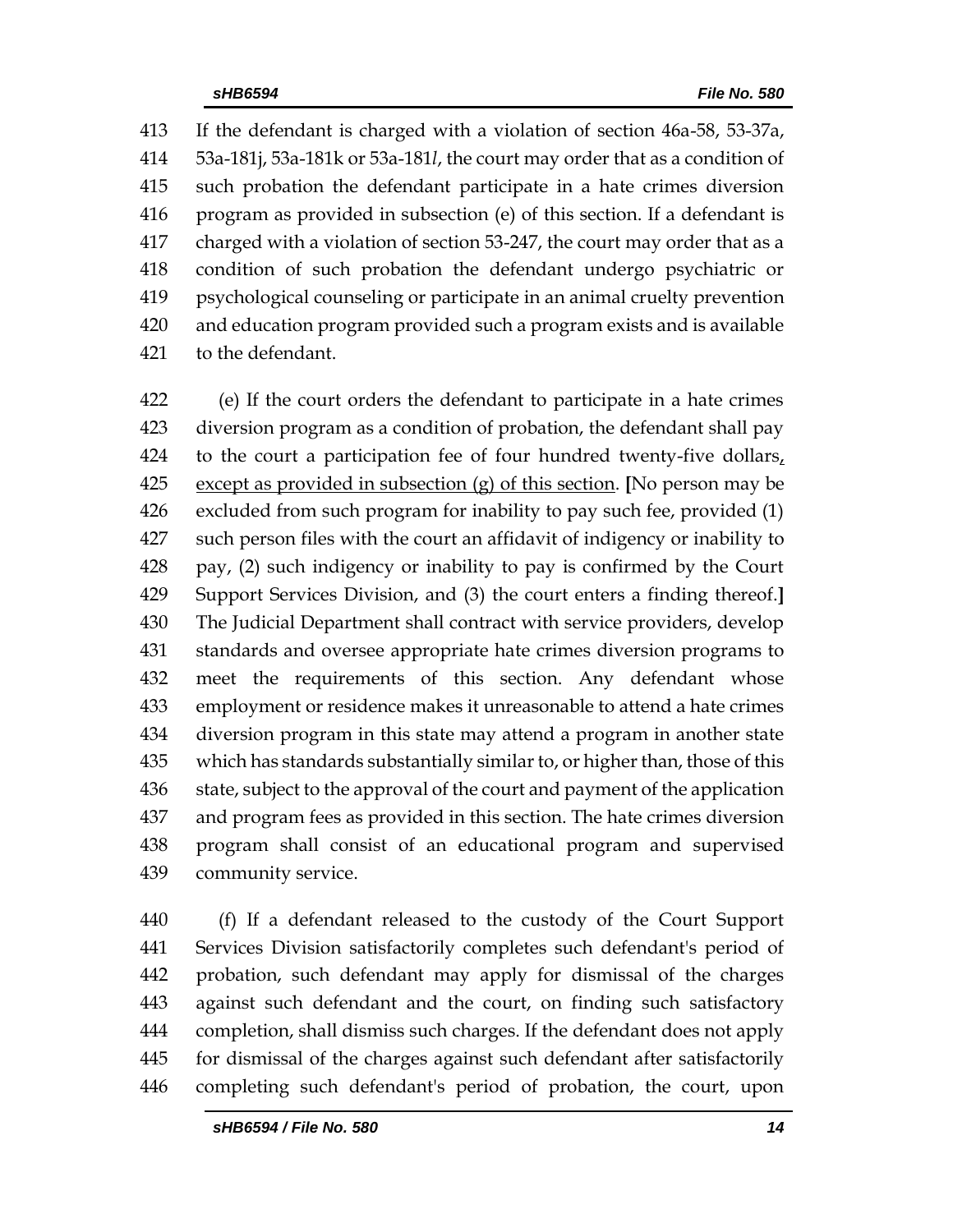If the defendant is charged with a violation of section 46a-58, 53-37a, 53a-181j, 53a-181k or 53a-181*l*, the court may order that as a condition of such probation the defendant participate in a hate crimes diversion program as provided in subsection (e) of this section. If a defendant is charged with a violation of section 53-247, the court may order that as a condition of such probation the defendant undergo psychiatric or psychological counseling or participate in an animal cruelty prevention and education program provided such a program exists and is available to the defendant.

(e) If the court orders the defendant to participate in a hate crimes diversion program as a condition of probation, the defendant shall pay to the court a participation fee of four hundred twenty-five dollars<u>, except as provided in subsection (g) of this section</u>. **[**No person may be excluded from such program for inability to pay such fee, provided (1) such person files with the court an affidavit of indigency or inability to pay, (2) such indigency or inability to pay is confirmed by the Court Support Services Division, and (3) the court enters a finding thereof.**]** The Judicial Department shall contract with service providers, develop standards and oversee appropriate hate crimes diversion programs to meet the requirements of this section. Any defendant whose employment or residence makes it unreasonable to attend a hate crimes diversion program in this state may attend a program in another state which has standards substantially similar to, or higher than, those of this state, subject to the approval of the court and payment of the application and program fees as provided in this section. The hate crimes diversion program shall consist of an educational program and supervised community service.

(f) If a defendant released to the custody of the Court Support Services Division satisfactorily completes such defendant's period of probation, such defendant may apply for dismissal of the charges against such defendant and the court, on finding such satisfactory completion, shall dismiss such charges. If the defendant does not apply for dismissal of the charges against such defendant after satisfactorily completing such defendant's period of probation, the court, upon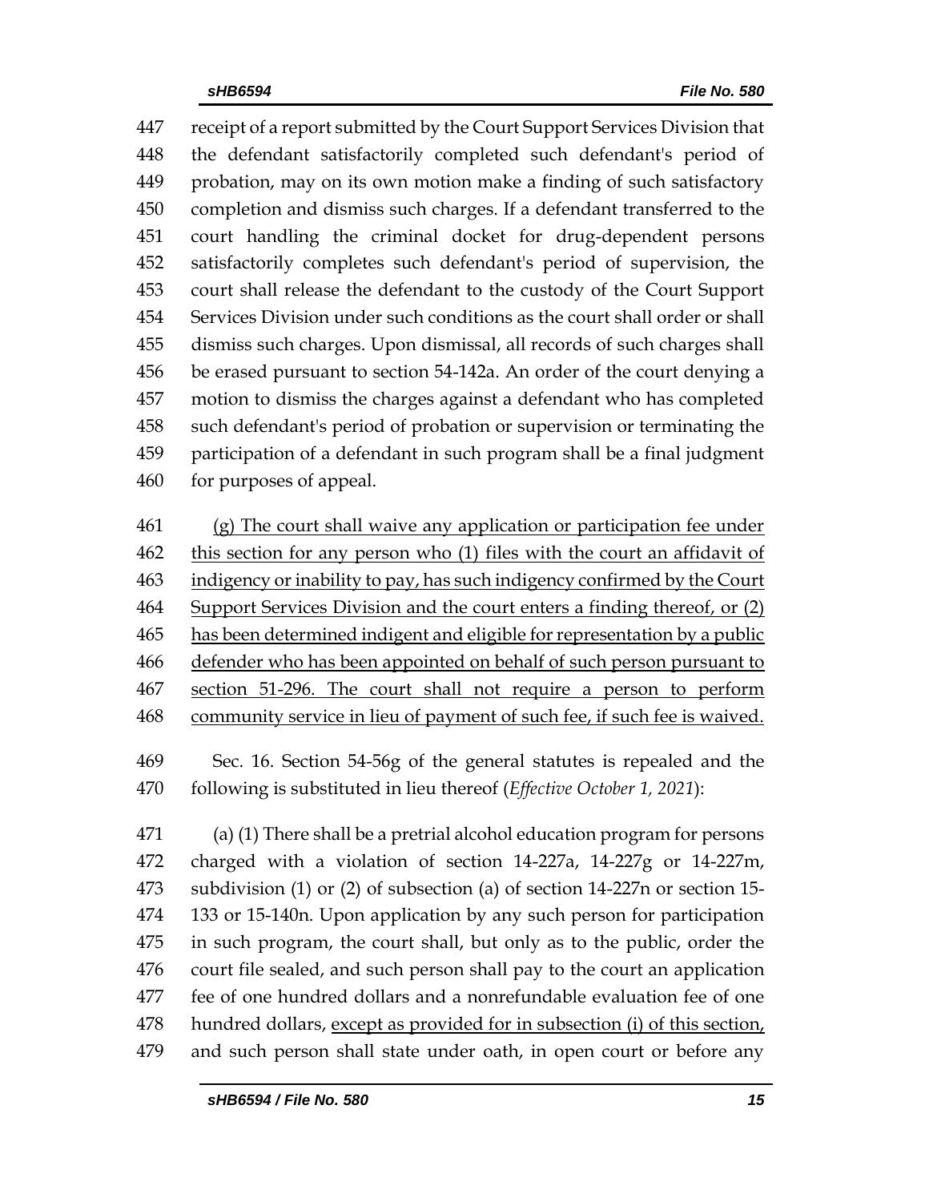receipt of a report submitted by the Court Support Services Division that the defendant satisfactorily completed such defendant's period of probation, may on its own motion make a finding of such satisfactory completion and dismiss such charges. If a defendant transferred to the court handling the criminal docket for drug-dependent persons satisfactorily completes such defendant's period of supervision, the court shall release the defendant to the custody of the Court Support Services Division under such conditions as the court shall order or shall dismiss such charges. Upon dismissal, all records of such charges shall be erased pursuant to section 54-142a. An order of the court denying a motion to dismiss the charges against a defendant who has completed such defendant's period of probation or supervision or terminating the participation of a defendant in such program shall be a final judgment for purposes of appeal.

<u>(g) The court shall waive any application or participation fee under this section for any person who (1) files with the court an affidavit of indigency or inability to pay, has such indigency confirmed by the Court Support Services Division and the court enters a finding thereof, or (2) has been determined indigent and eligible for representation by a public defender who has been appointed on behalf of such person pursuant to section 51-296. The court shall not require a person to perform community service in lieu of payment of such fee, if such fee is waived.</u>

Sec. 16. Section 54-56g of the general statutes is repealed and the following is substituted in lieu thereof (*Effective October 1, 2021*):

(a) (1) There shall be a pretrial alcohol education program for persons charged with a violation of section 14-227a, 14-227g or 14-227m, subdivision (1) or (2) of subsection (a) of section 14-227n or section 15-133 or 15-140n. Upon application by any such person for participation in such program, the court shall, but only as to the public, order the court file sealed, and such person shall pay to the court an application fee of one hundred dollars and a nonrefundable evaluation fee of one hundred dollars, <u>except as provided for in subsection (i) of this section,</u> and such person shall state under oath, in open court or before any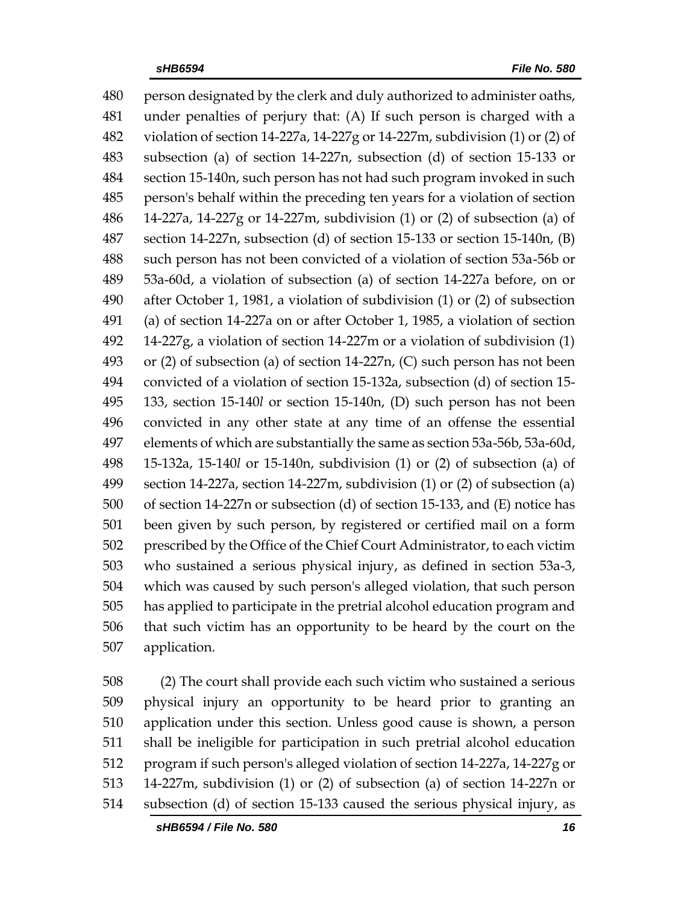480 person designated by the clerk and duly authorized to administer oaths,
481 under penalties of perjury that: (A) If such person is charged with a
482 violation of section 14-227a, 14-227g or 14-227m, subdivision (1) or (2) of
483 subsection (a) of section 14-227n, subsection (d) of section 15-133 or
484 section 15-140n, such person has not had such program invoked in such
485 person's behalf within the preceding ten years for a violation of section
486 14-227a, 14-227g or 14-227m, subdivision (1) or (2) of subsection (a) of
487 section 14-227n, subsection (d) of section 15-133 or section 15-140n, (B)
488 such person has not been convicted of a violation of section 53a-56b or
489 53a-60d, a violation of subsection (a) of section 14-227a before, on or
490 after October 1, 1981, a violation of subdivision (1) or (2) of subsection
491 (a) of section 14-227a on or after October 1, 1985, a violation of section
492 14-227g, a violation of section 14-227m or a violation of subdivision (1)
493 or (2) of subsection (a) of section 14-227n, (C) such person has not been
494 convicted of a violation of section 15-132a, subsection (d) of section 15-
495 133, section 15-140*l* or section 15-140n, (D) such person has not been
496 convicted in any other state at any time of an offense the essential
497 elements of which are substantially the same as section 53a-56b, 53a-60d,
498 15-132a, 15-140*l* or 15-140n, subdivision (1) or (2) of subsection (a) of
499 section 14-227a, section 14-227m, subdivision (1) or (2) of subsection (a)
500 of section 14-227n or subsection (d) of section 15-133, and (E) notice has
501 been given by such person, by registered or certified mail on a form
502 prescribed by the Office of the Chief Court Administrator, to each victim
503 who sustained a serious physical injury, as defined in section 53a-3,
504 which was caused by such person's alleged violation, that such person
505 has applied to participate in the pretrial alcohol education program and
506 that such victim has an opportunity to be heard by the court on the
507 application.

508 (2) The court shall provide each such victim who sustained a serious
509 physical injury an opportunity to be heard prior to granting an
510 application under this section. Unless good cause is shown, a person
511 shall be ineligible for participation in such pretrial alcohol education
512 program if such person's alleged violation of section 14-227a, 14-227g or
513 14-227m, subdivision (1) or (2) of subsection (a) of section 14-227n or
514 subsection (d) of section 15-133 caused the serious physical injury, as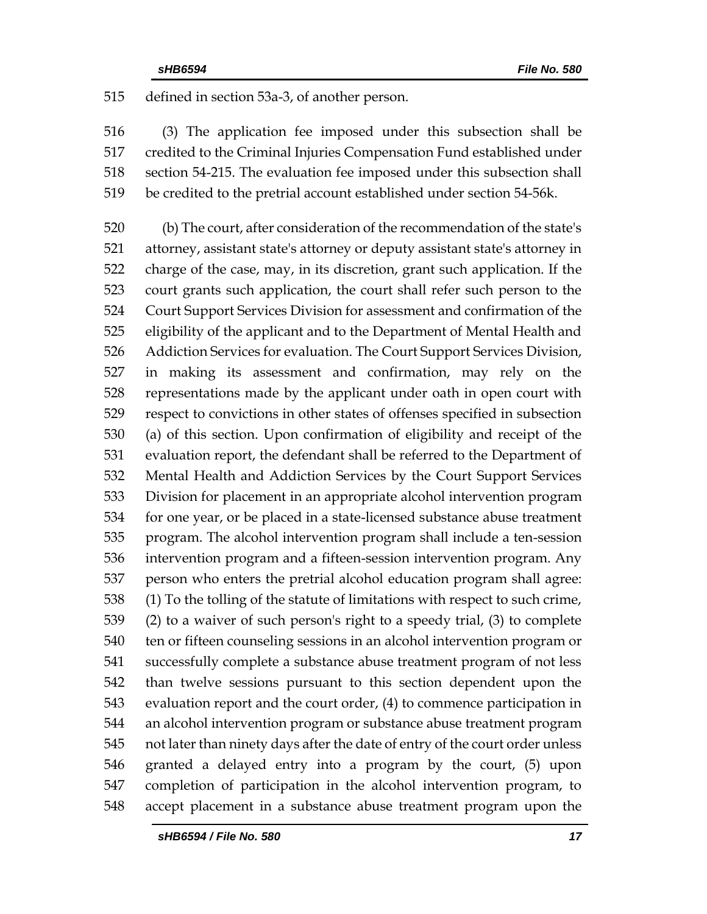defined in section 53a-3, of another person.

(3) The application fee imposed under this subsection shall be credited to the Criminal Injuries Compensation Fund established under section 54-215. The evaluation fee imposed under this subsection shall be credited to the pretrial account established under section 54-56k.

(b) The court, after consideration of the recommendation of the state's attorney, assistant state's attorney or deputy assistant state's attorney in charge of the case, may, in its discretion, grant such application. If the court grants such application, the court shall refer such person to the Court Support Services Division for assessment and confirmation of the eligibility of the applicant and to the Department of Mental Health and Addiction Services for evaluation. The Court Support Services Division, in making its assessment and confirmation, may rely on the representations made by the applicant under oath in open court with respect to convictions in other states of offenses specified in subsection (a) of this section. Upon confirmation of eligibility and receipt of the evaluation report, the defendant shall be referred to the Department of Mental Health and Addiction Services by the Court Support Services Division for placement in an appropriate alcohol intervention program for one year, or be placed in a state-licensed substance abuse treatment program. The alcohol intervention program shall include a ten-session intervention program and a fifteen-session intervention program. Any person who enters the pretrial alcohol education program shall agree: (1) To the tolling of the statute of limitations with respect to such crime, (2) to a waiver of such person's right to a speedy trial, (3) to complete ten or fifteen counseling sessions in an alcohol intervention program or successfully complete a substance abuse treatment program of not less than twelve sessions pursuant to this section dependent upon the evaluation report and the court order, (4) to commence participation in an alcohol intervention program or substance abuse treatment program not later than ninety days after the date of entry of the court order unless granted a delayed entry into a program by the court, (5) upon completion of participation in the alcohol intervention program, to accept placement in a substance abuse treatment program upon the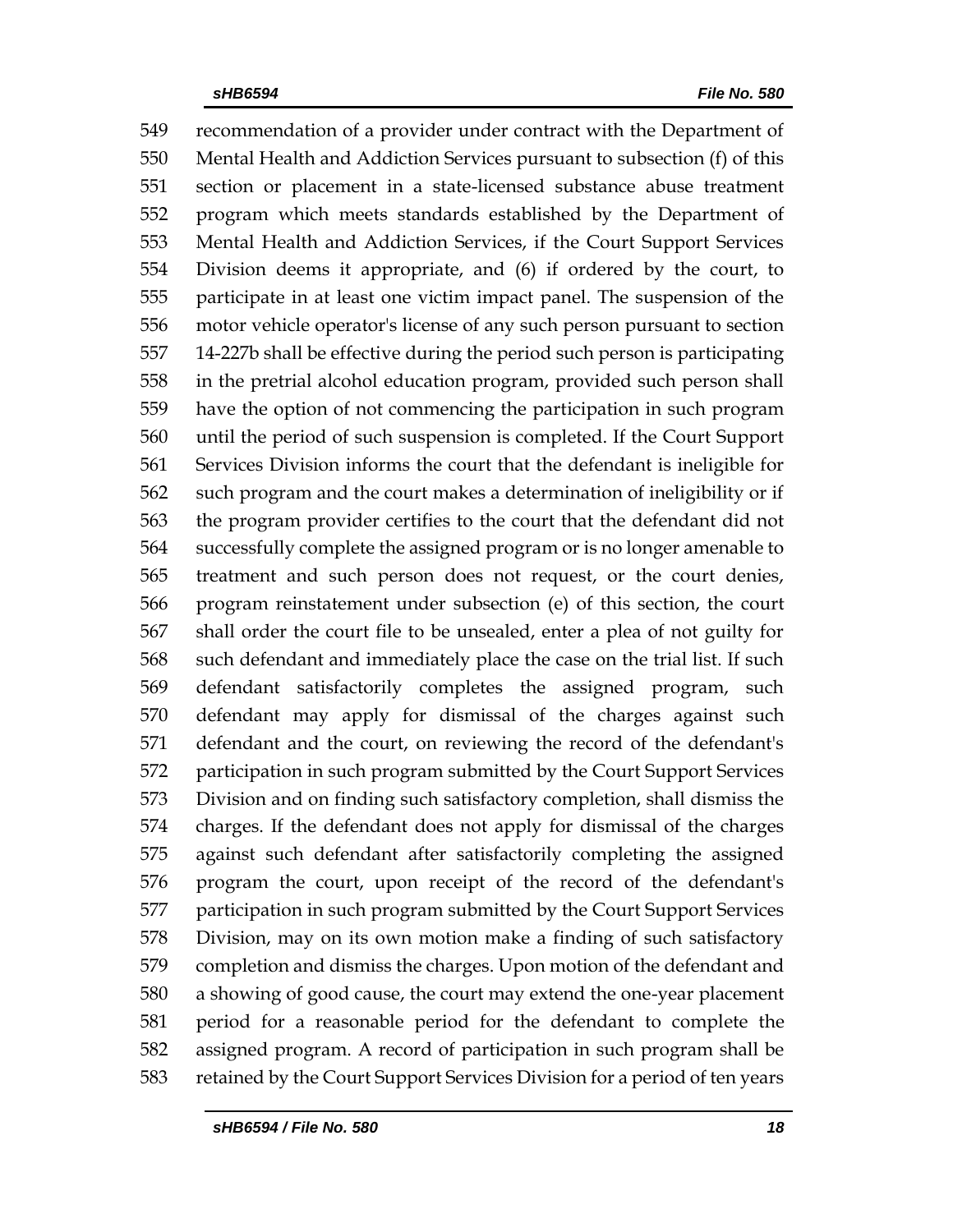recommendation of a provider under contract with the Department of Mental Health and Addiction Services pursuant to subsection (f) of this section or placement in a state-licensed substance abuse treatment program which meets standards established by the Department of Mental Health and Addiction Services, if the Court Support Services Division deems it appropriate, and (6) if ordered by the court, to participate in at least one victim impact panel. The suspension of the motor vehicle operator's license of any such person pursuant to section 14-227b shall be effective during the period such person is participating in the pretrial alcohol education program, provided such person shall have the option of not commencing the participation in such program until the period of such suspension is completed. If the Court Support Services Division informs the court that the defendant is ineligible for such program and the court makes a determination of ineligibility or if the program provider certifies to the court that the defendant did not successfully complete the assigned program or is no longer amenable to treatment and such person does not request, or the court denies, program reinstatement under subsection (e) of this section, the court shall order the court file to be unsealed, enter a plea of not guilty for such defendant and immediately place the case on the trial list. If such defendant satisfactorily completes the assigned program, such defendant may apply for dismissal of the charges against such defendant and the court, on reviewing the record of the defendant's participation in such program submitted by the Court Support Services Division and on finding such satisfactory completion, shall dismiss the charges. If the defendant does not apply for dismissal of the charges against such defendant after satisfactorily completing the assigned program the court, upon receipt of the record of the defendant's participation in such program submitted by the Court Support Services Division, may on its own motion make a finding of such satisfactory completion and dismiss the charges. Upon motion of the defendant and a showing of good cause, the court may extend the one-year placement period for a reasonable period for the defendant to complete the assigned program. A record of participation in such program shall be retained by the Court Support Services Division for a period of ten years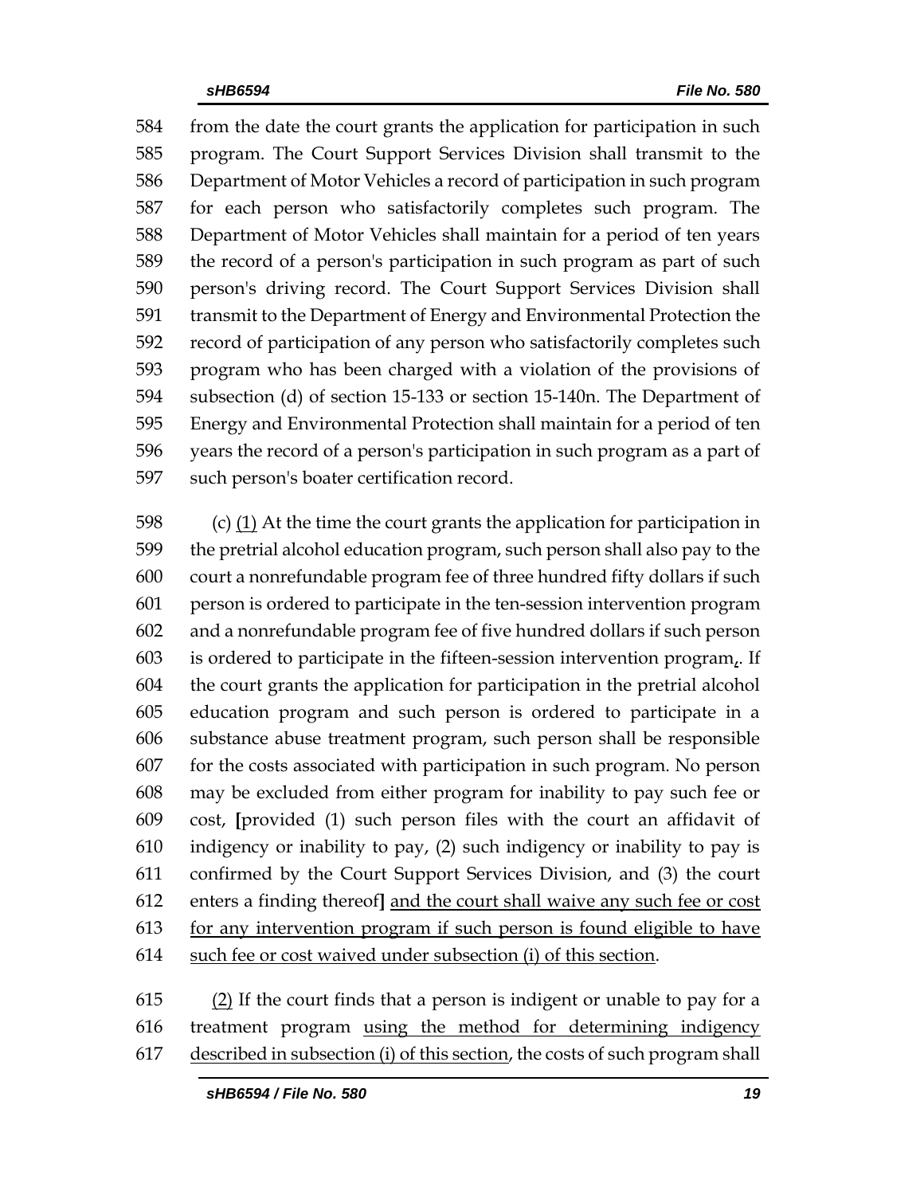584 from the date the court grants the application for participation in such
585 program. The Court Support Services Division shall transmit to the
586 Department of Motor Vehicles a record of participation in such program
587 for each person who satisfactorily completes such program. The
588 Department of Motor Vehicles shall maintain for a period of ten years
589 the record of a person's participation in such program as part of such
590 person's driving record. The Court Support Services Division shall
591 transmit to the Department of Energy and Environmental Protection the
592 record of participation of any person who satisfactorily completes such
593 program who has been charged with a violation of the provisions of
594 subsection (d) of section 15-133 or section 15-140n. The Department of
595 Energy and Environmental Protection shall maintain for a period of ten
596 years the record of a person's participation in such program as a part of
597 such person's boater certification record.

598 (c) <u>(1)</u> At the time the court grants the application for participation in
599 the pretrial alcohol education program, such person shall also pay to the
600 court a nonrefundable program fee of three hundred fifty dollars if such
601 person is ordered to participate in the ten-session intervention program
602 and a nonrefundable program fee of five hundred dollars if such person
603 is ordered to participate in the fifteen-session intervention program[,]. If
604 the court grants the application for participation in the pretrial alcohol
605 education program and such person is ordered to participate in a
606 substance abuse treatment program, such person shall be responsible
607 for the costs associated with participation in such program. No person
608 may be excluded from either program for inability to pay such fee or
609 cost, **[**provided (1) such person files with the court an affidavit of
610 indigency or inability to pay, (2) such indigency or inability to pay is
611 confirmed by the Court Support Services Division, and (3) the court
612 enters a finding thereof**]** <u>and the court shall waive any such fee or cost</u>
613 <u>for any intervention program if such person is found eligible to have</u>
614 <u>such fee or cost waived under subsection (i) of this section</u>.

615 <u>(2)</u> If the court finds that a person is indigent or unable to pay for a
616 treatment program <u>using the method for determining indigency</u>
617 <u>described in subsection (i) of this section</u>, the costs of such program shall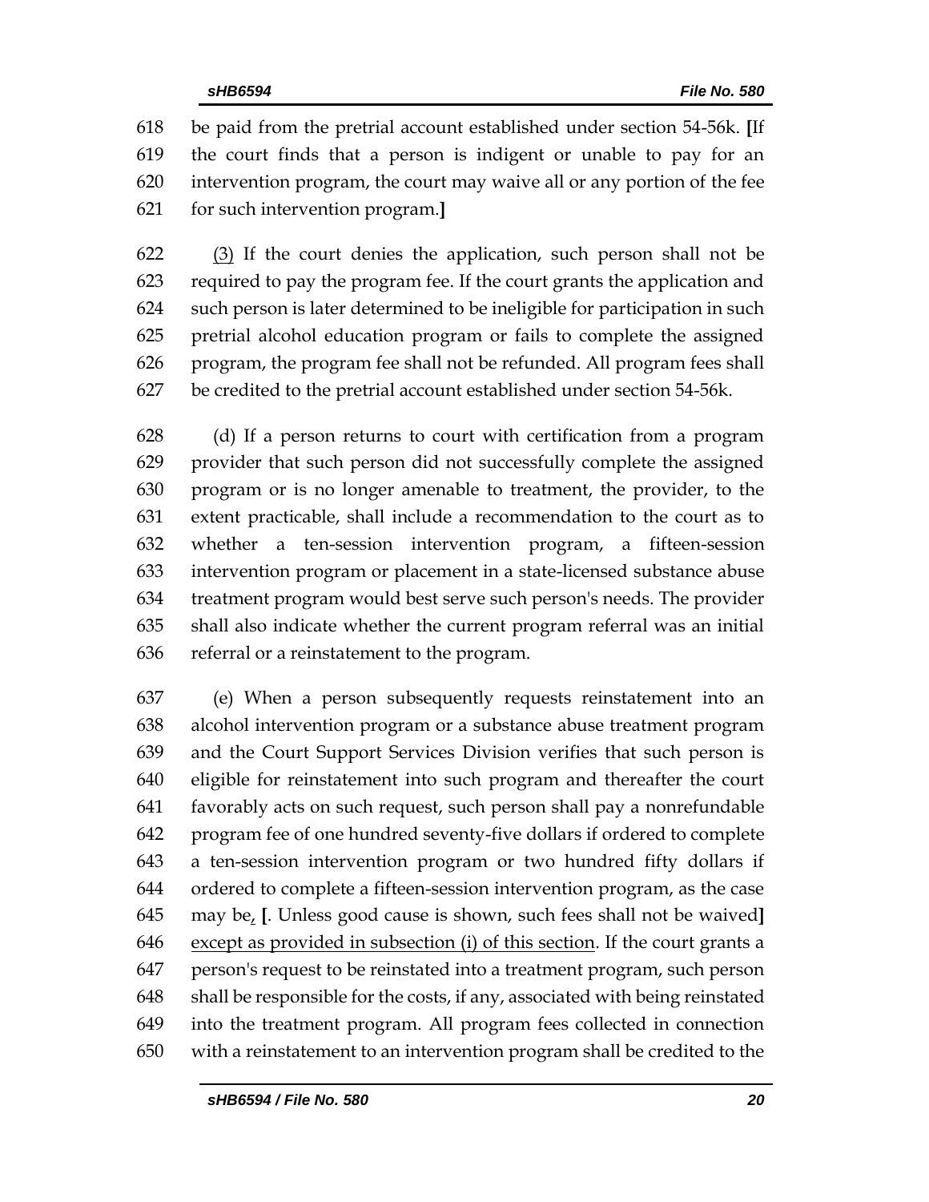be paid from the pretrial account established under section 54-56k. [If the court finds that a person is indigent or unable to pay for an intervention program, the court may waive all or any portion of the fee for such intervention program.]

<u>(3)</u> If the court denies the application, such person shall not be required to pay the program fee. If the court grants the application and such person is later determined to be ineligible for participation in such pretrial alcohol education program or fails to complete the assigned program, the program fee shall not be refunded. All program fees shall be credited to the pretrial account established under section 54-56k.

(d) If a person returns to court with certification from a program provider that such person did not successfully complete the assigned program or is no longer amenable to treatment, the provider, to the extent practicable, shall include a recommendation to the court as to whether a ten-session intervention program, a fifteen-session intervention program or placement in a state-licensed substance abuse treatment program would best serve such person's needs. The provider shall also indicate whether the current program referral was an initial referral or a reinstatement to the program.

(e) When a person subsequently requests reinstatement into an alcohol intervention program or a substance abuse treatment program and the Court Support Services Division verifies that such person is eligible for reinstatement into such program and thereafter the court favorably acts on such request, such person shall pay a nonrefundable program fee of one hundred seventy-five dollars if ordered to complete a ten-session intervention program or two hundred fifty dollars if ordered to complete a fifteen-session intervention program, as the case may be<u>,</u> [. Unless good cause is shown, such fees shall not be waived] <u>except as provided in subsection (i) of this section</u>. If the court grants a person's request to be reinstated into a treatment program, such person shall be responsible for the costs, if any, associated with being reinstated into the treatment program. All program fees collected in connection with a reinstatement to an intervention program shall be credited to the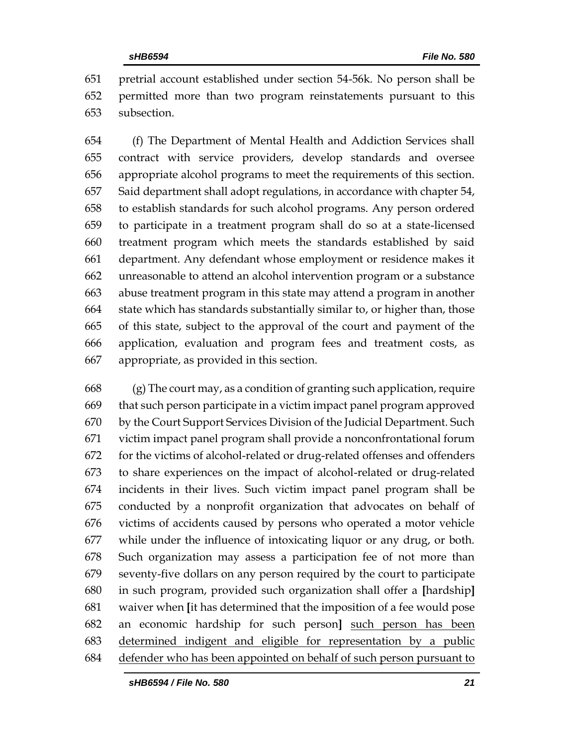651 pretrial account established under section 54-56k. No person shall be
652 permitted more than two program reinstatements pursuant to this
653 subsection.

654 (f) The Department of Mental Health and Addiction Services shall
655 contract with service providers, develop standards and oversee
656 appropriate alcohol programs to meet the requirements of this section.
657 Said department shall adopt regulations, in accordance with chapter 54,
658 to establish standards for such alcohol programs. Any person ordered
659 to participate in a treatment program shall do so at a state-licensed
660 treatment program which meets the standards established by said
661 department. Any defendant whose employment or residence makes it
662 unreasonable to attend an alcohol intervention program or a substance
663 abuse treatment program in this state may attend a program in another
664 state which has standards substantially similar to, or higher than, those
665 of this state, subject to the approval of the court and payment of the
666 application, evaluation and program fees and treatment costs, as
667 appropriate, as provided in this section.

668 (g) The court may, as a condition of granting such application, require
669 that such person participate in a victim impact panel program approved
670 by the Court Support Services Division of the Judicial Department. Such
671 victim impact panel program shall provide a nonconfrontational forum
672 for the victims of alcohol-related or drug-related offenses and offenders
673 to share experiences on the impact of alcohol-related or drug-related
674 incidents in their lives. Such victim impact panel program shall be
675 conducted by a nonprofit organization that advocates on behalf of
676 victims of accidents caused by persons who operated a motor vehicle
677 while under the influence of intoxicating liquor or any drug, or both.
678 Such organization may assess a participation fee of not more than
679 seventy-five dollars on any person required by the court to participate
680 in such program, provided such organization shall offer a **[**hardship**]**
681 waiver when **[**it has determined that the imposition of a fee would pose
682 an economic hardship for such person**]** <u>such person has been</u>
683 <u>determined indigent and eligible for representation by a public</u>
684 <u>defender who has been appointed on behalf of such person pursuant to</u>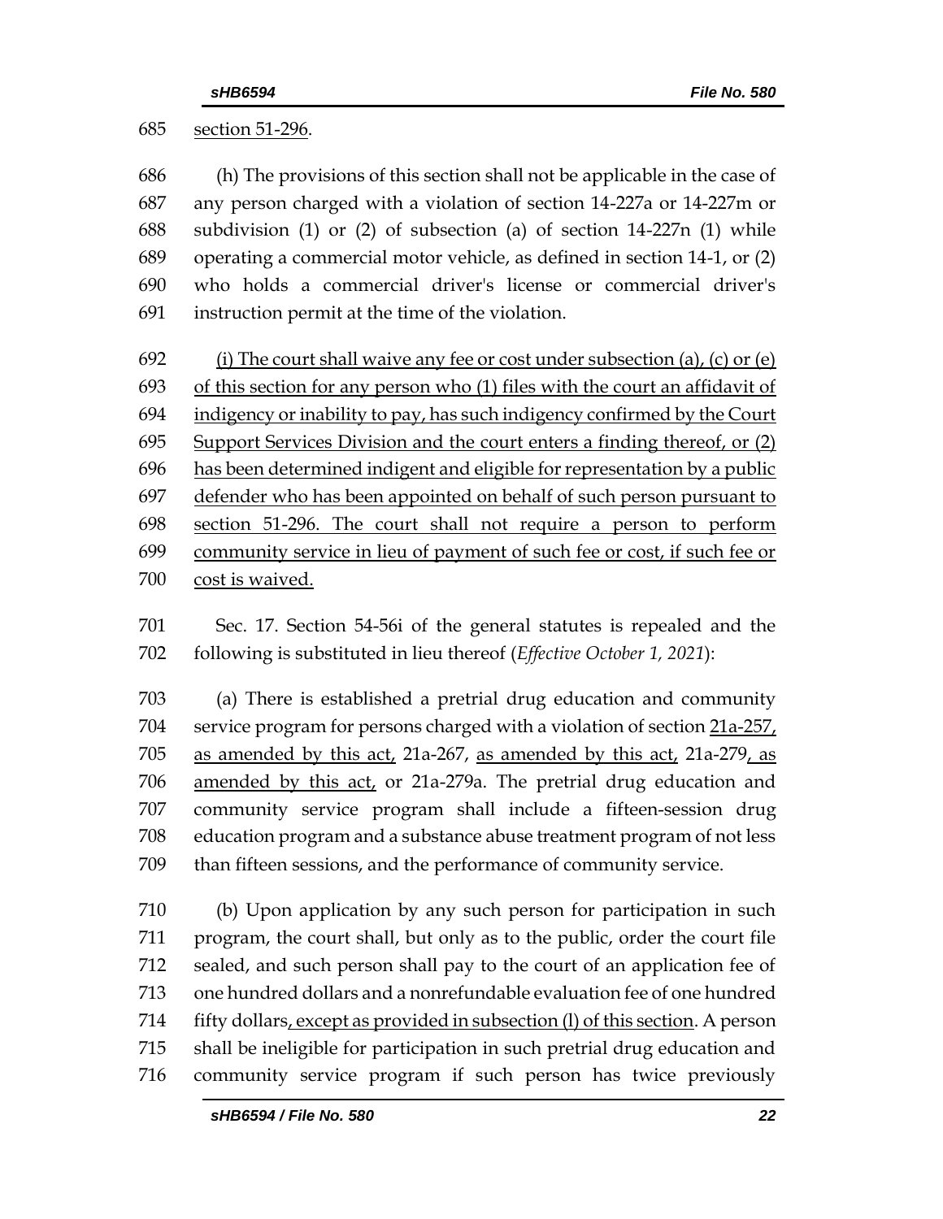685 section 51-296.

686 (h) The provisions of this section shall not be applicable in the case of
687 any person charged with a violation of section 14-227a or 14-227m or
688 subdivision (1) or (2) of subsection (a) of section 14-227n (1) while
689 operating a commercial motor vehicle, as defined in section 14-1, or (2)
690 who holds a commercial driver's license or commercial driver's
691 instruction permit at the time of the violation.

692 (i) The court shall waive any fee or cost under subsection (a), (c) or (e)
693 of this section for any person who (1) files with the court an affidavit of
694 indigency or inability to pay, has such indigency confirmed by the Court
695 Support Services Division and the court enters a finding thereof, or (2)
696 has been determined indigent and eligible for representation by a public
697 defender who has been appointed on behalf of such person pursuant to
698 section 51-296. The court shall not require a person to perform
699 community service in lieu of payment of such fee or cost, if such fee or
700 cost is waived.

701 Sec. 17. Section 54-56i of the general statutes is repealed and the
702 following is substituted in lieu thereof (*Effective October 1, 2021*):

703 (a) There is established a pretrial drug education and community
704 service program for persons charged with a violation of section 21a-257,
705 as amended by this act, 21a-267, as amended by this act, 21a-279, as
706 amended by this act, or 21a-279a. The pretrial drug education and
707 community service program shall include a fifteen-session drug
708 education program and a substance abuse treatment program of not less
709 than fifteen sessions, and the performance of community service.

710 (b) Upon application by any such person for participation in such
711 program, the court shall, but only as to the public, order the court file
712 sealed, and such person shall pay to the court of an application fee of
713 one hundred dollars and a nonrefundable evaluation fee of one hundred
714 fifty dollars, except as provided in subsection (l) of this section. A person
715 shall be ineligible for participation in such pretrial drug education and
716 community service program if such person has twice previously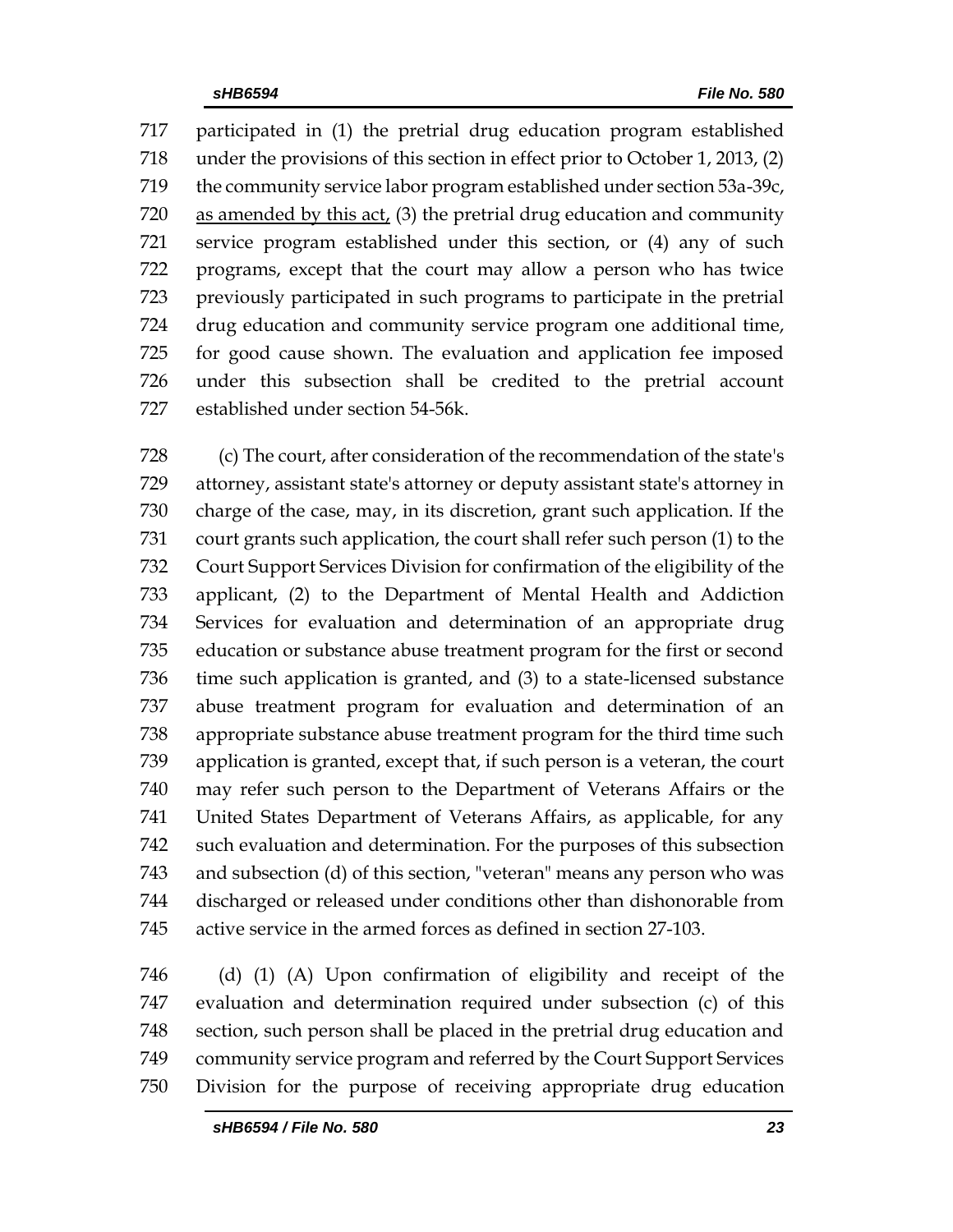participated in (1) the pretrial drug education program established under the provisions of this section in effect prior to October 1, 2013, (2) the community service labor program established under section 53a-39c, as amended by this act, (3) the pretrial drug education and community service program established under this section, or (4) any of such programs, except that the court may allow a person who has twice previously participated in such programs to participate in the pretrial drug education and community service program one additional time, for good cause shown. The evaluation and application fee imposed under this subsection shall be credited to the pretrial account established under section 54-56k.

(c) The court, after consideration of the recommendation of the state's attorney, assistant state's attorney or deputy assistant state's attorney in charge of the case, may, in its discretion, grant such application. If the court grants such application, the court shall refer such person (1) to the Court Support Services Division for confirmation of the eligibility of the applicant, (2) to the Department of Mental Health and Addiction Services for evaluation and determination of an appropriate drug education or substance abuse treatment program for the first or second time such application is granted, and (3) to a state-licensed substance abuse treatment program for evaluation and determination of an appropriate substance abuse treatment program for the third time such application is granted, except that, if such person is a veteran, the court may refer such person to the Department of Veterans Affairs or the United States Department of Veterans Affairs, as applicable, for any such evaluation and determination. For the purposes of this subsection and subsection (d) of this section, "veteran" means any person who was discharged or released under conditions other than dishonorable from active service in the armed forces as defined in section 27-103.

(d) (1) (A) Upon confirmation of eligibility and receipt of the evaluation and determination required under subsection (c) of this section, such person shall be placed in the pretrial drug education and community service program and referred by the Court Support Services Division for the purpose of receiving appropriate drug education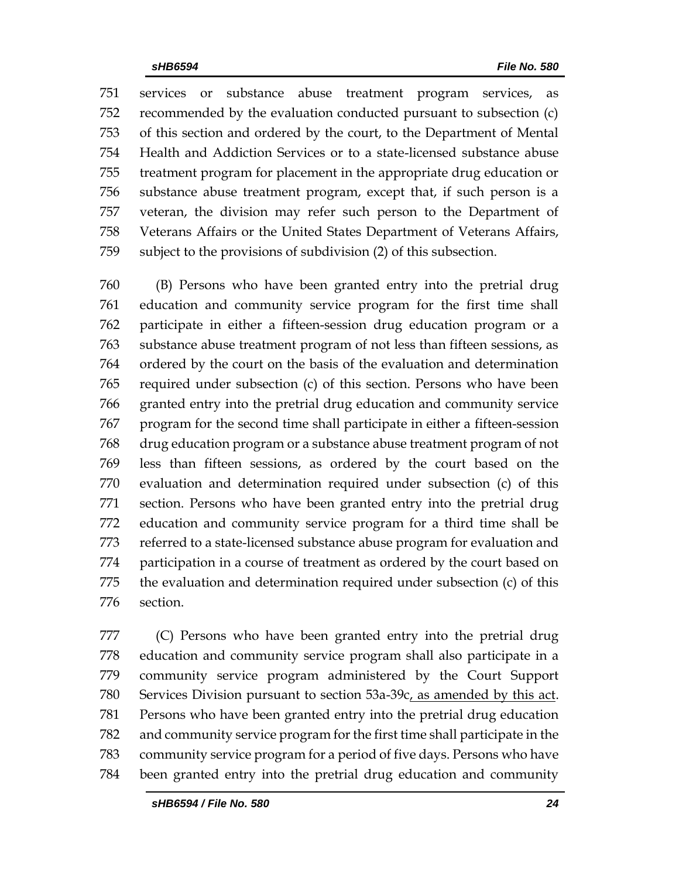751 services or substance abuse treatment program services, as
752 recommended by the evaluation conducted pursuant to subsection (c)
753 of this section and ordered by the court, to the Department of Mental
754 Health and Addiction Services or to a state-licensed substance abuse
755 treatment program for placement in the appropriate drug education or
756 substance abuse treatment program, except that, if such person is a
757 veteran, the division may refer such person to the Department of
758 Veterans Affairs or the United States Department of Veterans Affairs,
759 subject to the provisions of subdivision (2) of this subsection.

760 (B) Persons who have been granted entry into the pretrial drug
761 education and community service program for the first time shall
762 participate in either a fifteen-session drug education program or a
763 substance abuse treatment program of not less than fifteen sessions, as
764 ordered by the court on the basis of the evaluation and determination
765 required under subsection (c) of this section. Persons who have been
766 granted entry into the pretrial drug education and community service
767 program for the second time shall participate in either a fifteen-session
768 drug education program or a substance abuse treatment program of not
769 less than fifteen sessions, as ordered by the court based on the
770 evaluation and determination required under subsection (c) of this
771 section. Persons who have been granted entry into the pretrial drug
772 education and community service program for a third time shall be
773 referred to a state-licensed substance abuse program for evaluation and
774 participation in a course of treatment as ordered by the court based on
775 the evaluation and determination required under subsection (c) of this
776 section.

777 (C) Persons who have been granted entry into the pretrial drug
778 education and community service program shall also participate in a
779 community service program administered by the Court Support
780 Services Division pursuant to section 53a-39c<u>, as amended by this act</u>.
781 Persons who have been granted entry into the pretrial drug education
782 and community service program for the first time shall participate in the
783 community service program for a period of five days. Persons who have
784 been granted entry into the pretrial drug education and community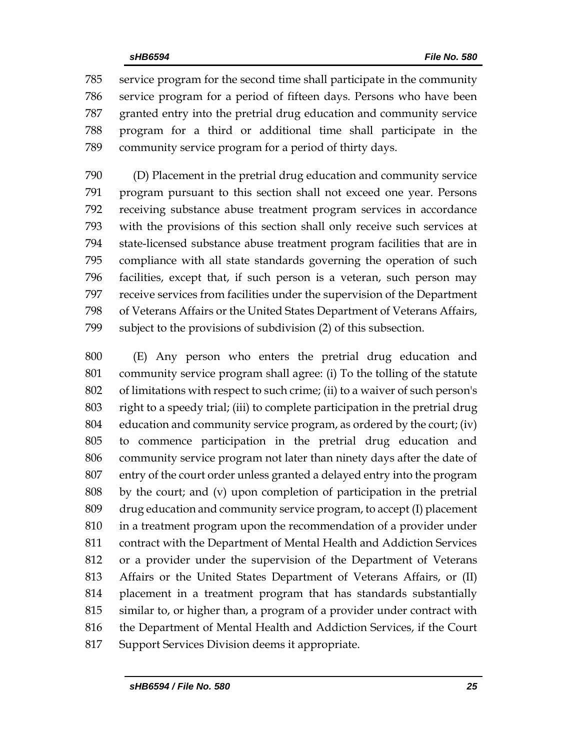service program for the second time shall participate in the community service program for a period of fifteen days. Persons who have been granted entry into the pretrial drug education and community service program for a third or additional time shall participate in the community service program for a period of thirty days.

(D) Placement in the pretrial drug education and community service program pursuant to this section shall not exceed one year. Persons receiving substance abuse treatment program services in accordance with the provisions of this section shall only receive such services at state-licensed substance abuse treatment program facilities that are in compliance with all state standards governing the operation of such facilities, except that, if such person is a veteran, such person may receive services from facilities under the supervision of the Department of Veterans Affairs or the United States Department of Veterans Affairs, subject to the provisions of subdivision (2) of this subsection.

(E) Any person who enters the pretrial drug education and community service program shall agree: (i) To the tolling of the statute of limitations with respect to such crime; (ii) to a waiver of such person's right to a speedy trial; (iii) to complete participation in the pretrial drug education and community service program, as ordered by the court; (iv) to commence participation in the pretrial drug education and community service program not later than ninety days after the date of entry of the court order unless granted a delayed entry into the program by the court; and (v) upon completion of participation in the pretrial drug education and community service program, to accept (I) placement in a treatment program upon the recommendation of a provider under contract with the Department of Mental Health and Addiction Services or a provider under the supervision of the Department of Veterans Affairs or the United States Department of Veterans Affairs, or (II) placement in a treatment program that has standards substantially similar to, or higher than, a program of a provider under contract with the Department of Mental Health and Addiction Services, if the Court Support Services Division deems it appropriate.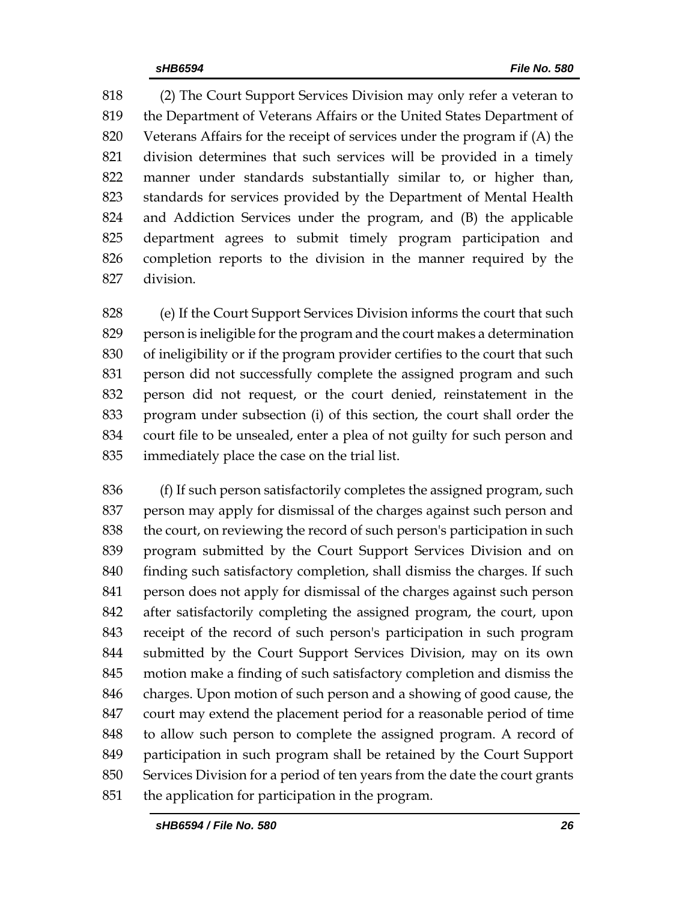(2) The Court Support Services Division may only refer a veteran to the Department of Veterans Affairs or the United States Department of Veterans Affairs for the receipt of services under the program if (A) the division determines that such services will be provided in a timely manner under standards substantially similar to, or higher than, standards for services provided by the Department of Mental Health and Addiction Services under the program, and (B) the applicable department agrees to submit timely program participation and completion reports to the division in the manner required by the division.

(e) If the Court Support Services Division informs the court that such person is ineligible for the program and the court makes a determination of ineligibility or if the program provider certifies to the court that such person did not successfully complete the assigned program and such person did not request, or the court denied, reinstatement in the program under subsection (i) of this section, the court shall order the court file to be unsealed, enter a plea of not guilty for such person and immediately place the case on the trial list.

(f) If such person satisfactorily completes the assigned program, such person may apply for dismissal of the charges against such person and the court, on reviewing the record of such person's participation in such program submitted by the Court Support Services Division and on finding such satisfactory completion, shall dismiss the charges. If such person does not apply for dismissal of the charges against such person after satisfactorily completing the assigned program, the court, upon receipt of the record of such person's participation in such program submitted by the Court Support Services Division, may on its own motion make a finding of such satisfactory completion and dismiss the charges. Upon motion of such person and a showing of good cause, the court may extend the placement period for a reasonable period of time to allow such person to complete the assigned program. A record of participation in such program shall be retained by the Court Support Services Division for a period of ten years from the date the court grants the application for participation in the program.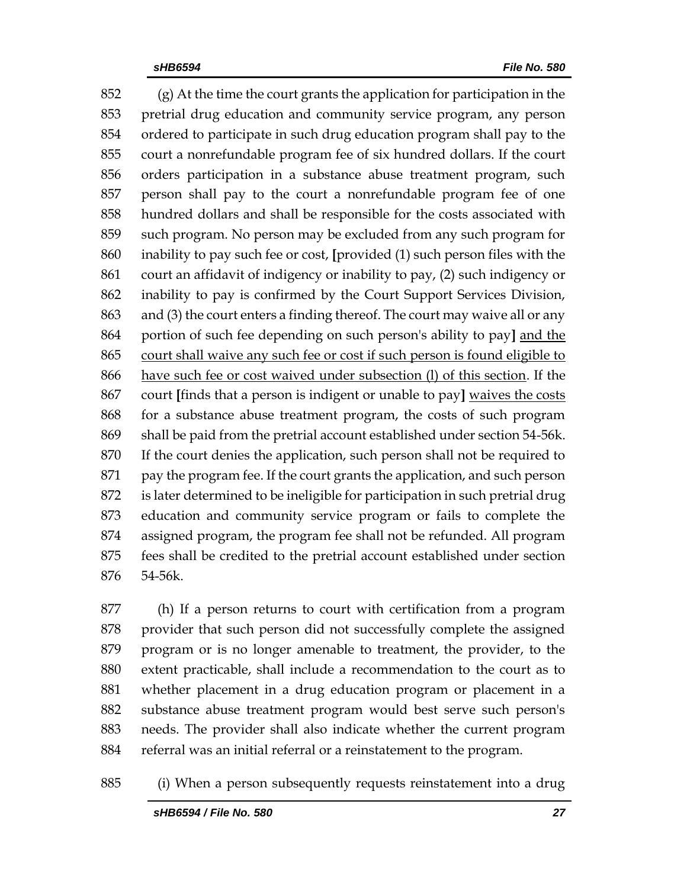852 (g) At the time the court grants the application for participation in the
853 pretrial drug education and community service program, any person
854 ordered to participate in such drug education program shall pay to the
855 court a nonrefundable program fee of six hundred dollars. If the court
856 orders participation in a substance abuse treatment program, such
857 person shall pay to the court a nonrefundable program fee of one
858 hundred dollars and shall be responsible for the costs associated with
859 such program. No person may be excluded from any such program for
860 inability to pay such fee or cost, **[**provided (1) such person files with the
861 court an affidavit of indigency or inability to pay, (2) such indigency or
862 inability to pay is confirmed by the Court Support Services Division,
863 and (3) the court enters a finding thereof. The court may waive all or any
864 portion of such fee depending on such person's ability to pay**]** <u>and the</u>
865 <u>court shall waive any such fee or cost if such person is found eligible to</u>
866 <u>have such fee or cost waived under subsection (l) of this section</u>. If the
867 court **[**finds that a person is indigent or unable to pay**]** <u>waives the costs</u>
868 for a substance abuse treatment program, the costs of such program
869 shall be paid from the pretrial account established under section 54-56k.
870 If the court denies the application, such person shall not be required to
871 pay the program fee. If the court grants the application, and such person
872 is later determined to be ineligible for participation in such pretrial drug
873 education and community service program or fails to complete the
874 assigned program, the program fee shall not be refunded. All program
875 fees shall be credited to the pretrial account established under section
876 54-56k.

877 (h) If a person returns to court with certification from a program
878 provider that such person did not successfully complete the assigned
879 program or is no longer amenable to treatment, the provider, to the
880 extent practicable, shall include a recommendation to the court as to
881 whether placement in a drug education program or placement in a
882 substance abuse treatment program would best serve such person's
883 needs. The provider shall also indicate whether the current program
884 referral was an initial referral or a reinstatement to the program.

885 (i) When a person subsequently requests reinstatement into a drug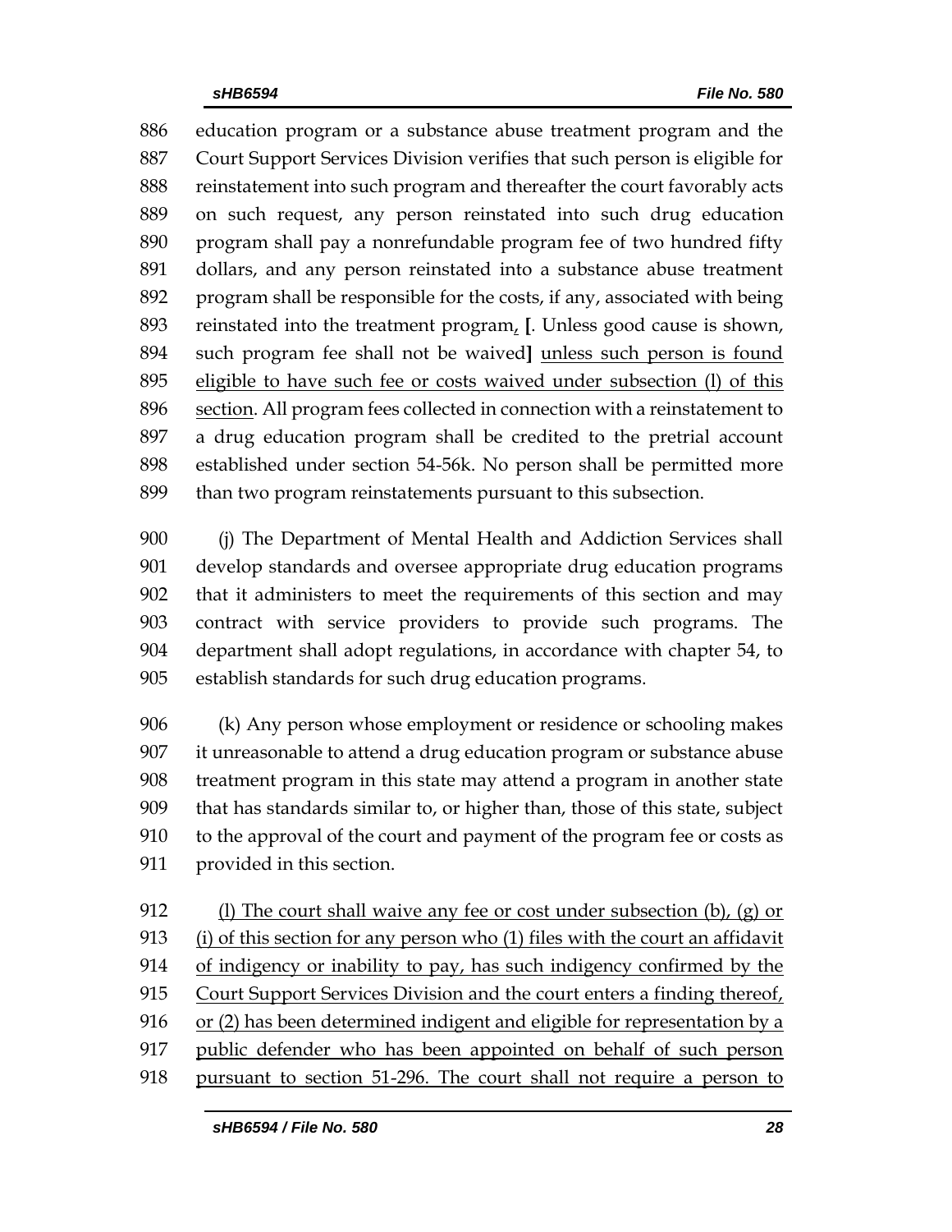886 education program or a substance abuse treatment program and the
887 Court Support Services Division verifies that such person is eligible for
888 reinstatement into such program and thereafter the court favorably acts
889 on such request, any person reinstated into such drug education
890 program shall pay a nonrefundable program fee of two hundred fifty
891 dollars, and any person reinstated into a substance abuse treatment
892 program shall be responsible for the costs, if any, associated with being
893 reinstated into the treatment program, **[**. Unless good cause is shown,
894 such program fee shall not be waived**]** unless such person is found
895 eligible to have such fee or costs waived under subsection (l) of this
896 section. All program fees collected in connection with a reinstatement to
897 a drug education program shall be credited to the pretrial account
898 established under section 54-56k. No person shall be permitted more
899 than two program reinstatements pursuant to this subsection.

900 (j) The Department of Mental Health and Addiction Services shall
901 develop standards and oversee appropriate drug education programs
902 that it administers to meet the requirements of this section and may
903 contract with service providers to provide such programs. The
904 department shall adopt regulations, in accordance with chapter 54, to
905 establish standards for such drug education programs.

906 (k) Any person whose employment or residence or schooling makes
907 it unreasonable to attend a drug education program or substance abuse
908 treatment program in this state may attend a program in another state
909 that has standards similar to, or higher than, those of this state, subject
910 to the approval of the court and payment of the program fee or costs as
911 provided in this section.

912 (l) The court shall waive any fee or cost under subsection (b), (g) or
913 (i) of this section for any person who (1) files with the court an affidavit
914 of indigency or inability to pay, has such indigency confirmed by the
915 Court Support Services Division and the court enters a finding thereof,
916 or (2) has been determined indigent and eligible for representation by a
917 public defender who has been appointed on behalf of such person
918 pursuant to section 51-296. The court shall not require a person to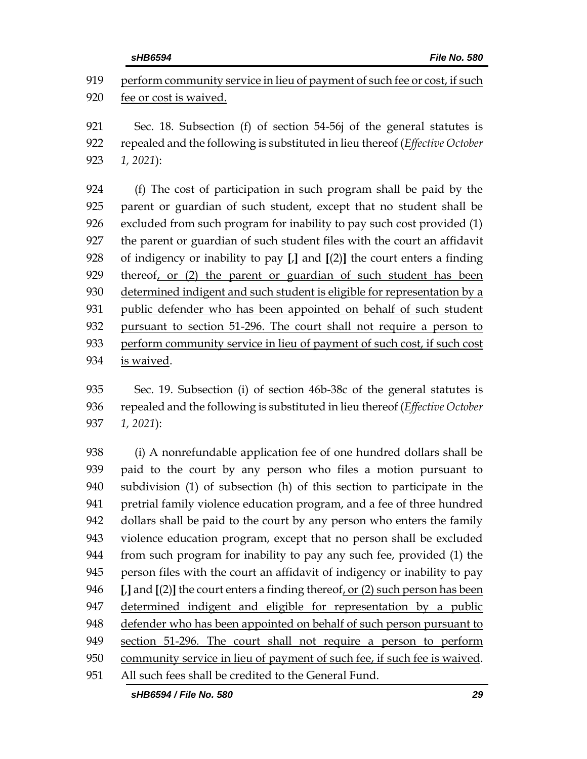919 perform community service in lieu of payment of such fee or cost, if such
920 fee or cost is waived.

921 Sec. 18. Subsection (f) of section 54-56j of the general statutes is
922 repealed and the following is substituted in lieu thereof (*Effective October*
923 *1, 2021*):

924 (f) The cost of participation in such program shall be paid by the
925 parent or guardian of such student, except that no student shall be
926 excluded from such program for inability to pay such cost provided (1)
927 the parent or guardian of such student files with the court an affidavit
928 of indigency or inability to pay **[**,**]** and **[**(2)**]** the court enters a finding
929 thereof, or (2) the parent or guardian of such student has been
930 determined indigent and such student is eligible for representation by a
931 public defender who has been appointed on behalf of such student
932 pursuant to section 51-296. The court shall not require a person to
933 perform community service in lieu of payment of such cost, if such cost
934 is waived.

935 Sec. 19. Subsection (i) of section 46b-38c of the general statutes is
936 repealed and the following is substituted in lieu thereof (*Effective October*
937 *1, 2021*):

938 (i) A nonrefundable application fee of one hundred dollars shall be
939 paid to the court by any person who files a motion pursuant to
940 subdivision (1) of subsection (h) of this section to participate in the
941 pretrial family violence education program, and a fee of three hundred
942 dollars shall be paid to the court by any person who enters the family
943 violence education program, except that no person shall be excluded
944 from such program for inability to pay any such fee, provided (1) the
945 person files with the court an affidavit of indigency or inability to pay
946 **[**,**]** and **[**(2)**]** the court enters a finding thereof, or (2) such person has been
947 determined indigent and eligible for representation by a public
948 defender who has been appointed on behalf of such person pursuant to
949 section 51-296. The court shall not require a person to perform
950 community service in lieu of payment of such fee, if such fee is waived.
951 All such fees shall be credited to the General Fund.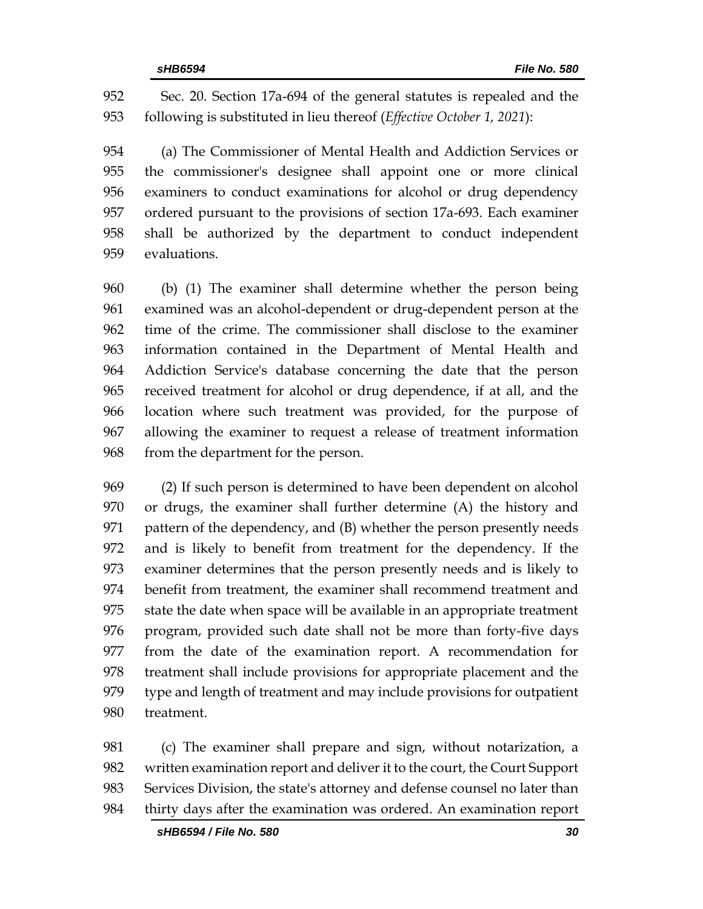Sec. 20. Section 17a-694 of the general statutes is repealed and the following is substituted in lieu thereof (*Effective October 1, 2021*):

(a) The Commissioner of Mental Health and Addiction Services or the commissioner's designee shall appoint one or more clinical examiners to conduct examinations for alcohol or drug dependency ordered pursuant to the provisions of section 17a-693. Each examiner shall be authorized by the department to conduct independent evaluations.

(b) (1) The examiner shall determine whether the person being examined was an alcohol-dependent or drug-dependent person at the time of the crime. The commissioner shall disclose to the examiner information contained in the Department of Mental Health and Addiction Service's database concerning the date that the person received treatment for alcohol or drug dependence, if at all, and the location where such treatment was provided, for the purpose of allowing the examiner to request a release of treatment information from the department for the person.

(2) If such person is determined to have been dependent on alcohol or drugs, the examiner shall further determine (A) the history and pattern of the dependency, and (B) whether the person presently needs and is likely to benefit from treatment for the dependency. If the examiner determines that the person presently needs and is likely to benefit from treatment, the examiner shall recommend treatment and state the date when space will be available in an appropriate treatment program, provided such date shall not be more than forty-five days from the date of the examination report. A recommendation for treatment shall include provisions for appropriate placement and the type and length of treatment and may include provisions for outpatient treatment.

(c) The examiner shall prepare and sign, without notarization, a written examination report and deliver it to the court, the Court Support Services Division, the state's attorney and defense counsel no later than thirty days after the examination was ordered. An examination report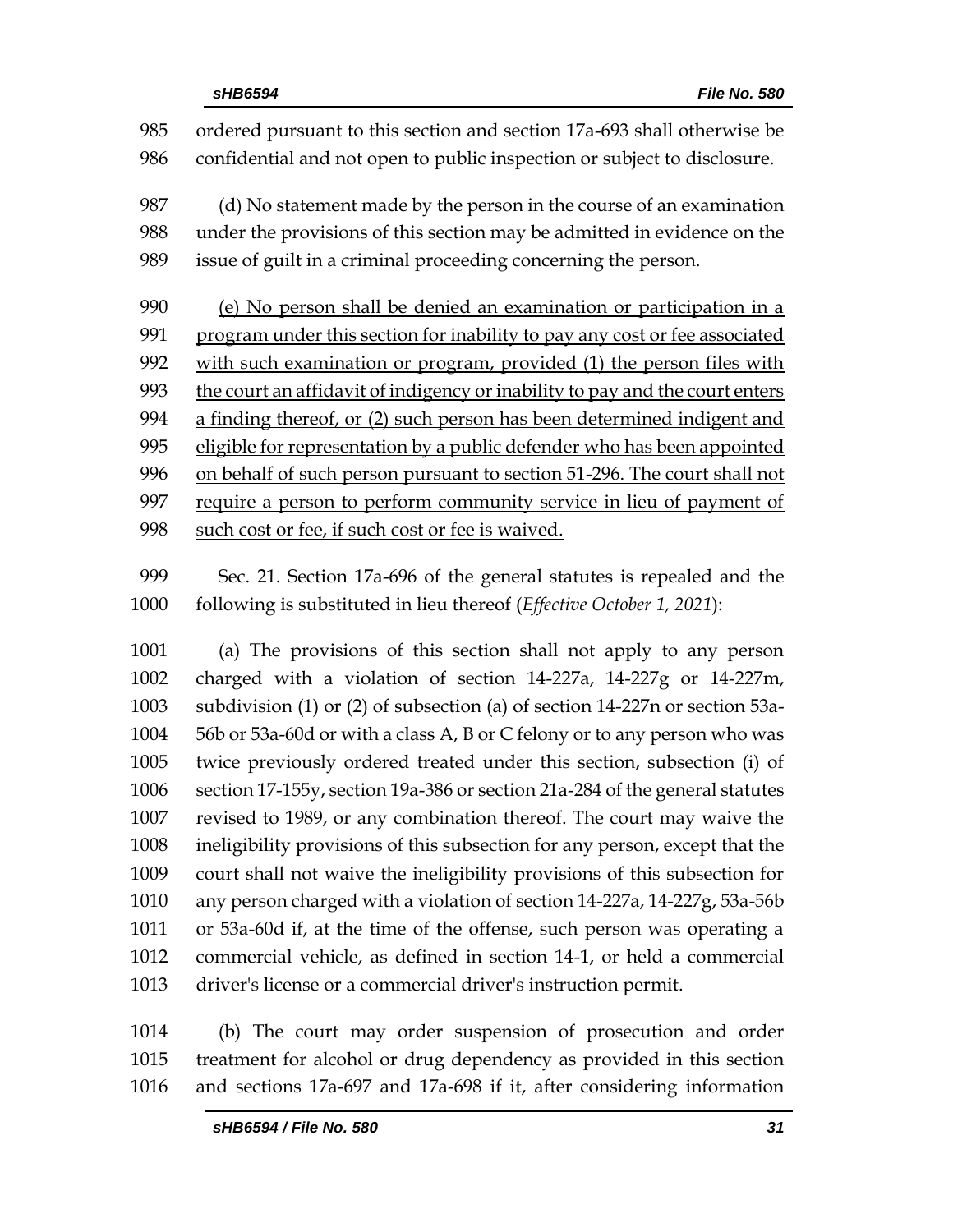ordered pursuant to this section and section 17a-693 shall otherwise be confidential and not open to public inspection or subject to disclosure.

(d) No statement made by the person in the course of an examination under the provisions of this section may be admitted in evidence on the issue of guilt in a criminal proceeding concerning the person.

<u>(e) No person shall be denied an examination or participation in a program under this section for inability to pay any cost or fee associated with such examination or program, provided (1) the person files with the court an affidavit of indigency or inability to pay and the court enters a finding thereof, or (2) such person has been determined indigent and eligible for representation by a public defender who has been appointed on behalf of such person pursuant to section 51-296. The court shall not require a person to perform community service in lieu of payment of such cost or fee, if such cost or fee is waived.</u>

Sec. 21. Section 17a-696 of the general statutes is repealed and the following is substituted in lieu thereof (*Effective October 1, 2021*):

(a) The provisions of this section shall not apply to any person charged with a violation of section 14-227a, 14-227g or 14-227m, subdivision (1) or (2) of subsection (a) of section 14-227n or section 53a-56b or 53a-60d or with a class A, B or C felony or to any person who was twice previously ordered treated under this section, subsection (i) of section 17-155y, section 19a-386 or section 21a-284 of the general statutes revised to 1989, or any combination thereof. The court may waive the ineligibility provisions of this subsection for any person, except that the court shall not waive the ineligibility provisions of this subsection for any person charged with a violation of section 14-227a, 14-227g, 53a-56b or 53a-60d if, at the time of the offense, such person was operating a commercial vehicle, as defined in section 14-1, or held a commercial driver's license or a commercial driver's instruction permit.

(b) The court may order suspension of prosecution and order treatment for alcohol or drug dependency as provided in this section and sections 17a-697 and 17a-698 if it, after considering information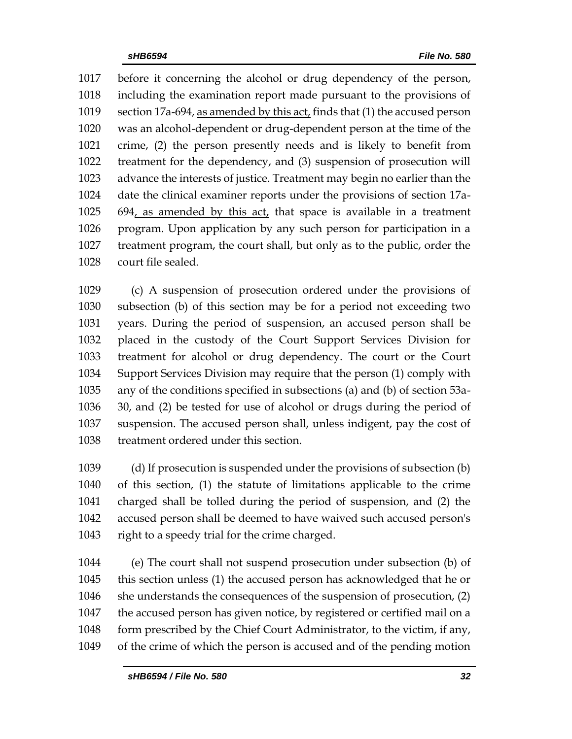1017 before it concerning the alcohol or drug dependency of the person,
1018 including the examination report made pursuant to the provisions of
1019 section 17a-694, <u>as amended by this act,</u> finds that (1) the accused person
1020 was an alcohol-dependent or drug-dependent person at the time of the
1021 crime, (2) the person presently needs and is likely to benefit from
1022 treatment for the dependency, and (3) suspension of prosecution will
1023 advance the interests of justice. Treatment may begin no earlier than the
1024 date the clinical examiner reports under the provisions of section 17a-
1025 694<u>, as amended by this act,</u> that space is available in a treatment
1026 program. Upon application by any such person for participation in a
1027 treatment program, the court shall, but only as to the public, order the
1028 court file sealed.

1029 (c) A suspension of prosecution ordered under the provisions of
1030 subsection (b) of this section may be for a period not exceeding two
1031 years. During the period of suspension, an accused person shall be
1032 placed in the custody of the Court Support Services Division for
1033 treatment for alcohol or drug dependency. The court or the Court
1034 Support Services Division may require that the person (1) comply with
1035 any of the conditions specified in subsections (a) and (b) of section 53a-
1036 30, and (2) be tested for use of alcohol or drugs during the period of
1037 suspension. The accused person shall, unless indigent, pay the cost of
1038 treatment ordered under this section.

1039 (d) If prosecution is suspended under the provisions of subsection (b)
1040 of this section, (1) the statute of limitations applicable to the crime
1041 charged shall be tolled during the period of suspension, and (2) the
1042 accused person shall be deemed to have waived such accused person's
1043 right to a speedy trial for the crime charged.

1044 (e) The court shall not suspend prosecution under subsection (b) of
1045 this section unless (1) the accused person has acknowledged that he or
1046 she understands the consequences of the suspension of prosecution, (2)
1047 the accused person has given notice, by registered or certified mail on a
1048 form prescribed by the Chief Court Administrator, to the victim, if any,
1049 of the crime of which the person is accused and of the pending motion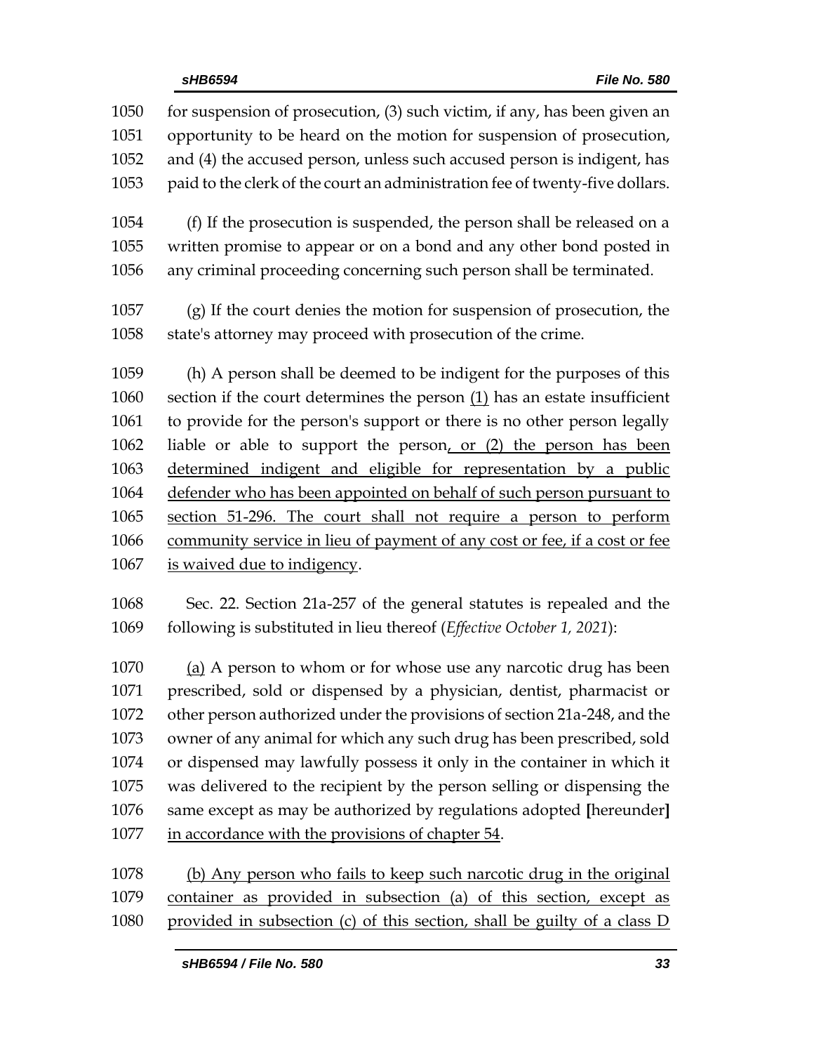for suspension of prosecution, (3) such victim, if any, has been given an opportunity to be heard on the motion for suspension of prosecution, and (4) the accused person, unless such accused person is indigent, has paid to the clerk of the court an administration fee of twenty-five dollars.

(f) If the prosecution is suspended, the person shall be released on a written promise to appear or on a bond and any other bond posted in any criminal proceeding concerning such person shall be terminated.

(g) If the court denies the motion for suspension of prosecution, the state's attorney may proceed with prosecution of the crime.

(h) A person shall be deemed to be indigent for the purposes of this section if the court determines the person <u>(1)</u> has an estate insufficient to provide for the person's support or there is no other person legally liable or able to support the person<u>, or (2) the person has been determined indigent and eligible for representation by a public defender who has been appointed on behalf of such person pursuant to section 51-296. The court shall not require a person to perform community service in lieu of payment of any cost or fee, if a cost or fee is waived due to indigency</u>.

Sec. 22. Section 21a-257 of the general statutes is repealed and the following is substituted in lieu thereof (*Effective October 1, 2021*):

<u>(a)</u> A person to whom or for whose use any narcotic drug has been prescribed, sold or dispensed by a physician, dentist, pharmacist or other person authorized under the provisions of section 21a-248, and the owner of any animal for which any such drug has been prescribed, sold or dispensed may lawfully possess it only in the container in which it was delivered to the recipient by the person selling or dispensing the same except as may be authorized by regulations adopted **[**hereunder**]** <u>in accordance with the provisions of chapter 54</u>.

<u>(b) Any person who fails to keep such narcotic drug in the original container as provided in subsection (a) of this section, except as provided in subsection (c) of this section, shall be guilty of a class D</u>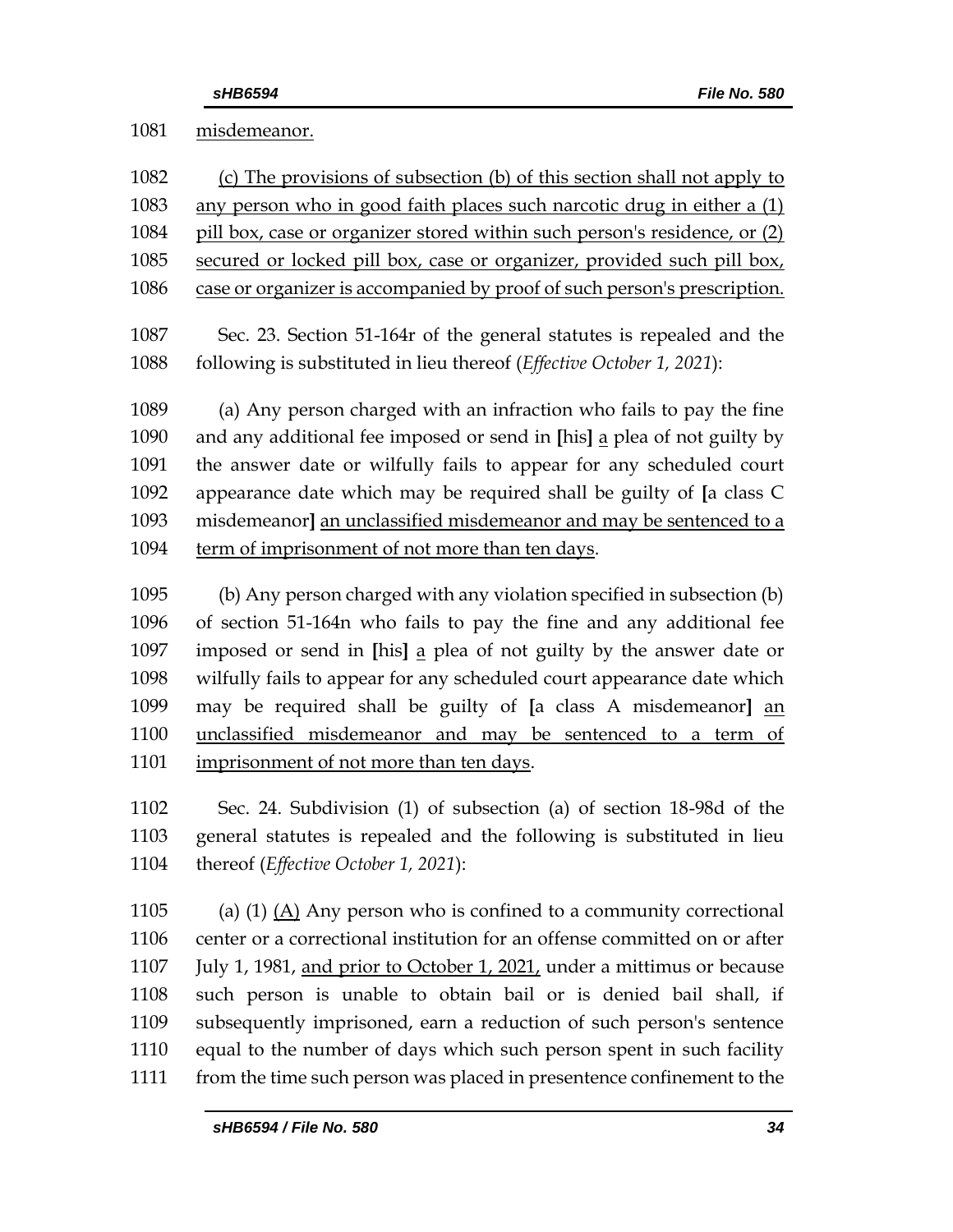misdemeanor.

(c) The provisions of subsection (b) of this section shall not apply to any person who in good faith places such narcotic drug in either a (1) pill box, case or organizer stored within such person's residence, or (2) secured or locked pill box, case or organizer, provided such pill box, case or organizer is accompanied by proof of such person's prescription.

Sec. 23. Section 51-164r of the general statutes is repealed and the following is substituted in lieu thereof (*Effective October 1, 2021*):

(a) Any person charged with an infraction who fails to pay the fine and any additional fee imposed or send in [his] a plea of not guilty by the answer date or wilfully fails to appear for any scheduled court appearance date which may be required shall be guilty of [a class C misdemeanor] an unclassified misdemeanor and may be sentenced to a term of imprisonment of not more than ten days.

(b) Any person charged with any violation specified in subsection (b) of section 51-164n who fails to pay the fine and any additional fee imposed or send in [his] a plea of not guilty by the answer date or wilfully fails to appear for any scheduled court appearance date which may be required shall be guilty of [a class A misdemeanor] an unclassified misdemeanor and may be sentenced to a term of imprisonment of not more than ten days.

Sec. 24. Subdivision (1) of subsection (a) of section 18-98d of the general statutes is repealed and the following is substituted in lieu thereof (*Effective October 1, 2021*):

(a) (1) (A) Any person who is confined to a community correctional center or a correctional institution for an offense committed on or after July 1, 1981, and prior to October 1, 2021, under a mittimus or because such person is unable to obtain bail or is denied bail shall, if subsequently imprisoned, earn a reduction of such person's sentence equal to the number of days which such person spent in such facility from the time such person was placed in presentence confinement to the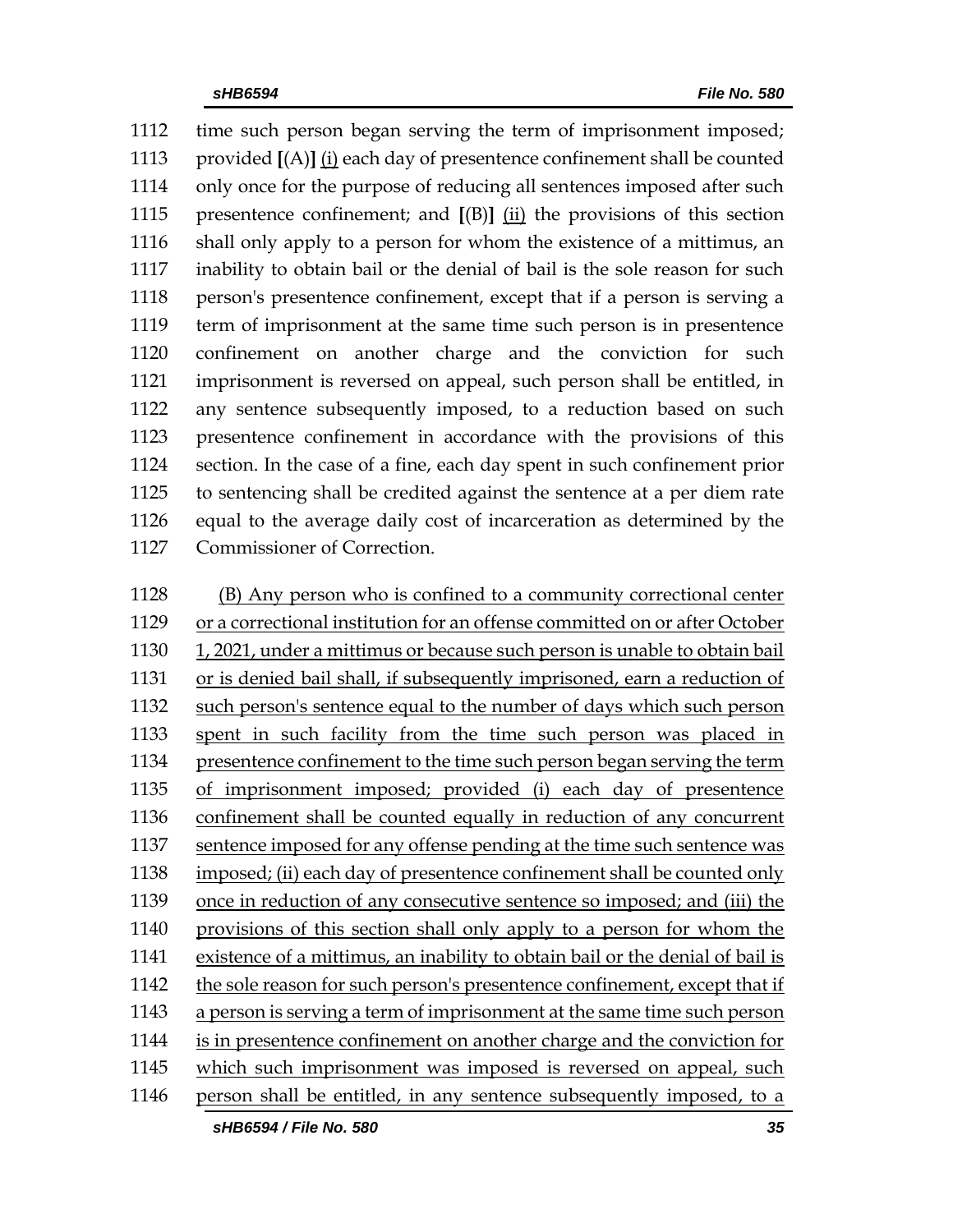time such person began serving the term of imprisonment imposed; provided [(A)] <u>(i)</u> each day of presentence confinement shall be counted only once for the purpose of reducing all sentences imposed after such presentence confinement; and [(B)] <u>(ii)</u> the provisions of this section shall only apply to a person for whom the existence of a mittimus, an inability to obtain bail or the denial of bail is the sole reason for such person's presentence confinement, except that if a person is serving a term of imprisonment at the same time such person is in presentence confinement on another charge and the conviction for such imprisonment is reversed on appeal, such person shall be entitled, in any sentence subsequently imposed, to a reduction based on such presentence confinement in accordance with the provisions of this section. In the case of a fine, each day spent in such confinement prior to sentencing shall be credited against the sentence at a per diem rate equal to the average daily cost of incarceration as determined by the Commissioner of Correction.

<u>(B) Any person who is confined to a community correctional center or a correctional institution for an offense committed on or after October 1, 2021, under a mittimus or because such person is unable to obtain bail or is denied bail shall, if subsequently imprisoned, earn a reduction of such person's sentence equal to the number of days which such person spent in such facility from the time such person was placed in presentence confinement to the time such person began serving the term of imprisonment imposed; provided (i) each day of presentence confinement shall be counted equally in reduction of any concurrent sentence imposed for any offense pending at the time such sentence was imposed; (ii) each day of presentence confinement shall be counted only once in reduction of any consecutive sentence so imposed; and (iii) the provisions of this section shall only apply to a person for whom the existence of a mittimus, an inability to obtain bail or the denial of bail is the sole reason for such person's presentence confinement, except that if a person is serving a term of imprisonment at the same time such person is in presentence confinement on another charge and the conviction for which such imprisonment was imposed is reversed on appeal, such person shall be entitled, in any sentence subsequently imposed, to a</u>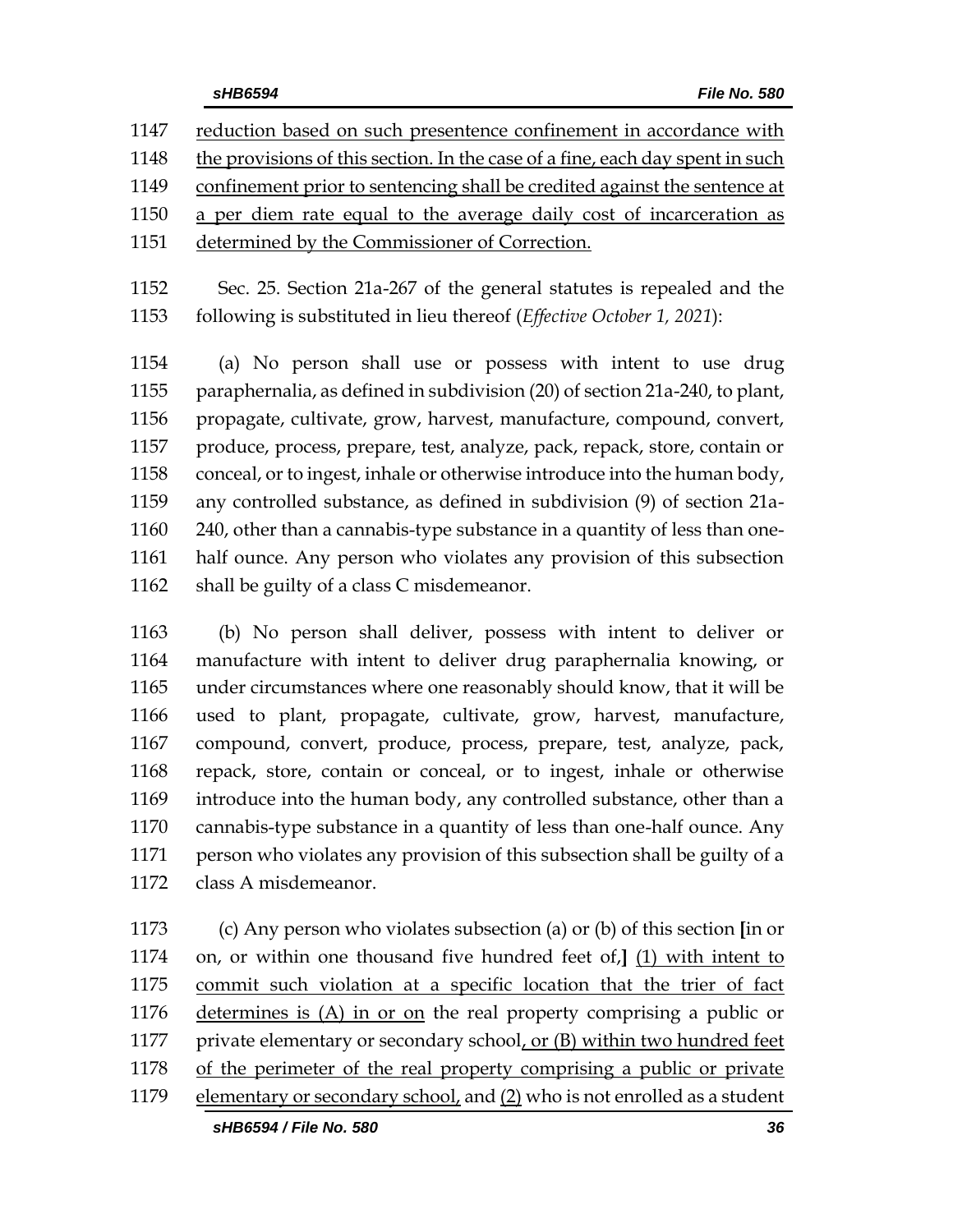1147 reduction based on such presentence confinement in accordance with
1148 the provisions of this section. In the case of a fine, each day spent in such
1149 confinement prior to sentencing shall be credited against the sentence at
1150 a per diem rate equal to the average daily cost of incarceration as
1151 determined by the Commissioner of Correction.

1152 Sec. 25. Section 21a-267 of the general statutes is repealed and the
1153 following is substituted in lieu thereof (*Effective October 1, 2021*):

1154 (a) No person shall use or possess with intent to use drug
1155 paraphernalia, as defined in subdivision (20) of section 21a-240, to plant,
1156 propagate, cultivate, grow, harvest, manufacture, compound, convert,
1157 produce, process, prepare, test, analyze, pack, repack, store, contain or
1158 conceal, or to ingest, inhale or otherwise introduce into the human body,
1159 any controlled substance, as defined in subdivision (9) of section 21a-
1160 240, other than a cannabis-type substance in a quantity of less than one-
1161 half ounce. Any person who violates any provision of this subsection
1162 shall be guilty of a class C misdemeanor.

1163 (b) No person shall deliver, possess with intent to deliver or
1164 manufacture with intent to deliver drug paraphernalia knowing, or
1165 under circumstances where one reasonably should know, that it will be
1166 used to plant, propagate, cultivate, grow, harvest, manufacture,
1167 compound, convert, produce, process, prepare, test, analyze, pack,
1168 repack, store, contain or conceal, or to ingest, inhale or otherwise
1169 introduce into the human body, any controlled substance, other than a
1170 cannabis-type substance in a quantity of less than one-half ounce. Any
1171 person who violates any provision of this subsection shall be guilty of a
1172 class A misdemeanor.

1173 (c) Any person who violates subsection (a) or (b) of this section **[**in or
1174 on, or within one thousand five hundred feet of,**]** (1) with intent to
1175 commit such violation at a specific location that the trier of fact
1176 determines is (A) in or on the real property comprising a public or
1177 private elementary or secondary school, or (B) within two hundred feet
1178 of the perimeter of the real property comprising a public or private
1179 elementary or secondary school, and (2) who is not enrolled as a student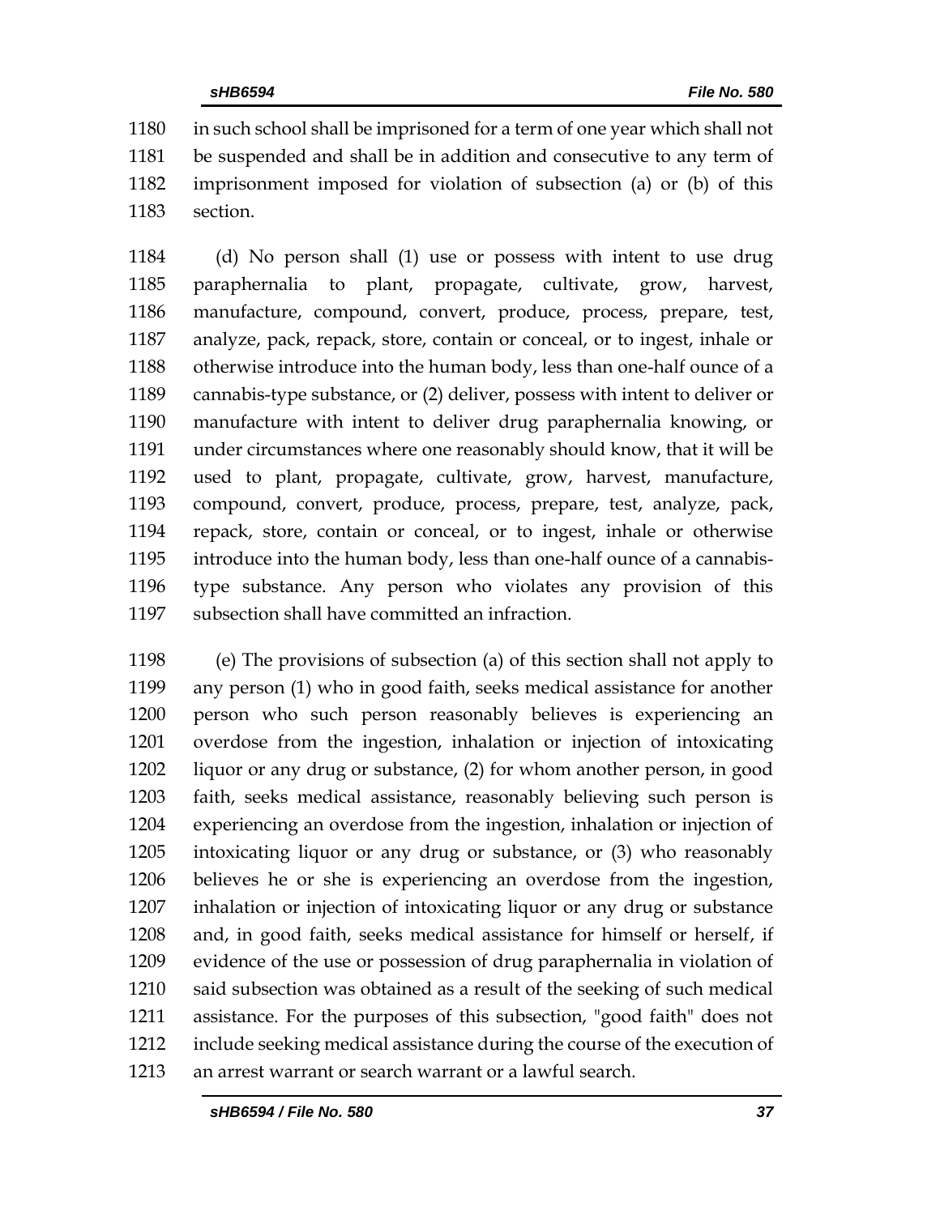in such school shall be imprisoned for a term of one year which shall not be suspended and shall be in addition and consecutive to any term of imprisonment imposed for violation of subsection (a) or (b) of this section.

(d) No person shall (1) use or possess with intent to use drug paraphernalia to plant, propagate, cultivate, grow, harvest, manufacture, compound, convert, produce, process, prepare, test, analyze, pack, repack, store, contain or conceal, or to ingest, inhale or otherwise introduce into the human body, less than one-half ounce of a cannabis-type substance, or (2) deliver, possess with intent to deliver or manufacture with intent to deliver drug paraphernalia knowing, or under circumstances where one reasonably should know, that it will be used to plant, propagate, cultivate, grow, harvest, manufacture, compound, convert, produce, process, prepare, test, analyze, pack, repack, store, contain or conceal, or to ingest, inhale or otherwise introduce into the human body, less than one-half ounce of a cannabis-type substance. Any person who violates any provision of this subsection shall have committed an infraction.

(e) The provisions of subsection (a) of this section shall not apply to any person (1) who in good faith, seeks medical assistance for another person who such person reasonably believes is experiencing an overdose from the ingestion, inhalation or injection of intoxicating liquor or any drug or substance, (2) for whom another person, in good faith, seeks medical assistance, reasonably believing such person is experiencing an overdose from the ingestion, inhalation or injection of intoxicating liquor or any drug or substance, or (3) who reasonably believes he or she is experiencing an overdose from the ingestion, inhalation or injection of intoxicating liquor or any drug or substance and, in good faith, seeks medical assistance for himself or herself, if evidence of the use or possession of drug paraphernalia in violation of said subsection was obtained as a result of the seeking of such medical assistance. For the purposes of this subsection, "good faith" does not include seeking medical assistance during the course of the execution of an arrest warrant or search warrant or a lawful search.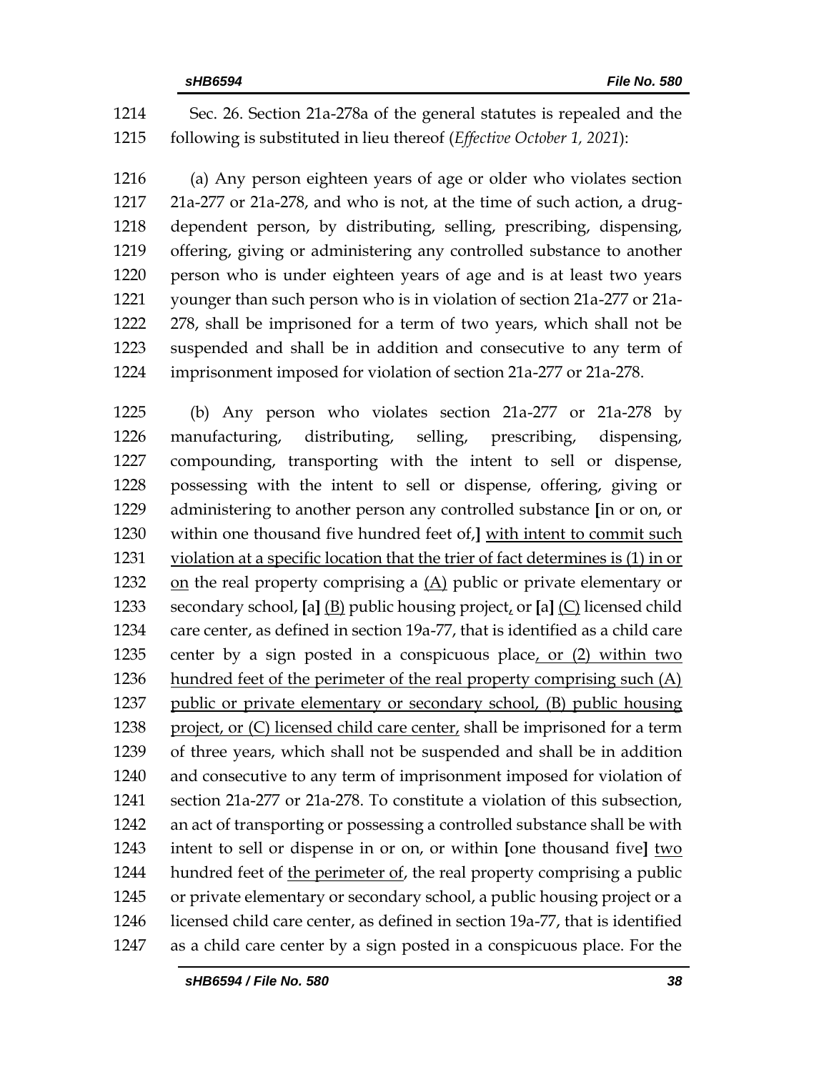Sec. 26. Section 21a-278a of the general statutes is repealed and the following is substituted in lieu thereof (*Effective October 1, 2021*):

(a) Any person eighteen years of age or older who violates section 21a-277 or 21a-278, and who is not, at the time of such action, a drug-dependent person, by distributing, selling, prescribing, dispensing, offering, giving or administering any controlled substance to another person who is under eighteen years of age and is at least two years younger than such person who is in violation of section 21a-277 or 21a-278, shall be imprisoned for a term of two years, which shall not be suspended and shall be in addition and consecutive to any term of imprisonment imposed for violation of section 21a-277 or 21a-278.

(b) Any person who violates section 21a-277 or 21a-278 by manufacturing, distributing, selling, prescribing, dispensing, compounding, transporting with the intent to sell or dispense, possessing with the intent to sell or dispense, offering, giving or administering to another person any controlled substance [in or on, or within one thousand five hundred feet of,] <u>with intent to commit such violation at a specific location that the trier of fact determines is (1) in or on</u> the real property comprising a <u>(A)</u> public or private elementary or secondary school, [a] <u>(B)</u> public housing project<u>,</u> or [a] <u>(C)</u> licensed child care center, as defined in section 19a-77, that is identified as a child care center by a sign posted in a conspicuous place<u>, or (2) within two hundred feet of the perimeter of the real property comprising such (A) public or private elementary or secondary school, (B) public housing project, or (C) licensed child care center,</u> shall be imprisoned for a term of three years, which shall not be suspended and shall be in addition and consecutive to any term of imprisonment imposed for violation of section 21a-277 or 21a-278. To constitute a violation of this subsection, an act of transporting or possessing a controlled substance shall be with intent to sell or dispense in or on, or within [one thousand five] <u>two</u> hundred feet of <u>the perimeter of</u>, the real property comprising a public or private elementary or secondary school, a public housing project or a licensed child care center, as defined in section 19a-77, that is identified as a child care center by a sign posted in a conspicuous place. For the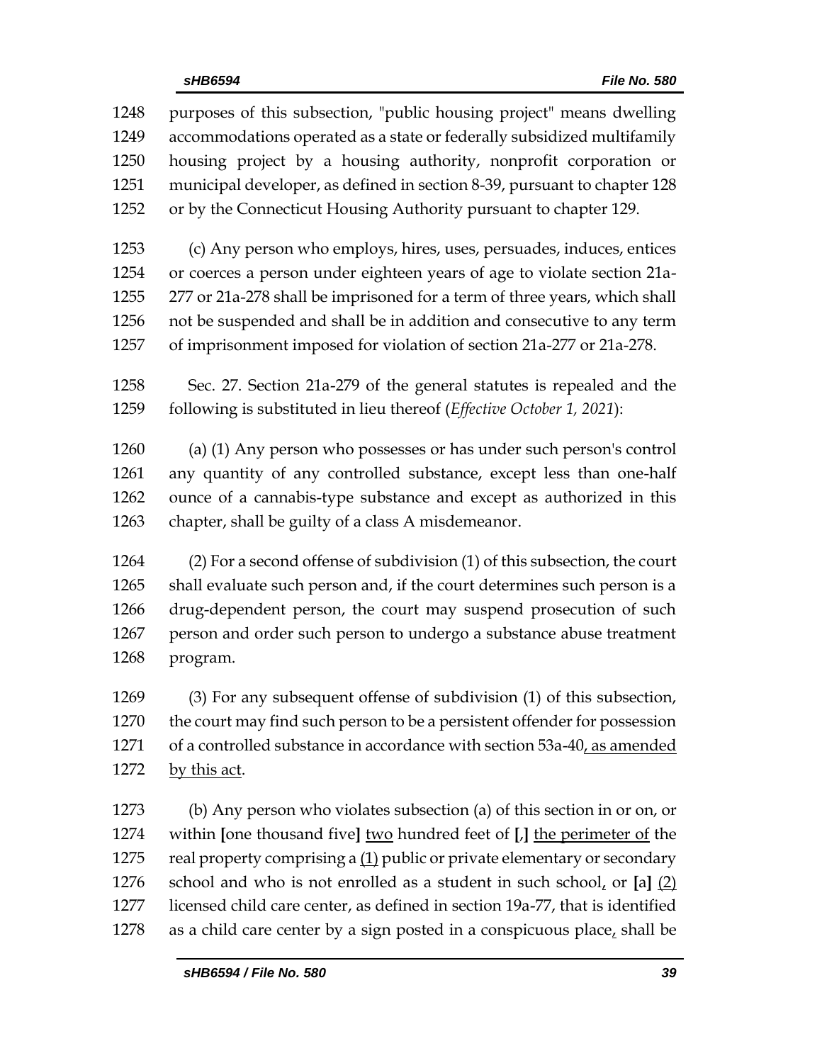purposes of this subsection, "public housing project" means dwelling accommodations operated as a state or federally subsidized multifamily housing project by a housing authority, nonprofit corporation or municipal developer, as defined in section 8-39, pursuant to chapter 128 or by the Connecticut Housing Authority pursuant to chapter 129.

(c) Any person who employs, hires, uses, persuades, induces, entices or coerces a person under eighteen years of age to violate section 21a-277 or 21a-278 shall be imprisoned for a term of three years, which shall not be suspended and shall be in addition and consecutive to any term of imprisonment imposed for violation of section 21a-277 or 21a-278.

Sec. 27. Section 21a-279 of the general statutes is repealed and the following is substituted in lieu thereof (*Effective October 1, 2021*):

(a) (1) Any person who possesses or has under such person's control any quantity of any controlled substance, except less than one-half ounce of a cannabis-type substance and except as authorized in this chapter, shall be guilty of a class A misdemeanor.

(2) For a second offense of subdivision (1) of this subsection, the court shall evaluate such person and, if the court determines such person is a drug-dependent person, the court may suspend prosecution of such person and order such person to undergo a substance abuse treatment program.

(3) For any subsequent offense of subdivision (1) of this subsection, the court may find such person to be a persistent offender for possession of a controlled substance in accordance with section 53a-40<u>, as amended by this act</u>.

(b) Any person who violates subsection (a) of this section in or on, or within [one thousand five] <u>two</u> hundred feet of [,] <u>the perimeter of</u> the real property comprising a <u>(1)</u> public or private elementary or secondary school and who is not enrolled as a student in such school<u>,</u> or [a] <u>(2)</u> licensed child care center, as defined in section 19a-77, that is identified as a child care center by a sign posted in a conspicuous place<u>,</u> shall be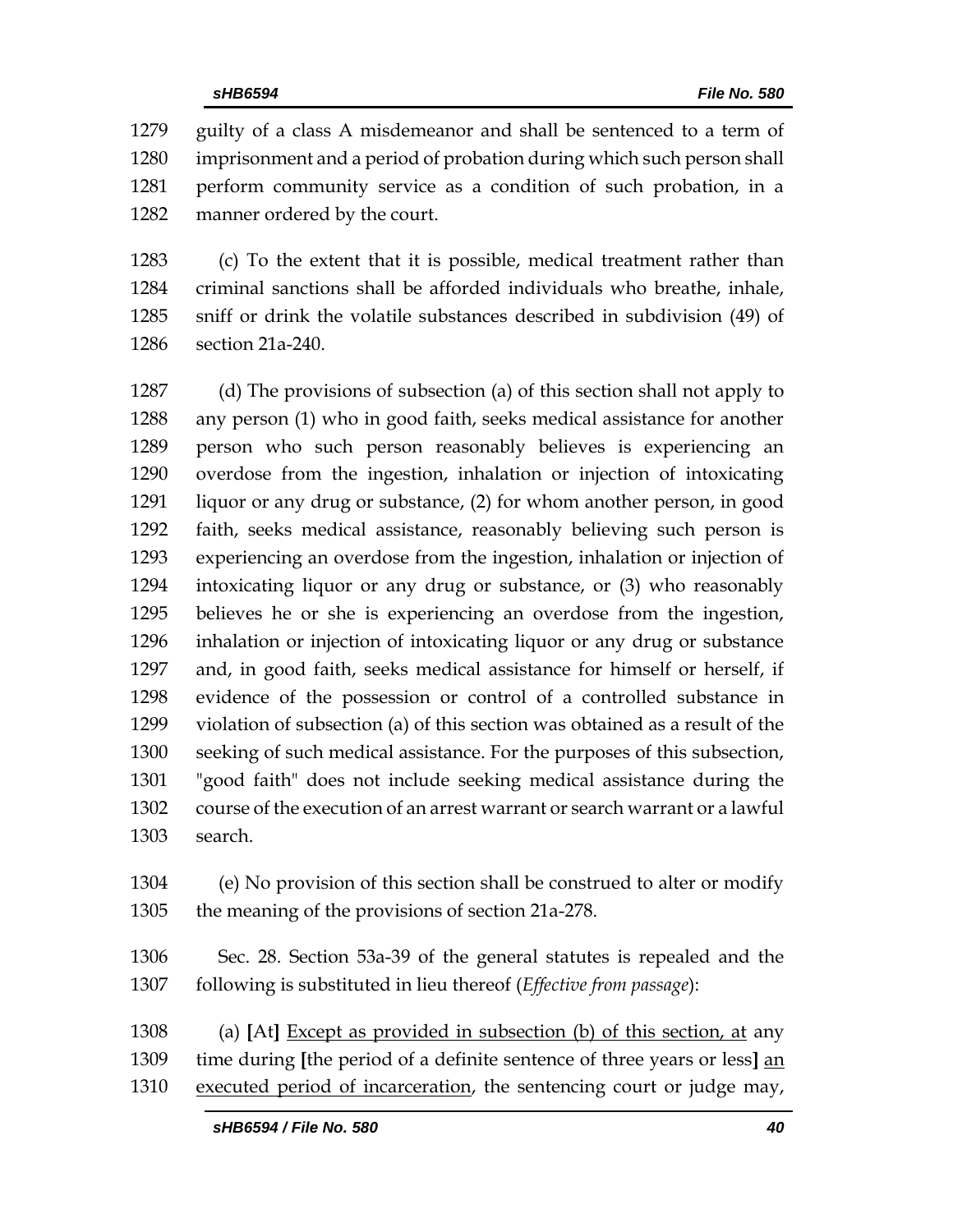guilty of a class A misdemeanor and shall be sentenced to a term of imprisonment and a period of probation during which such person shall perform community service as a condition of such probation, in a manner ordered by the court.

(c) To the extent that it is possible, medical treatment rather than criminal sanctions shall be afforded individuals who breathe, inhale, sniff or drink the volatile substances described in subdivision (49) of section 21a-240.

(d) The provisions of subsection (a) of this section shall not apply to any person (1) who in good faith, seeks medical assistance for another person who such person reasonably believes is experiencing an overdose from the ingestion, inhalation or injection of intoxicating liquor or any drug or substance, (2) for whom another person, in good faith, seeks medical assistance, reasonably believing such person is experiencing an overdose from the ingestion, inhalation or injection of intoxicating liquor or any drug or substance, or (3) who reasonably believes he or she is experiencing an overdose from the ingestion, inhalation or injection of intoxicating liquor or any drug or substance and, in good faith, seeks medical assistance for himself or herself, if evidence of the possession or control of a controlled substance in violation of subsection (a) of this section was obtained as a result of the seeking of such medical assistance. For the purposes of this subsection, "good faith" does not include seeking medical assistance during the course of the execution of an arrest warrant or search warrant or a lawful search.

(e) No provision of this section shall be construed to alter or modify the meaning of the provisions of section 21a-278.

Sec. 28. Section 53a-39 of the general statutes is repealed and the following is substituted in lieu thereof (*Effective from passage*):

(a) **[**At**]** Except as provided in subsection (b) of this section, at any time during **[**the period of a definite sentence of three years or less**]** an executed period of incarceration, the sentencing court or judge may,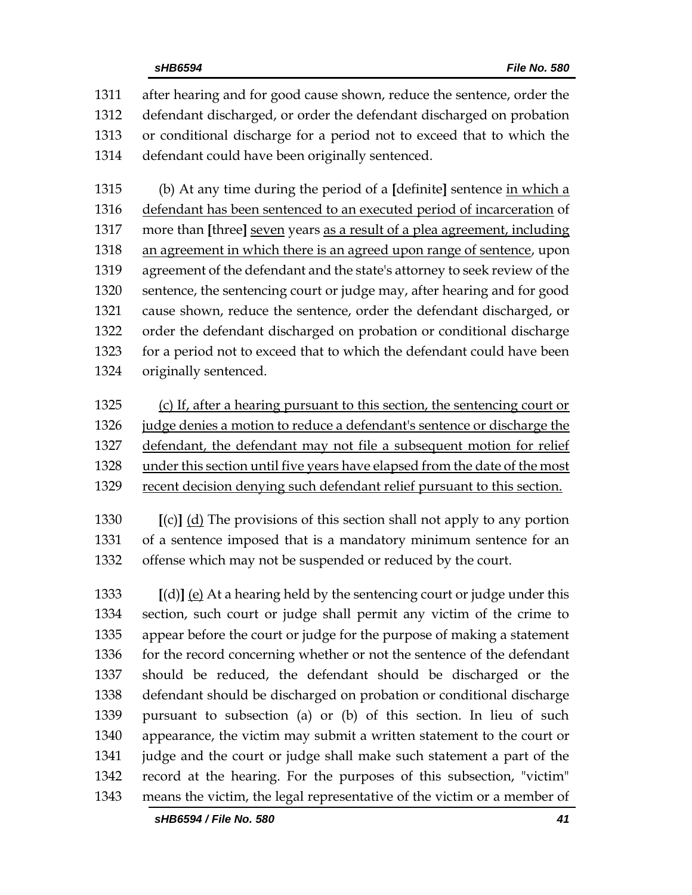1311 after hearing and for good cause shown, reduce the sentence, order the
1312 defendant discharged, or order the defendant discharged on probation
1313 or conditional discharge for a period not to exceed that to which the
1314 defendant could have been originally sentenced.

1315 (b) At any time during the period of a **[**definite**]** sentence <u>in which a</u>
1316 <u>defendant has been sentenced to an executed period of incarceration</u> of
1317 more than **[**three**]** <u>seven</u> years <u>as a result of a plea agreement, including</u>
1318 <u>an agreement in which there is an agreed upon range of sentence</u>, upon
1319 agreement of the defendant and the state's attorney to seek review of the
1320 sentence, the sentencing court or judge may, after hearing and for good
1321 cause shown, reduce the sentence, order the defendant discharged, or
1322 order the defendant discharged on probation or conditional discharge
1323 for a period not to exceed that to which the defendant could have been
1324 originally sentenced.

1325 <u>(c) If, after a hearing pursuant to this section, the sentencing court or</u>
1326 <u>judge denies a motion to reduce a defendant's sentence or discharge the</u>
1327 <u>defendant, the defendant may not file a subsequent motion for relief</u>
1328 <u>under this section until five years have elapsed from the date of the most</u>
1329 <u>recent decision denying such defendant relief pursuant to this section.</u>

1330 **[**(c)**]** <u>(d)</u> The provisions of this section shall not apply to any portion
1331 of a sentence imposed that is a mandatory minimum sentence for an
1332 offense which may not be suspended or reduced by the court.

1333 **[**(d)**]** <u>(e)</u> At a hearing held by the sentencing court or judge under this
1334 section, such court or judge shall permit any victim of the crime to
1335 appear before the court or judge for the purpose of making a statement
1336 for the record concerning whether or not the sentence of the defendant
1337 should be reduced, the defendant should be discharged or the
1338 defendant should be discharged on probation or conditional discharge
1339 pursuant to subsection (a) or (b) of this section. In lieu of such
1340 appearance, the victim may submit a written statement to the court or
1341 judge and the court or judge shall make such statement a part of the
1342 record at the hearing. For the purposes of this subsection, "victim"
1343 means the victim, the legal representative of the victim or a member of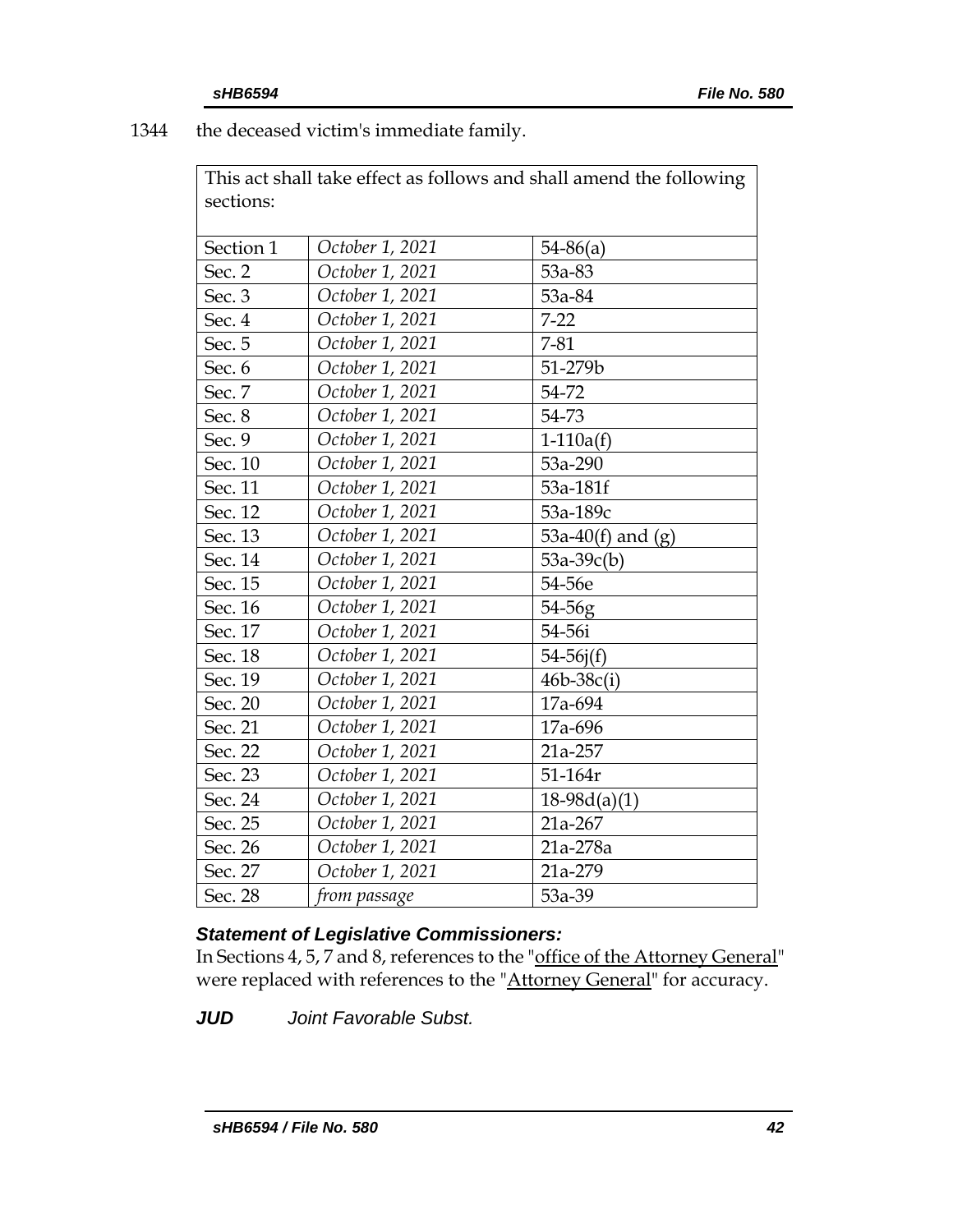1344 the deceased victim's immediate family.

| This act shall take effect as follows and shall amend the following sections: | | |
|---|---|---|
| Section 1 | *October 1, 2021* | 54-86(a) |
| Sec. 2 | *October 1, 2021* | 53a-83 |
| Sec. 3 | *October 1, 2021* | 53a-84 |
| Sec. 4 | *October 1, 2021* | 7-22 |
| Sec. 5 | *October 1, 2021* | 7-81 |
| Sec. 6 | *October 1, 2021* | 51-279b |
| Sec. 7 | *October 1, 2021* | 54-72 |
| Sec. 8 | *October 1, 2021* | 54-73 |
| Sec. 9 | *October 1, 2021* | 1-110a(f) |
| Sec. 10 | *October 1, 2021* | 53a-290 |
| Sec. 11 | *October 1, 2021* | 53a-181f |
| Sec. 12 | *October 1, 2021* | 53a-189c |
| Sec. 13 | *October 1, 2021* | 53a-40(f) and (g) |
| Sec. 14 | *October 1, 2021* | 53a-39c(b) |
| Sec. 15 | *October 1, 2021* | 54-56e |
| Sec. 16 | *October 1, 2021* | 54-56g |
| Sec. 17 | *October 1, 2021* | 54-56i |
| Sec. 18 | *October 1, 2021* | 54-56j(f) |
| Sec. 19 | *October 1, 2021* | 46b-38c(i) |
| Sec. 20 | *October 1, 2021* | 17a-694 |
| Sec. 21 | *October 1, 2021* | 17a-696 |
| Sec. 22 | *October 1, 2021* | 21a-257 |
| Sec. 23 | *October 1, 2021* | 51-164r |
| Sec. 24 | *October 1, 2021* | 18-98d(a)(1) |
| Sec. 25 | *October 1, 2021* | 21a-267 |
| Sec. 26 | *October 1, 2021* | 21a-278a |
| Sec. 27 | *October 1, 2021* | 21a-279 |
| Sec. 28 | *from passage* | 53a-39 |

***Statement of Legislative Commissioners:***

In Sections 4, 5, 7 and 8, references to the "office of the Attorney General" were replaced with references to the "Attorney General" for accuracy.

***JUD*** *Joint Favorable Subst.*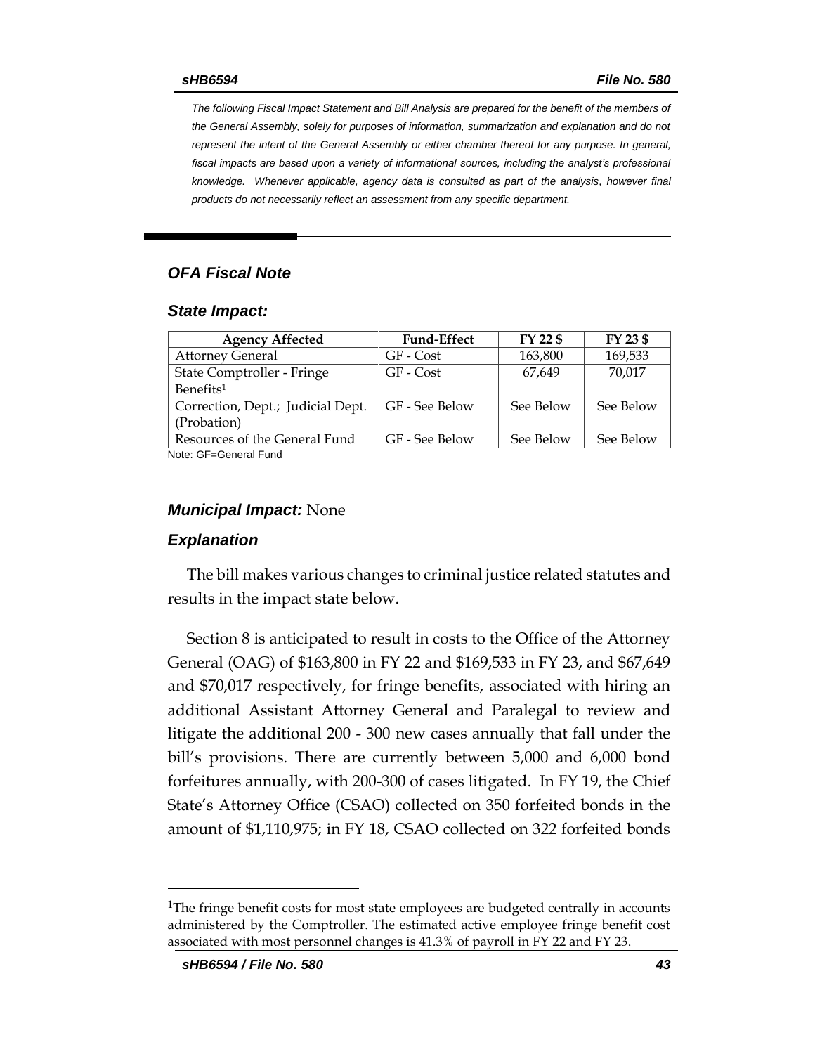*The following Fiscal Impact Statement and Bill Analysis are prepared for the benefit of the members of the General Assembly, solely for purposes of information, summarization and explanation and do not represent the intent of the General Assembly or either chamber thereof for any purpose. In general, fiscal impacts are based upon a variety of informational sources, including the analyst's professional knowledge. Whenever applicable, agency data is consulted as part of the analysis, however final products do not necessarily reflect an assessment from any specific department.*

## *OFA Fiscal Note*

### *State Impact:*

| Agency Affected | Fund-Effect | FY 22 $ | FY 23 $ |
|---|---|---|---|
| Attorney General | GF - Cost | 163,800 | 169,533 |
| State Comptroller - Fringe Benefits[1] | GF - Cost | 67,649 | 70,017 |
| Correction, Dept.; Judicial Dept. (Probation) | GF - See Below | See Below | See Below |
| Resources of the General Fund | GF - See Below | See Below | See Below |

Note: GF=General Fund

### *Municipal Impact:* None

### *Explanation*

The bill makes various changes to criminal justice related statutes and results in the impact state below.

Section 8 is anticipated to result in costs to the Office of the Attorney General (OAG) of $163,800 in FY 22 and $169,533 in FY 23, and $67,649 and $70,017 respectively, for fringe benefits, associated with hiring an additional Assistant Attorney General and Paralegal to review and litigate the additional 200 - 300 new cases annually that fall under the bill's provisions. There are currently between 5,000 and 6,000 bond forfeitures annually, with 200-300 of cases litigated. In FY 19, the Chief State's Attorney Office (CSAO) collected on 350 forfeited bonds in the amount of $1,110,975; in FY 18, CSAO collected on 322 forfeited bonds

[1]The fringe benefit costs for most state employees are budgeted centrally in accounts administered by the Comptroller. The estimated active employee fringe benefit cost associated with most personnel changes is 41.3% of payroll in FY 22 and FY 23.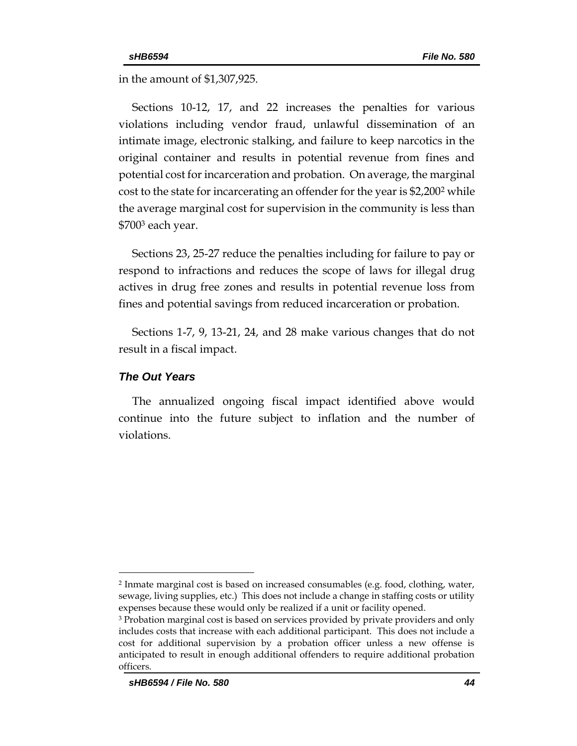in the amount of $1,307,925.

Sections 10-12, 17, and 22 increases the penalties for various violations including vendor fraud, unlawful dissemination of an intimate image, electronic stalking, and failure to keep narcotics in the original container and results in potential revenue from fines and potential cost for incarceration and probation. On average, the marginal cost to the state for incarcerating an offender for the year is $2,200[2] while the average marginal cost for supervision in the community is less than $700[3] each year.

Sections 23, 25-27 reduce the penalties including for failure to pay or respond to infractions and reduces the scope of laws for illegal drug actives in drug free zones and results in potential revenue loss from fines and potential savings from reduced incarceration or probation.

Sections 1-7, 9, 13-21, 24, and 28 make various changes that do not result in a fiscal impact.

### *The Out Years*

The annualized ongoing fiscal impact identified above would continue into the future subject to inflation and the number of violations.

---

[2] Inmate marginal cost is based on increased consumables (e.g. food, clothing, water, sewage, living supplies, etc.) This does not include a change in staffing costs or utility expenses because these would only be realized if a unit or facility opened.

[3] Probation marginal cost is based on services provided by private providers and only includes costs that increase with each additional participant. This does not include a cost for additional supervision by a probation officer unless a new offense is anticipated to result in enough additional offenders to require additional probation officers.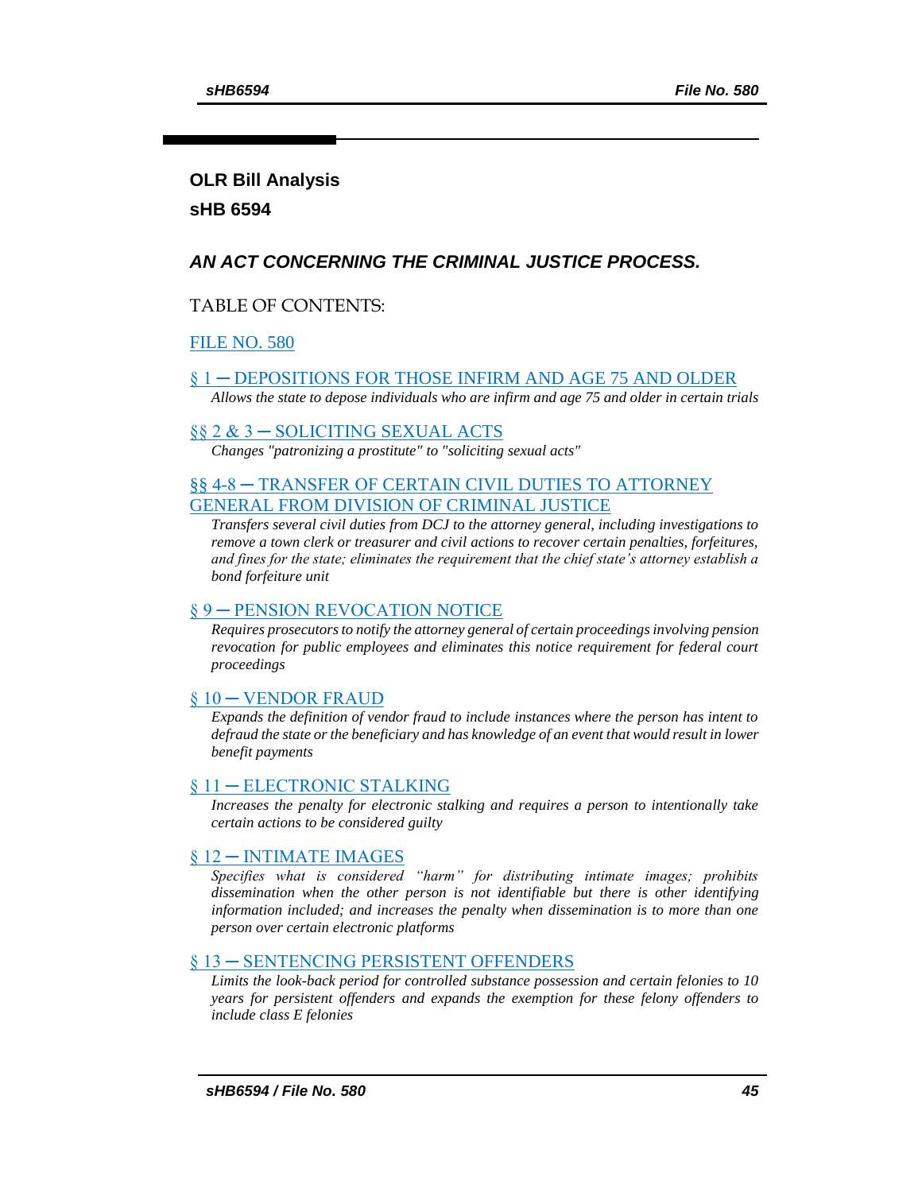## OLR Bill Analysis

## sHB 6594

### *AN ACT CONCERNING THE CRIMINAL JUSTICE PROCESS.*

TABLE OF CONTENTS:

FILE NO. 580

§ 1 — DEPOSITIONS FOR THOSE INFIRM AND AGE 75 AND OLDER

*Allows the state to depose individuals who are infirm and age 75 and older in certain trials*

§§ 2 & 3 — SOLICITING SEXUAL ACTS

*Changes "patronizing a prostitute" to "soliciting sexual acts"*

§§ 4-8 — TRANSFER OF CERTAIN CIVIL DUTIES TO ATTORNEY GENERAL FROM DIVISION OF CRIMINAL JUSTICE

*Transfers several civil duties from DCJ to the attorney general, including investigations to remove a town clerk or treasurer and civil actions to recover certain penalties, forfeitures, and fines for the state; eliminates the requirement that the chief state's attorney establish a bond forfeiture unit*

§ 9 — PENSION REVOCATION NOTICE

*Requires prosecutors to notify the attorney general of certain proceedings involving pension revocation for public employees and eliminates this notice requirement for federal court proceedings*

§ 10 — VENDOR FRAUD

*Expands the definition of vendor fraud to include instances where the person has intent to defraud the state or the beneficiary and has knowledge of an event that would result in lower benefit payments*

§ 11 — ELECTRONIC STALKING

*Increases the penalty for electronic stalking and requires a person to intentionally take certain actions to be considered guilty*

§ 12 — INTIMATE IMAGES

*Specifies what is considered "harm" for distributing intimate images; prohibits dissemination when the other person is not identifiable but there is other identifying information included; and increases the penalty when dissemination is to more than one person over certain electronic platforms*

§ 13 — SENTENCING PERSISTENT OFFENDERS

*Limits the look-back period for controlled substance possession and certain felonies to 10 years for persistent offenders and expands the exemption for these felony offenders to include class E felonies*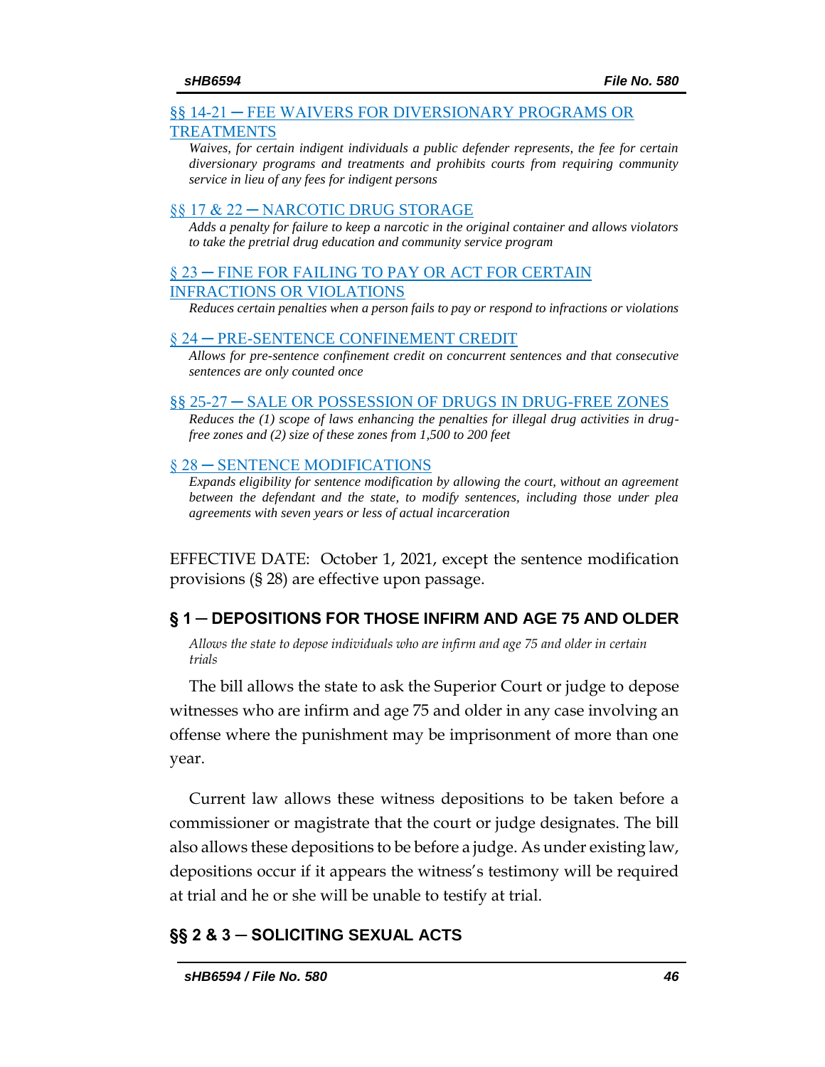§§ 14-21 — FEE WAIVERS FOR DIVERSIONARY PROGRAMS OR TREATMENTS

*Waives, for certain indigent individuals a public defender represents, the fee for certain diversionary programs and treatments and prohibits courts from requiring community service in lieu of any fees for indigent persons*

§§ 17 & 22 — NARCOTIC DRUG STORAGE

*Adds a penalty for failure to keep a narcotic in the original container and allows violators to take the pretrial drug education and community service program*

§ 23 — FINE FOR FAILING TO PAY OR ACT FOR CERTAIN INFRACTIONS OR VIOLATIONS

*Reduces certain penalties when a person fails to pay or respond to infractions or violations*

§ 24 — PRE-SENTENCE CONFINEMENT CREDIT

*Allows for pre-sentence confinement credit on concurrent sentences and that consecutive sentences are only counted once*

§§ 25-27 — SALE OR POSSESSION OF DRUGS IN DRUG-FREE ZONES

*Reduces the (1) scope of laws enhancing the penalties for illegal drug activities in drug-free zones and (2) size of these zones from 1,500 to 200 feet*

§ 28 — SENTENCE MODIFICATIONS

*Expands eligibility for sentence modification by allowing the court, without an agreement between the defendant and the state, to modify sentences, including those under plea agreements with seven years or less of actual incarceration*

EFFECTIVE DATE: October 1, 2021, except the sentence modification provisions (§ 28) are effective upon passage.

## § 1 — DEPOSITIONS FOR THOSE INFIRM AND AGE 75 AND OLDER

*Allows the state to depose individuals who are infirm and age 75 and older in certain trials*

The bill allows the state to ask the Superior Court or judge to depose witnesses who are infirm and age 75 and older in any case involving an offense where the punishment may be imprisonment of more than one year.

Current law allows these witness depositions to be taken before a commissioner or magistrate that the court or judge designates. The bill also allows these depositions to be before a judge. As under existing law, depositions occur if it appears the witness's testimony will be required at trial and he or she will be unable to testify at trial.

## §§ 2 & 3 — SOLICITING SEXUAL ACTS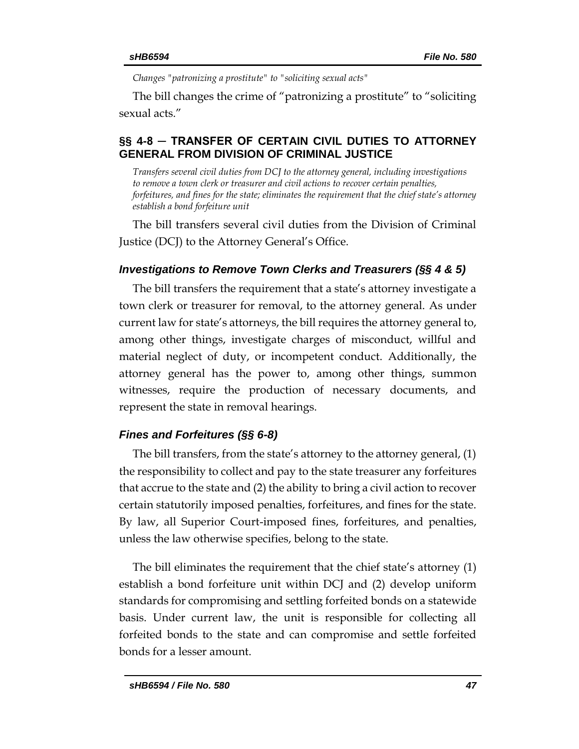*Changes "patronizing a prostitute" to "soliciting sexual acts"*

The bill changes the crime of "patronizing a prostitute" to "soliciting sexual acts."

## §§ 4-8 — TRANSFER OF CERTAIN CIVIL DUTIES TO ATTORNEY GENERAL FROM DIVISION OF CRIMINAL JUSTICE

*Transfers several civil duties from DCJ to the attorney general, including investigations to remove a town clerk or treasurer and civil actions to recover certain penalties, forfeitures, and fines for the state; eliminates the requirement that the chief state's attorney establish a bond forfeiture unit*

The bill transfers several civil duties from the Division of Criminal Justice (DCJ) to the Attorney General's Office.

### *Investigations to Remove Town Clerks and Treasurers (§§ 4 & 5)*

The bill transfers the requirement that a state's attorney investigate a town clerk or treasurer for removal, to the attorney general. As under current law for state's attorneys, the bill requires the attorney general to, among other things, investigate charges of misconduct, willful and material neglect of duty, or incompetent conduct. Additionally, the attorney general has the power to, among other things, summon witnesses, require the production of necessary documents, and represent the state in removal hearings.

### *Fines and Forfeitures (§§ 6-8)*

The bill transfers, from the state's attorney to the attorney general, (1) the responsibility to collect and pay to the state treasurer any forfeitures that accrue to the state and (2) the ability to bring a civil action to recover certain statutorily imposed penalties, forfeitures, and fines for the state. By law, all Superior Court-imposed fines, forfeitures, and penalties, unless the law otherwise specifies, belong to the state.

The bill eliminates the requirement that the chief state's attorney (1) establish a bond forfeiture unit within DCJ and (2) develop uniform standards for compromising and settling forfeited bonds on a statewide basis. Under current law, the unit is responsible for collecting all forfeited bonds to the state and can compromise and settle forfeited bonds for a lesser amount.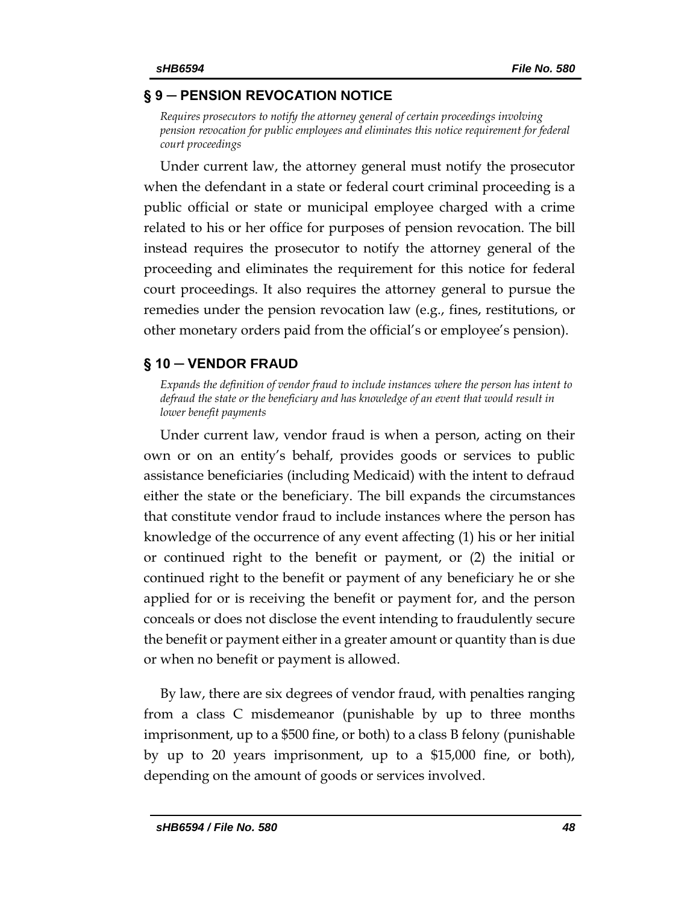## § 9 — PENSION REVOCATION NOTICE

*Requires prosecutors to notify the attorney general of certain proceedings involving pension revocation for public employees and eliminates this notice requirement for federal court proceedings*

Under current law, the attorney general must notify the prosecutor when the defendant in a state or federal court criminal proceeding is a public official or state or municipal employee charged with a crime related to his or her office for purposes of pension revocation. The bill instead requires the prosecutor to notify the attorney general of the proceeding and eliminates the requirement for this notice for federal court proceedings. It also requires the attorney general to pursue the remedies under the pension revocation law (e.g., fines, restitutions, or other monetary orders paid from the official's or employee's pension).

## § 10 — VENDOR FRAUD

*Expands the definition of vendor fraud to include instances where the person has intent to defraud the state or the beneficiary and has knowledge of an event that would result in lower benefit payments*

Under current law, vendor fraud is when a person, acting on their own or on an entity's behalf, provides goods or services to public assistance beneficiaries (including Medicaid) with the intent to defraud either the state or the beneficiary. The bill expands the circumstances that constitute vendor fraud to include instances where the person has knowledge of the occurrence of any event affecting (1) his or her initial or continued right to the benefit or payment, or (2) the initial or continued right to the benefit or payment of any beneficiary he or she applied for or is receiving the benefit or payment for, and the person conceals or does not disclose the event intending to fraudulently secure the benefit or payment either in a greater amount or quantity than is due or when no benefit or payment is allowed.

By law, there are six degrees of vendor fraud, with penalties ranging from a class C misdemeanor (punishable by up to three months imprisonment, up to a $500 fine, or both) to a class B felony (punishable by up to 20 years imprisonment, up to a $15,000 fine, or both), depending on the amount of goods or services involved.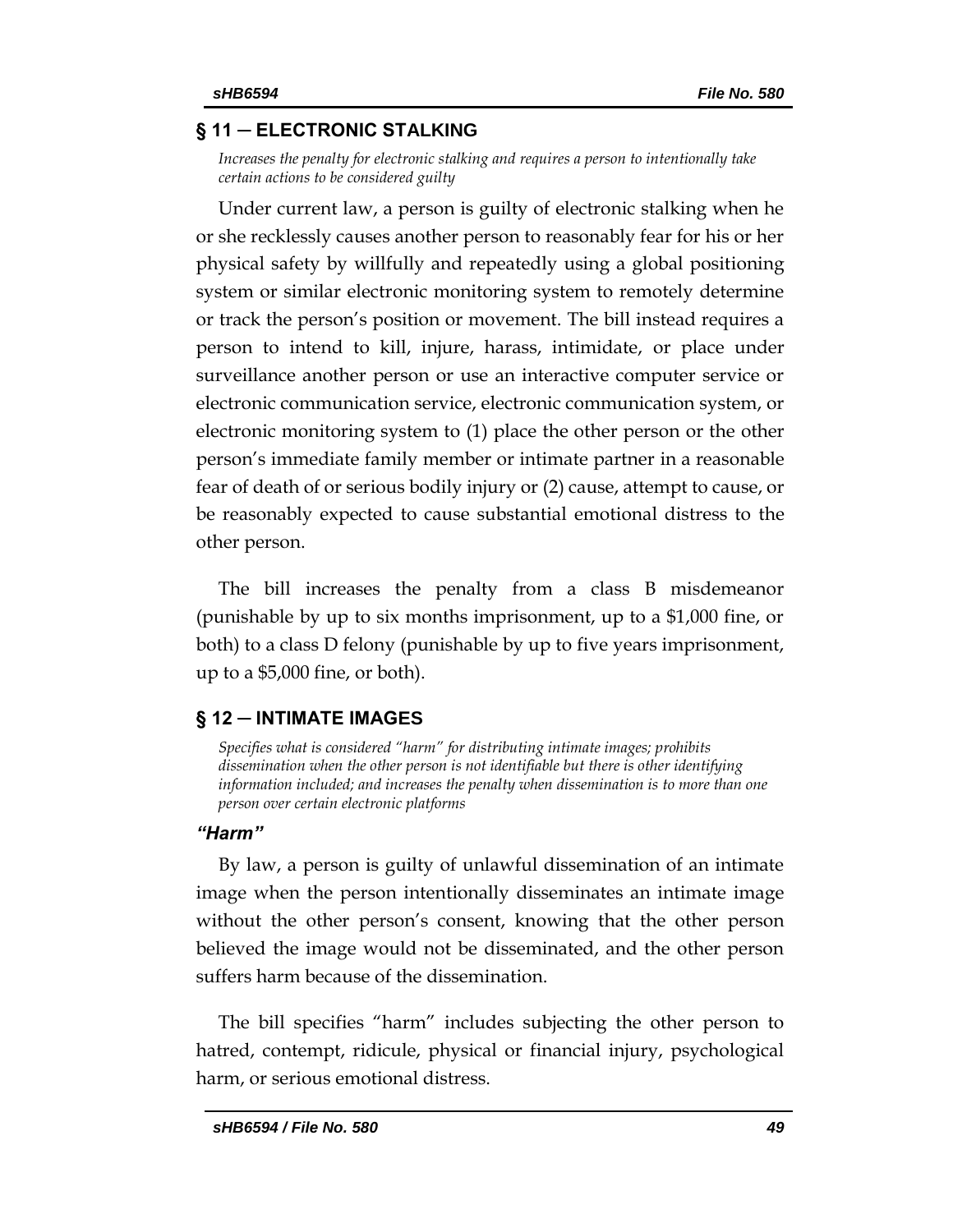## § 11 — ELECTRONIC STALKING

*Increases the penalty for electronic stalking and requires a person to intentionally take certain actions to be considered guilty*

Under current law, a person is guilty of electronic stalking when he or she recklessly causes another person to reasonably fear for his or her physical safety by willfully and repeatedly using a global positioning system or similar electronic monitoring system to remotely determine or track the person's position or movement. The bill instead requires a person to intend to kill, injure, harass, intimidate, or place under surveillance another person or use an interactive computer service or electronic communication service, electronic communication system, or electronic monitoring system to (1) place the other person or the other person's immediate family member or intimate partner in a reasonable fear of death of or serious bodily injury or (2) cause, attempt to cause, or be reasonably expected to cause substantial emotional distress to the other person.

The bill increases the penalty from a class B misdemeanor (punishable by up to six months imprisonment, up to a $1,000 fine, or both) to a class D felony (punishable by up to five years imprisonment, up to a $5,000 fine, or both).

## § 12 — INTIMATE IMAGES

*Specifies what is considered "harm" for distributing intimate images; prohibits dissemination when the other person is not identifiable but there is other identifying information included; and increases the penalty when dissemination is to more than one person over certain electronic platforms*

### *"Harm"*

By law, a person is guilty of unlawful dissemination of an intimate image when the person intentionally disseminates an intimate image without the other person's consent, knowing that the other person believed the image would not be disseminated, and the other person suffers harm because of the dissemination.

The bill specifies "harm" includes subjecting the other person to hatred, contempt, ridicule, physical or financial injury, psychological harm, or serious emotional distress.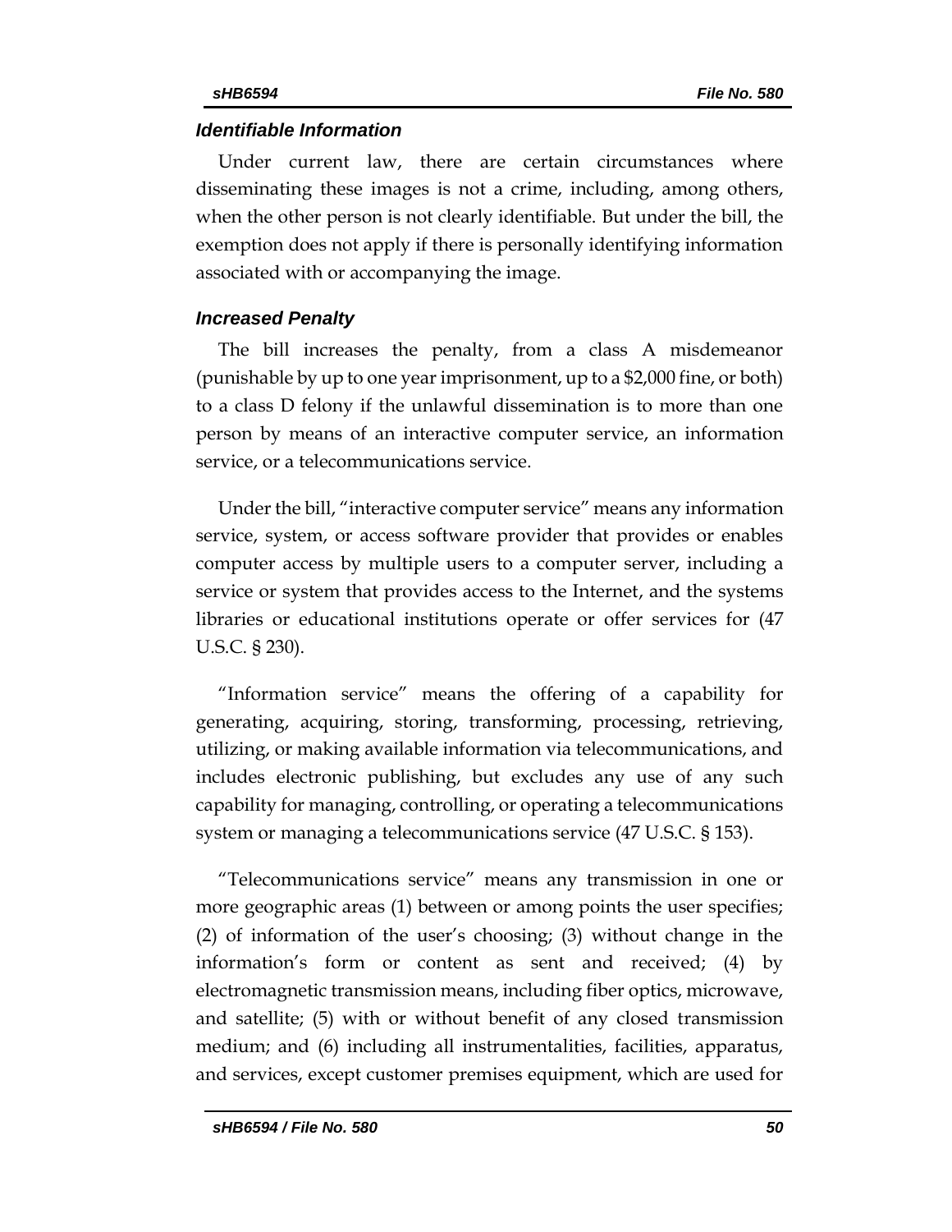### *Identifiable Information*

Under current law, there are certain circumstances where disseminating these images is not a crime, including, among others, when the other person is not clearly identifiable. But under the bill, the exemption does not apply if there is personally identifying information associated with or accompanying the image.

### *Increased Penalty*

The bill increases the penalty, from a class A misdemeanor (punishable by up to one year imprisonment, up to a $2,000 fine, or both) to a class D felony if the unlawful dissemination is to more than one person by means of an interactive computer service, an information service, or a telecommunications service.

Under the bill, "interactive computer service" means any information service, system, or access software provider that provides or enables computer access by multiple users to a computer server, including a service or system that provides access to the Internet, and the systems libraries or educational institutions operate or offer services for (47 U.S.C. § 230).

"Information service" means the offering of a capability for generating, acquiring, storing, transforming, processing, retrieving, utilizing, or making available information via telecommunications, and includes electronic publishing, but excludes any use of any such capability for managing, controlling, or operating a telecommunications system or managing a telecommunications service (47 U.S.C. § 153).

"Telecommunications service" means any transmission in one or more geographic areas (1) between or among points the user specifies; (2) of information of the user's choosing; (3) without change in the information's form or content as sent and received; (4) by electromagnetic transmission means, including fiber optics, microwave, and satellite; (5) with or without benefit of any closed transmission medium; and (6) including all instrumentalities, facilities, apparatus, and services, except customer premises equipment, which are used for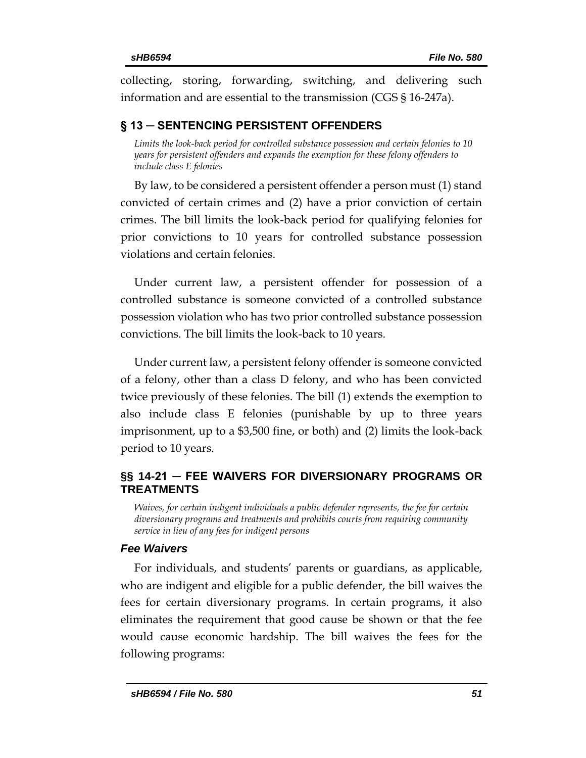collecting, storing, forwarding, switching, and delivering such information and are essential to the transmission (CGS § 16-247a).

## § 13 — SENTENCING PERSISTENT OFFENDERS

*Limits the look-back period for controlled substance possession and certain felonies to 10 years for persistent offenders and expands the exemption for these felony offenders to include class E felonies*

By law, to be considered a persistent offender a person must (1) stand convicted of certain crimes and (2) have a prior conviction of certain crimes. The bill limits the look-back period for qualifying felonies for prior convictions to 10 years for controlled substance possession violations and certain felonies.

Under current law, a persistent offender for possession of a controlled substance is someone convicted of a controlled substance possession violation who has two prior controlled substance possession convictions. The bill limits the look-back to 10 years.

Under current law, a persistent felony offender is someone convicted of a felony, other than a class D felony, and who has been convicted twice previously of these felonies. The bill (1) extends the exemption to also include class E felonies (punishable by up to three years imprisonment, up to a $3,500 fine, or both) and (2) limits the look-back period to 10 years.

## §§ 14-21 — FEE WAIVERS FOR DIVERSIONARY PROGRAMS OR TREATMENTS

*Waives, for certain indigent individuals a public defender represents, the fee for certain diversionary programs and treatments and prohibits courts from requiring community service in lieu of any fees for indigent persons*

### *Fee Waivers*

For individuals, and students' parents or guardians, as applicable, who are indigent and eligible for a public defender, the bill waives the fees for certain diversionary programs. In certain programs, it also eliminates the requirement that good cause be shown or that the fee would cause economic hardship. The bill waives the fees for the following programs: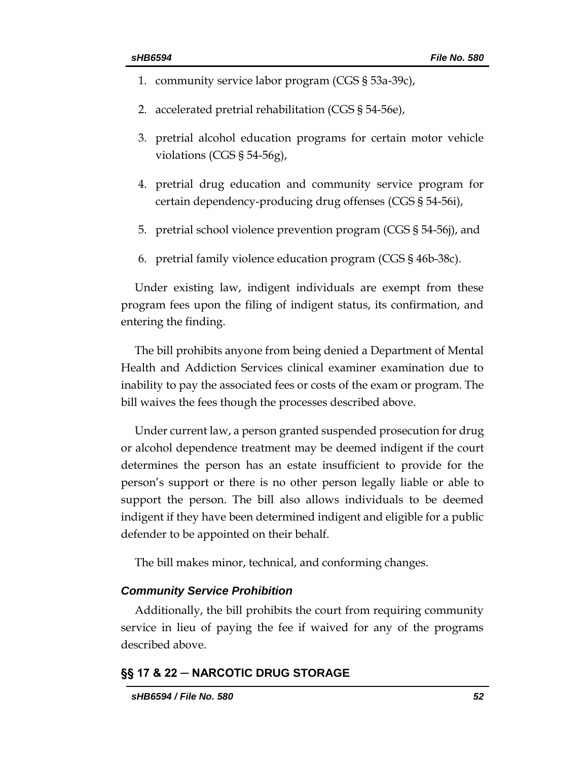1. community service labor program (CGS § 53a-39c),
2. accelerated pretrial rehabilitation (CGS § 54-56e),
3. pretrial alcohol education programs for certain motor vehicle violations (CGS § 54-56g),
4. pretrial drug education and community service program for certain dependency-producing drug offenses (CGS § 54-56i),
5. pretrial school violence prevention program (CGS § 54-56j), and
6. pretrial family violence education program (CGS § 46b-38c).

Under existing law, indigent individuals are exempt from these program fees upon the filing of indigent status, its confirmation, and entering the finding.

The bill prohibits anyone from being denied a Department of Mental Health and Addiction Services clinical examiner examination due to inability to pay the associated fees or costs of the exam or program. The bill waives the fees though the processes described above.

Under current law, a person granted suspended prosecution for drug or alcohol dependence treatment may be deemed indigent if the court determines the person has an estate insufficient to provide for the person's support or there is no other person legally liable or able to support the person. The bill also allows individuals to be deemed indigent if they have been determined indigent and eligible for a public defender to be appointed on their behalf.

The bill makes minor, technical, and conforming changes.

### *Community Service Prohibition*

Additionally, the bill prohibits the court from requiring community service in lieu of paying the fee if waived for any of the programs described above.

## §§ 17 & 22 ─ NARCOTIC DRUG STORAGE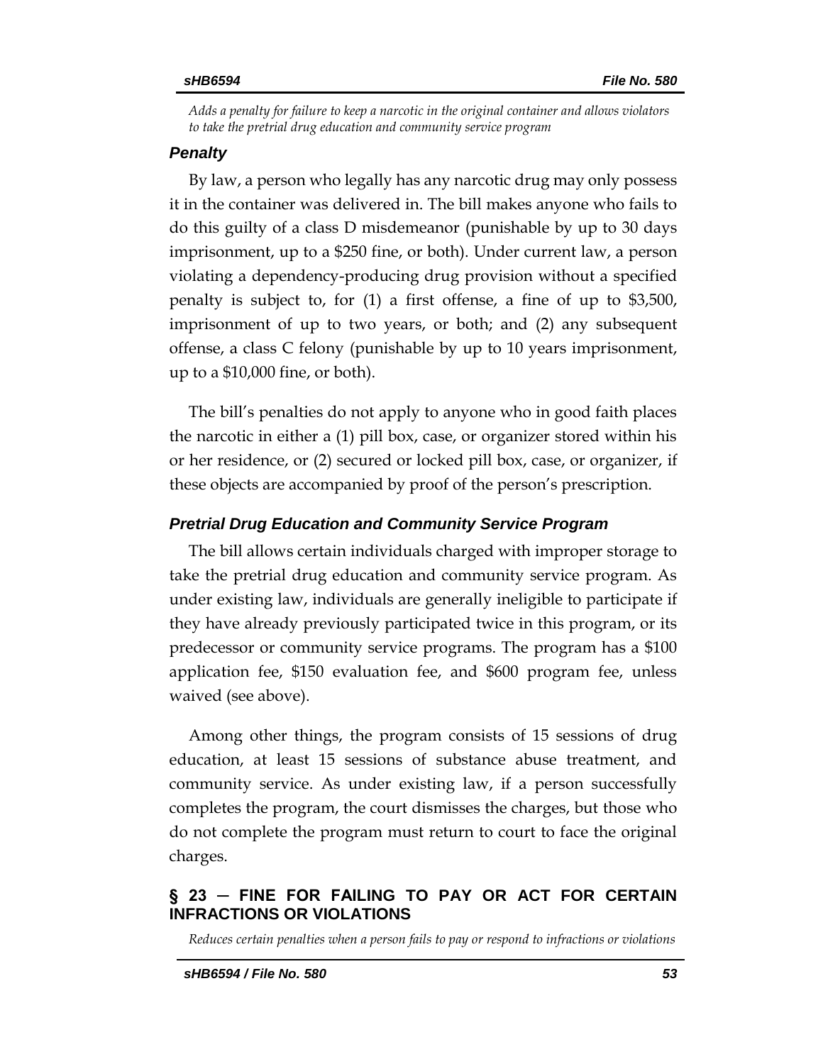*Adds a penalty for failure to keep a narcotic in the original container and allows violators to take the pretrial drug education and community service program*

### *Penalty*

By law, a person who legally has any narcotic drug may only possess it in the container was delivered in. The bill makes anyone who fails to do this guilty of a class D misdemeanor (punishable by up to 30 days imprisonment, up to a $250 fine, or both). Under current law, a person violating a dependency-producing drug provision without a specified penalty is subject to, for (1) a first offense, a fine of up to $3,500, imprisonment of up to two years, or both; and (2) any subsequent offense, a class C felony (punishable by up to 10 years imprisonment, up to a $10,000 fine, or both).

The bill's penalties do not apply to anyone who in good faith places the narcotic in either a (1) pill box, case, or organizer stored within his or her residence, or (2) secured or locked pill box, case, or organizer, if these objects are accompanied by proof of the person's prescription.

### *Pretrial Drug Education and Community Service Program*

The bill allows certain individuals charged with improper storage to take the pretrial drug education and community service program. As under existing law, individuals are generally ineligible to participate if they have already previously participated twice in this program, or its predecessor or community service programs. The program has a $100 application fee, $150 evaluation fee, and $600 program fee, unless waived (see above).

Among other things, the program consists of 15 sessions of drug education, at least 15 sessions of substance abuse treatment, and community service. As under existing law, if a person successfully completes the program, the court dismisses the charges, but those who do not complete the program must return to court to face the original charges.

## § 23 — FINE FOR FAILING TO PAY OR ACT FOR CERTAIN INFRACTIONS OR VIOLATIONS

*Reduces certain penalties when a person fails to pay or respond to infractions or violations*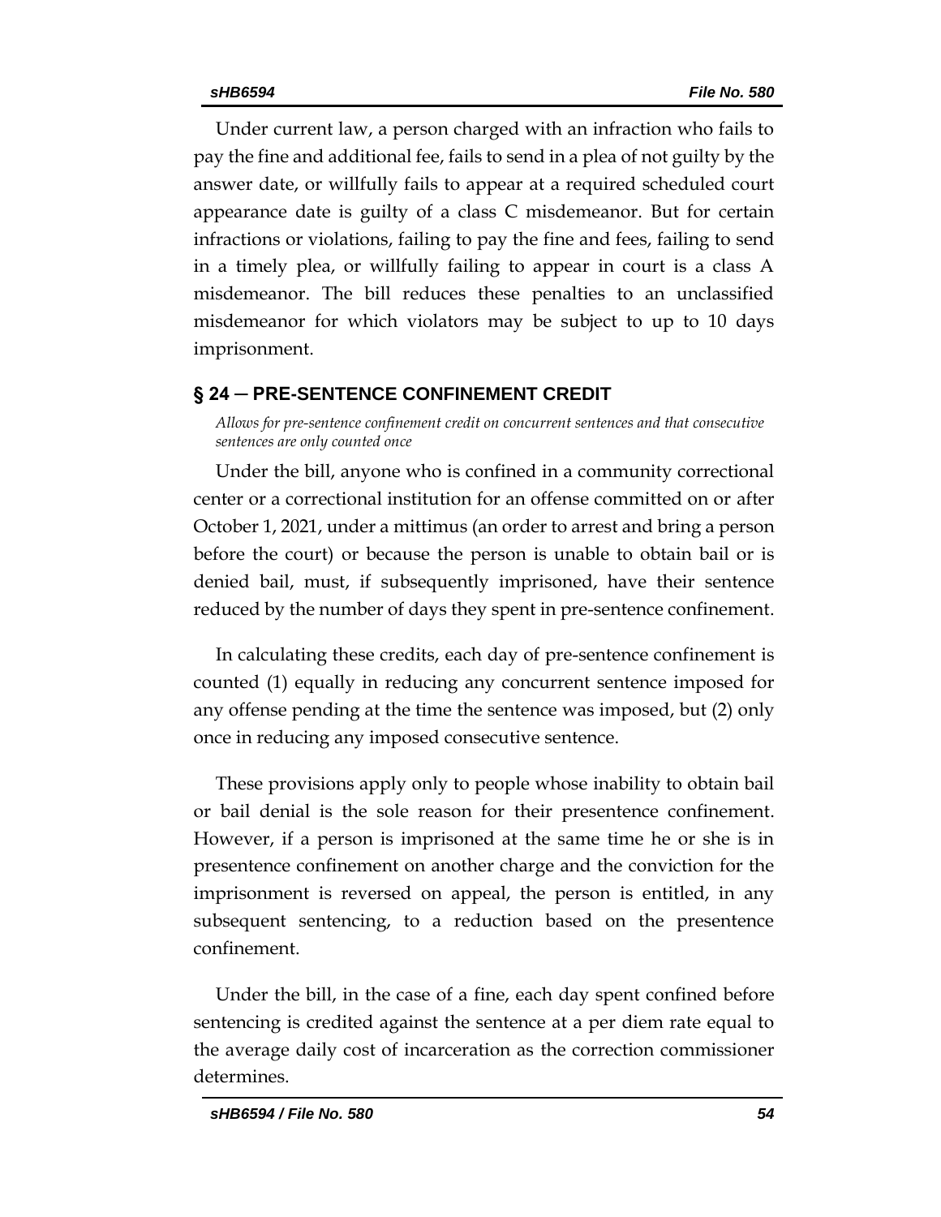Under current law, a person charged with an infraction who fails to pay the fine and additional fee, fails to send in a plea of not guilty by the answer date, or willfully fails to appear at a required scheduled court appearance date is guilty of a class C misdemeanor. But for certain infractions or violations, failing to pay the fine and fees, failing to send in a timely plea, or willfully failing to appear in court is a class A misdemeanor. The bill reduces these penalties to an unclassified misdemeanor for which violators may be subject to up to 10 days imprisonment.

## § 24 — PRE-SENTENCE CONFINEMENT CREDIT

*Allows for pre-sentence confinement credit on concurrent sentences and that consecutive sentences are only counted once*

Under the bill, anyone who is confined in a community correctional center or a correctional institution for an offense committed on or after October 1, 2021, under a mittimus (an order to arrest and bring a person before the court) or because the person is unable to obtain bail or is denied bail, must, if subsequently imprisoned, have their sentence reduced by the number of days they spent in pre-sentence confinement.

In calculating these credits, each day of pre-sentence confinement is counted (1) equally in reducing any concurrent sentence imposed for any offense pending at the time the sentence was imposed, but (2) only once in reducing any imposed consecutive sentence.

These provisions apply only to people whose inability to obtain bail or bail denial is the sole reason for their presentence confinement. However, if a person is imprisoned at the same time he or she is in presentence confinement on another charge and the conviction for the imprisonment is reversed on appeal, the person is entitled, in any subsequent sentencing, to a reduction based on the presentence confinement.

Under the bill, in the case of a fine, each day spent confined before sentencing is credited against the sentence at a per diem rate equal to the average daily cost of incarceration as the correction commissioner determines.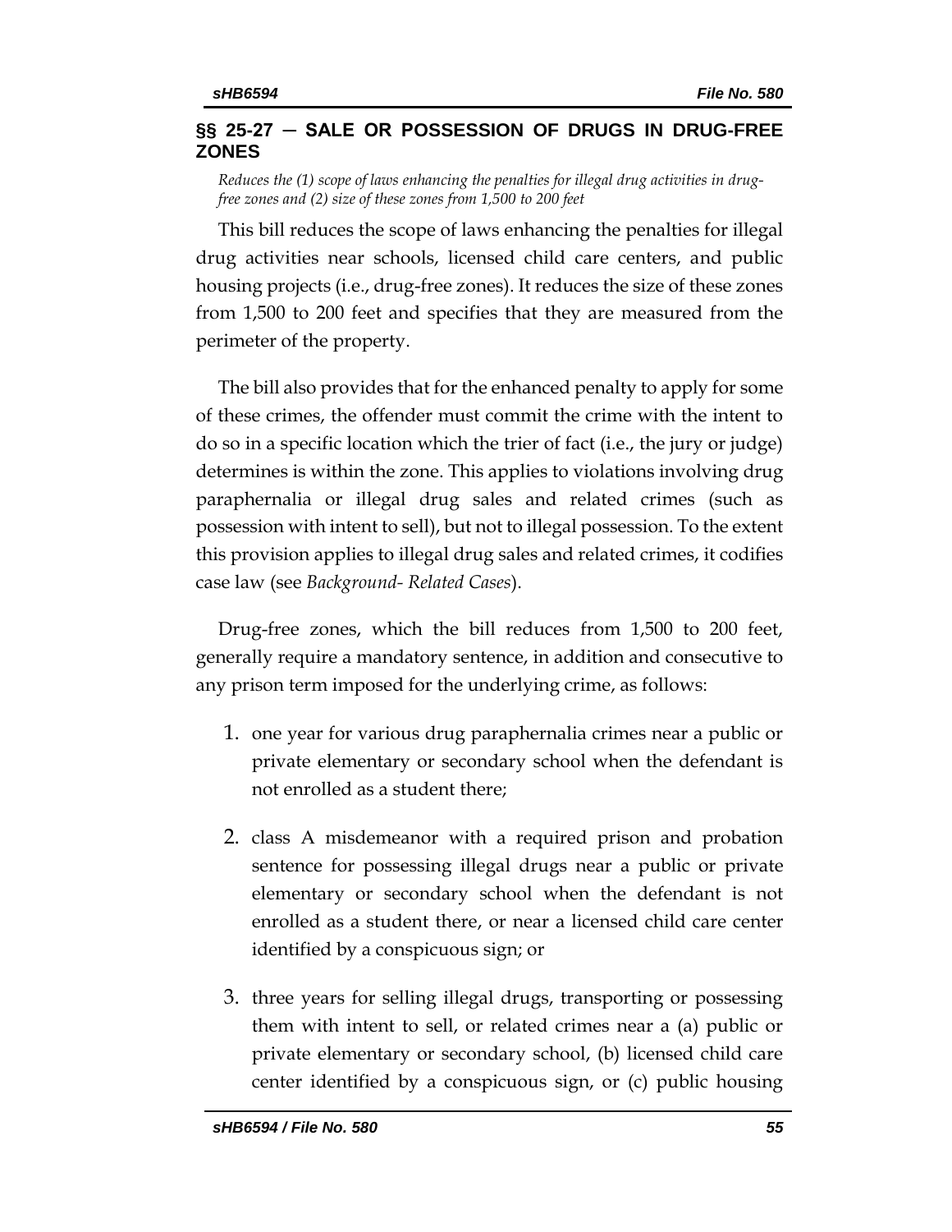## §§ 25-27 — SALE OR POSSESSION OF DRUGS IN DRUG-FREE ZONES

*Reduces the (1) scope of laws enhancing the penalties for illegal drug activities in drug-free zones and (2) size of these zones from 1,500 to 200 feet*

This bill reduces the scope of laws enhancing the penalties for illegal drug activities near schools, licensed child care centers, and public housing projects (i.e., drug-free zones). It reduces the size of these zones from 1,500 to 200 feet and specifies that they are measured from the perimeter of the property.

The bill also provides that for the enhanced penalty to apply for some of these crimes, the offender must commit the crime with the intent to do so in a specific location which the trier of fact (i.e., the jury or judge) determines is within the zone. This applies to violations involving drug paraphernalia or illegal drug sales and related crimes (such as possession with intent to sell), but not to illegal possession. To the extent this provision applies to illegal drug sales and related crimes, it codifies case law (see *Background- Related Cases*).

Drug-free zones, which the bill reduces from 1,500 to 200 feet, generally require a mandatory sentence, in addition and consecutive to any prison term imposed for the underlying crime, as follows:

1. one year for various drug paraphernalia crimes near a public or private elementary or secondary school when the defendant is not enrolled as a student there;
2. class A misdemeanor with a required prison and probation sentence for possessing illegal drugs near a public or private elementary or secondary school when the defendant is not enrolled as a student there, or near a licensed child care center identified by a conspicuous sign; or
3. three years for selling illegal drugs, transporting or possessing them with intent to sell, or related crimes near a (a) public or private elementary or secondary school, (b) licensed child care center identified by a conspicuous sign, or (c) public housing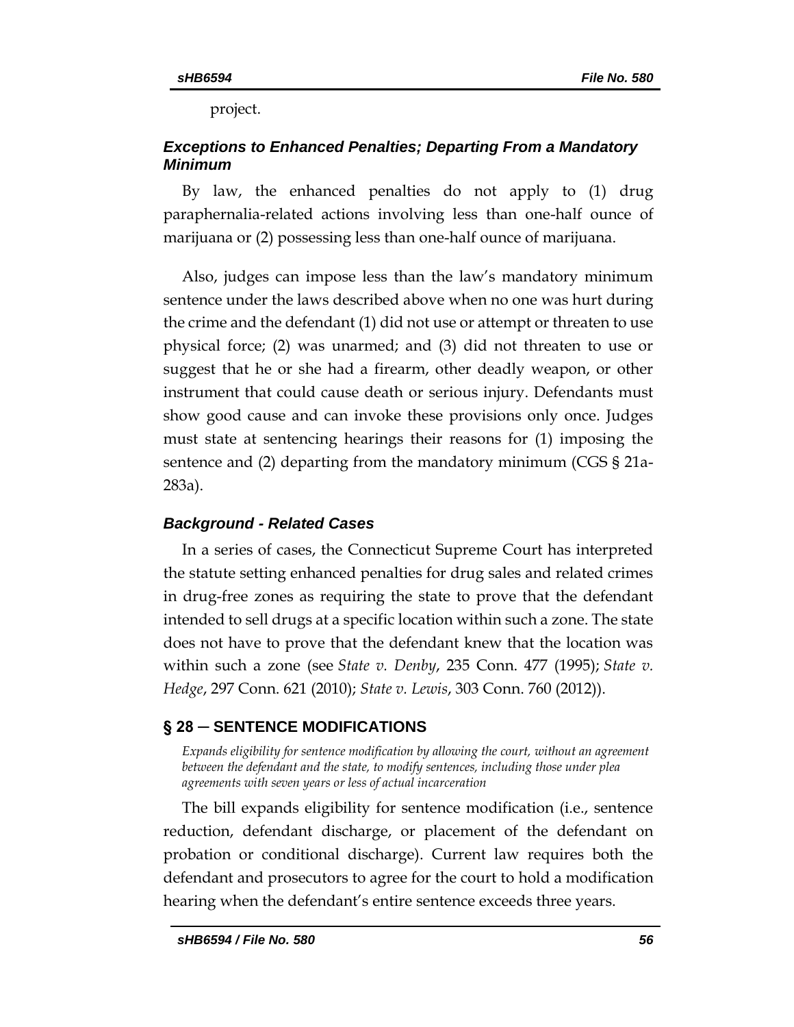project.

### *Exceptions to Enhanced Penalties; Departing From a Mandatory Minimum*

By law, the enhanced penalties do not apply to (1) drug paraphernalia-related actions involving less than one-half ounce of marijuana or (2) possessing less than one-half ounce of marijuana.

Also, judges can impose less than the law's mandatory minimum sentence under the laws described above when no one was hurt during the crime and the defendant (1) did not use or attempt or threaten to use physical force; (2) was unarmed; and (3) did not threaten to use or suggest that he or she had a firearm, other deadly weapon, or other instrument that could cause death or serious injury. Defendants must show good cause and can invoke these provisions only once. Judges must state at sentencing hearings their reasons for (1) imposing the sentence and (2) departing from the mandatory minimum (CGS § 21a-283a).

### *Background - Related Cases*

In a series of cases, the Connecticut Supreme Court has interpreted the statute setting enhanced penalties for drug sales and related crimes in drug-free zones as requiring the state to prove that the defendant intended to sell drugs at a specific location within such a zone. The state does not have to prove that the defendant knew that the location was within such a zone (see *State v. Denby*, 235 Conn. 477 (1995); *State v. Hedge*, 297 Conn. 621 (2010); *State v. Lewis*, 303 Conn. 760 (2012)).

## § 28 — SENTENCE MODIFICATIONS

*Expands eligibility for sentence modification by allowing the court, without an agreement between the defendant and the state, to modify sentences, including those under plea agreements with seven years or less of actual incarceration*

The bill expands eligibility for sentence modification (i.e., sentence reduction, defendant discharge, or placement of the defendant on probation or conditional discharge). Current law requires both the defendant and prosecutors to agree for the court to hold a modification hearing when the defendant's entire sentence exceeds three years.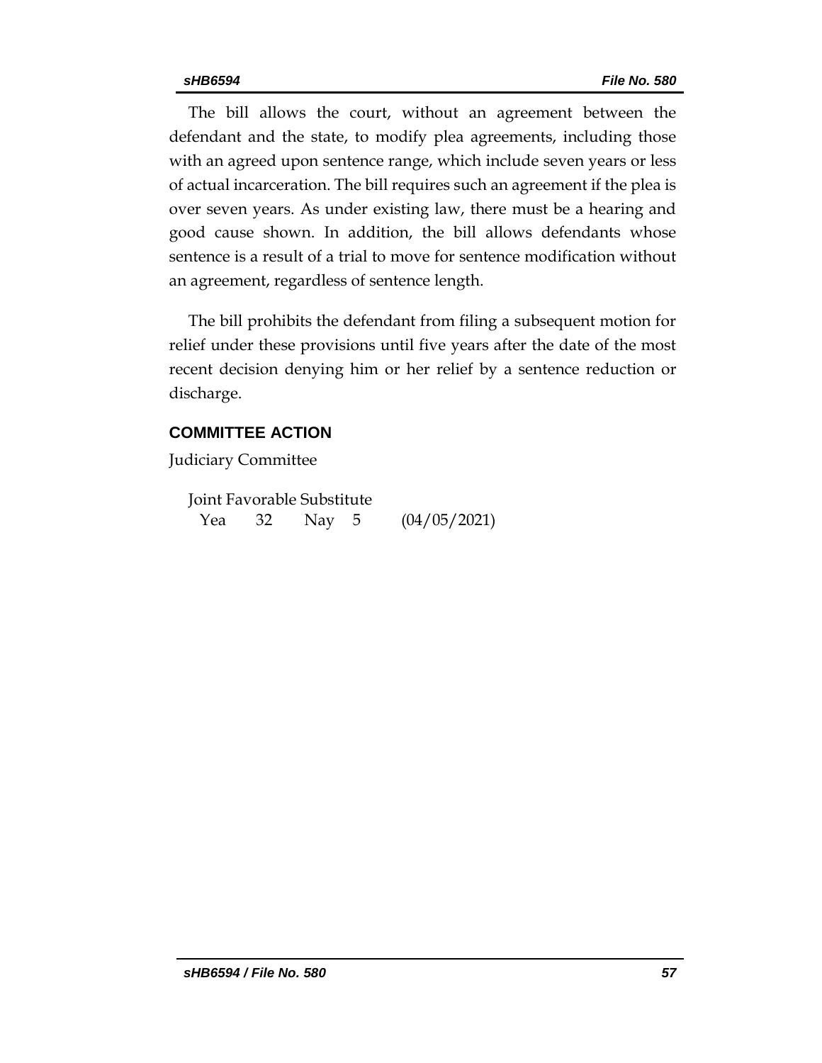The bill allows the court, without an agreement between the defendant and the state, to modify plea agreements, including those with an agreed upon sentence range, which include seven years or less of actual incarceration. The bill requires such an agreement if the plea is over seven years. As under existing law, there must be a hearing and good cause shown. In addition, the bill allows defendants whose sentence is a result of a trial to move for sentence modification without an agreement, regardless of sentence length.

The bill prohibits the defendant from filing a subsequent motion for relief under these provisions until five years after the date of the most recent decision denying him or her relief by a sentence reduction or discharge.

## COMMITTEE ACTION

Judiciary Committee

Joint Favorable Substitute
Yea 32 Nay 5 (04/05/2021)